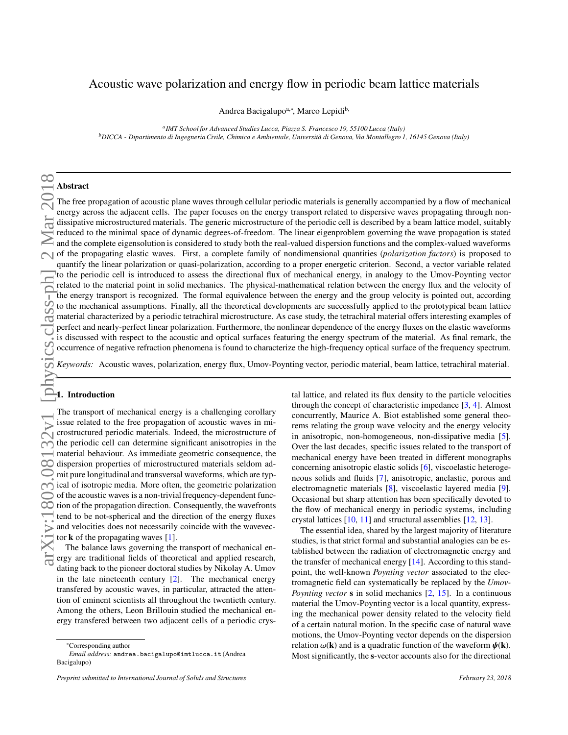# Acoustic wave polarization and energy flow in periodic beam lattice materials

Andrea Bacigalupo[a,*], Marco Lepidi[b]

[a] *IMT School for Advanced Studies Lucca, Piazza S. Francesco 19, 55100 Lucca (Italy)*
[b] *DICCA - Dipartimento di Ingegneria Civile, Chimica e Ambientale, Università di Genova, Via Montallegro 1, 16145 Genova (Italy)*

---

## Abstract

The free propagation of acoustic plane waves through cellular periodic materials is generally accompanied by a flow of mechanical energy across the adjacent cells. The paper focuses on the energy transport related to dispersive waves propagating through non-dissipative microstructured materials. The generic microstructure of the periodic cell is described by a beam lattice model, suitably reduced to the minimal space of dynamic degrees-of-freedom. The linear eigenproblem governing the wave propagation is stated and the complete eigensolution is considered to study both the real-valued dispersion functions and the complex-valued waveforms of the propagating elastic waves. First, a complete family of nondimensional quantities (*polarization factors*) is proposed to quantify the linear polarization or quasi-polarization, according to a proper energetic criterion. Second, a vector variable related to the periodic cell is introduced to assess the directional flux of mechanical energy, in analogy to the Umov-Poynting vector related to the material point in solid mechanics. The physical-mathematical relation between the energy flux and the velocity of the energy transport is recognized. The formal equivalence between the energy and the group velocity is pointed out, according to the mechanical assumptions. Finally, all the theoretical developments are successfully applied to the prototypical beam lattice material characterized by a periodic tetrachiral microstructure. As case study, the tetrachiral material offers interesting examples of perfect and nearly-perfect linear polarization. Furthermore, the nonlinear dependence of the energy fluxes on the elastic waveforms is discussed with respect to the acoustic and optical surfaces featuring the energy spectrum of the material. As final remark, the occurrence of negative refraction phenomena is found to characterize the high-frequency optical surface of the frequency spectrum.

*Keywords:* Acoustic waves, polarization, energy flux, Umov-Poynting vector, periodic material, beam lattice, tetrachiral material.

---

## 1. Introduction

The transport of mechanical energy is a challenging corollary issue related to the free propagation of acoustic waves in microstructured periodic materials. Indeed, the microstructure of the periodic cell can determine significant anisotropies in the material behaviour. As immediate geometric consequence, the dispersion properties of microstructured materials seldom admit pure longitudinal and transversal waveforms, which are typical of isotropic media. More often, the geometric polarization of the acoustic waves is a non-trivial frequency-dependent function of the propagation direction. Consequently, the wavefronts tend to be not-spherical and the direction of the energy fluxes and velocities does not necessarily coincide with the wavevector **k** of the propagating waves [1].

The balance laws governing the transport of mechanical energy are traditional fields of theoretical and applied research, dating back to the pioneer doctoral studies by Nikolay A. Umov in the late nineteenth century [2]. The mechanical energy transfered by acoustic waves, in particular, attracted the attention of eminent scientists all throughout the twentieth century. Among the others, Leon Brillouin studied the mechanical energy transfered between two adjacent cells of a periodic crystal lattice, and related its flux density to the particle velocities through the concept of characteristic impedance [3, 4]. Almost concurrently, Maurice A. Biot established some general theorems relating the group wave velocity and the energy velocity in anisotropic, non-homogeneous, non-dissipative media [5]. Over the last decades, specific issues related to the transport of mechanical energy have been treated in different monographs concerning anisotropic elastic solids [6], viscoelastic heterogeneous solids and fluids [7], anisotropic, anelastic, porous and electromagnetic materials [8], viscoelastic layered media [9]. Occasional but sharp attention has been specifically devoted to the flow of mechanical energy in periodic systems, including crystal lattices [10, 11] and structural assemblies [12, 13].

The essential idea, shared by the largest majority of literature studies, is that strict formal and substantial analogies can be established between the radiation of electromagnetic energy and the transfer of mechanical energy [14]. According to this standpoint, the well-known *Poynting vector* associated to the electromagnetic field can systematically be replaced by the *Umov-Poynting vector* **s** in solid mechanics [2, 15]. In a continuous material the Umov-Poynting vector is a local quantity, expressing the mechanical power density related to the velocity field of a certain natural motion. In the specific case of natural wave motions, the Umov-Poynting vector depends on the dispersion relation $\omega(\mathbf{k})$ and is a quadratic function of the waveform $\boldsymbol{\psi}(\mathbf{k})$. Most significantly, the **s**-vector accounts also for the directional

---

*Corresponding author
*Email address:* andrea.bacigalupo@imtlucca.it (Andrea Bacigalupo)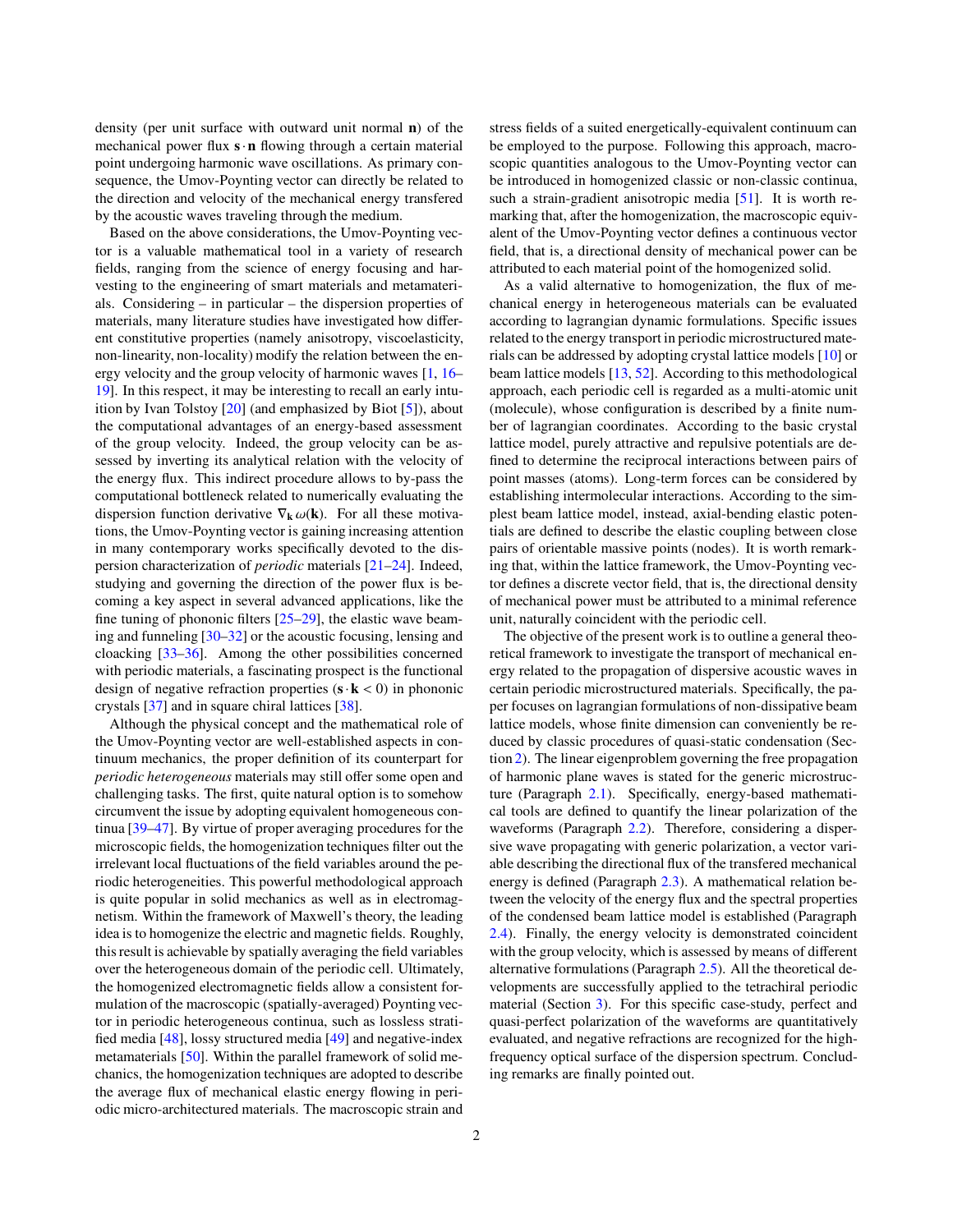density (per unit surface with outward unit normal $\mathbf{n}$) of the mechanical power flux $\mathbf{s} \cdot \mathbf{n}$ flowing through a certain material point undergoing harmonic wave oscillations. As primary consequence, the Umov-Poynting vector can directly be related to the direction and velocity of the mechanical energy transfered by the acoustic waves traveling through the medium.

Based on the above considerations, the Umov-Poynting vector is a valuable mathematical tool in a variety of research fields, ranging from the science of energy focusing and harvesting to the engineering of smart materials and metamaterials. Considering – in particular – the dispersion properties of materials, many literature studies have investigated how different constitutive properties (namely anisotropy, viscoelasticity, non-linearity, non-locality) modify the relation between the energy velocity and the group velocity of harmonic waves [1, 16–19]. In this respect, it may be interesting to recall an early intuition by Ivan Tolstoy [20] (and emphasized by Biot [5]), about the computational advantages of an energy-based assessment of the group velocity. Indeed, the group velocity can be assessed by inverting its analytical relation with the velocity of the energy flux. This indirect procedure allows to by-pass the computational bottleneck related to numerically evaluating the dispersion function derivative $\nabla_{\mathbf{k}} \omega(\mathbf{k})$. For all these motivations, the Umov-Poynting vector is gaining increasing attention in many contemporary works specifically devoted to the dispersion characterization of *periodic* materials [21–24]. Indeed, studying and governing the direction of the power flux is becoming a key aspect in several advanced applications, like the fine tuning of phononic filters [25–29], the elastic wave beaming and funneling [30–32] or the acoustic focusing, lensing and cloacking [33–36]. Among the other possibilities concerned with periodic materials, a fascinating prospect is the functional design of negative refraction properties ($\mathbf{s} \cdot \mathbf{k} < 0$) in phononic crystals [37] and in square chiral lattices [38].

Although the physical concept and the mathematical role of the Umov-Poynting vector are well-established aspects in continuum mechanics, the proper definition of its counterpart for *periodic heterogeneous* materials may still offer some open and challenging tasks. The first, quite natural option is to somehow circumvent the issue by adopting equivalent homogeneous continua [39–47]. By virtue of proper averaging procedures for the microscopic fields, the homogenization techniques filter out the irrelevant local fluctuations of the field variables around the periodic heterogeneities. This powerful methodological approach is quite popular in solid mechanics as well as in electromagnetism. Within the framework of Maxwell's theory, the leading idea is to homogenize the electric and magnetic fields. Roughly, this result is achievable by spatially averaging the field variables over the heterogeneous domain of the periodic cell. Ultimately, the homogenized electromagnetic fields allow a consistent formulation of the macroscopic (spatially-averaged) Poynting vector in periodic heterogeneous continua, such as lossless stratified media [48], lossy structured media [49] and negative-index metamaterials [50]. Within the parallel framework of solid mechanics, the homogenization techniques are adopted to describe the average flux of mechanical elastic energy flowing in periodic micro-architectured materials. The macroscopic strain and stress fields of a suited energetically-equivalent continuum can be employed to the purpose. Following this approach, macroscopic quantities analogous to the Umov-Poynting vector can be introduced in homogenized classic or non-classic continua, such a strain-gradient anisotropic media [51]. It is worth remarking that, after the homogenization, the macroscopic equivalent of the Umov-Poynting vector defines a continuous vector field, that is, a directional density of mechanical power can be attributed to each material point of the homogenized solid.

As a valid alternative to homogenization, the flux of mechanical energy in heterogeneous materials can be evaluated according to lagrangian dynamic formulations. Specific issues related to the energy transport in periodic microstructured materials can be addressed by adopting crystal lattice models [10] or beam lattice models [13, 52]. According to this methodological approach, each periodic cell is regarded as a multi-atomic unit (molecule), whose configuration is described by a finite number of lagrangian coordinates. According to the basic crystal lattice model, purely attractive and repulsive potentials are defined to determine the reciprocal interactions between pairs of point masses (atoms). Long-term forces can be considered by establishing intermolecular interactions. According to the simplest beam lattice model, instead, axial-bending elastic potentials are defined to describe the elastic coupling between close pairs of orientable massive points (nodes). It is worth remarking that, within the lattice framework, the Umov-Poynting vector defines a discrete vector field, that is, the directional density of mechanical power must be attributed to a minimal reference unit, naturally coincident with the periodic cell.

The objective of the present work is to outline a general theoretical framework to investigate the transport of mechanical energy related to the propagation of dispersive acoustic waves in certain periodic microstructured materials. Specifically, the paper focuses on lagrangian formulations of non-dissipative beam lattice models, whose finite dimension can conveniently be reduced by classic procedures of quasi-static condensation (Section 2). The linear eigenproblem governing the free propagation of harmonic plane waves is stated for the generic microstructure (Paragraph 2.1). Specifically, energy-based mathematical tools are defined to quantify the linear polarization of the waveforms (Paragraph 2.2). Therefore, considering a dispersive wave propagating with generic polarization, a vector variable describing the directional flux of the transfered mechanical energy is defined (Paragraph 2.3). A mathematical relation between the velocity of the energy flux and the spectral properties of the condensed beam lattice model is established (Paragraph 2.4). Finally, the energy velocity is demonstrated coincident with the group velocity, which is assessed by means of different alternative formulations (Paragraph 2.5). All the theoretical developments are successfully applied to the tetrachiral periodic material (Section 3). For this specific case-study, perfect and quasi-perfect polarization of the waveforms are quantitatively evaluated, and negative refractions are recognized for the high-frequency optical surface of the dispersion spectrum. Concluding remarks are finally pointed out.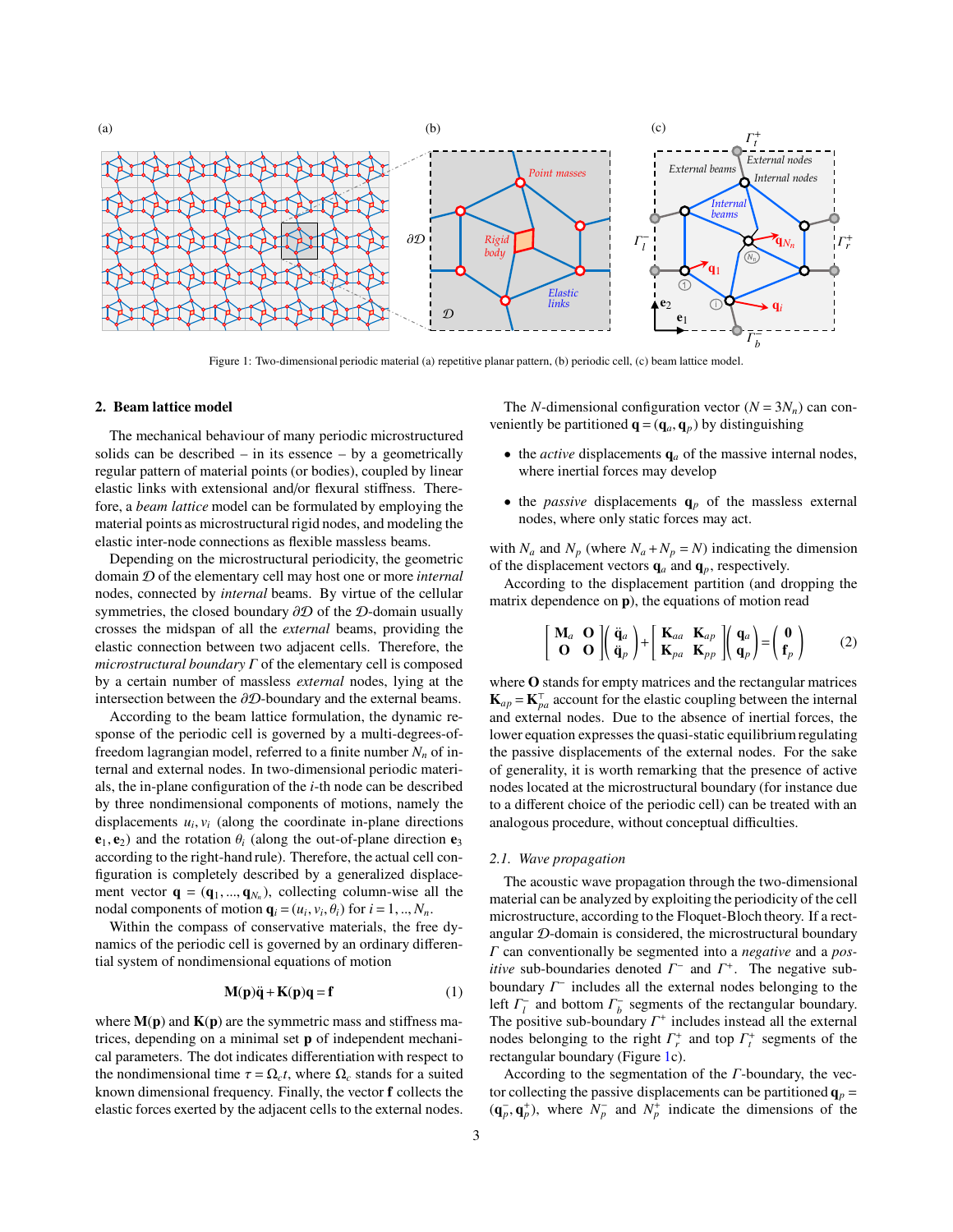Figure 1: Two-dimensional periodic material (a) repetitive planar pattern, (b) periodic cell, (c) beam lattice model.

## 2. Beam lattice model

The mechanical behaviour of many periodic microstructured solids can be described – in its essence – by a geometrically regular pattern of material points (or bodies), coupled by linear elastic links with extensional and/or flexural stiffness. Therefore, a *beam lattice* model can be formulated by employing the material points as microstructural rigid nodes, and modeling the elastic inter-node connections as flexible massless beams.

Depending on the microstructural periodicity, the geometric domain $\mathcal{D}$ of the elementary cell may host one or more *internal* nodes, connected by *internal* beams. By virtue of the cellular symmetries, the closed boundary $\partial\mathcal{D}$ of the $\mathcal{D}$-domain usually crosses the midspan of all the *external* beams, providing the elastic connection between two adjacent cells. Therefore, the *microstructural boundary* $\Gamma$ of the elementary cell is composed by a certain number of massless *external* nodes, lying at the intersection between the $\partial\mathcal{D}$-boundary and the external beams.

According to the beam lattice formulation, the dynamic response of the periodic cell is governed by a multi-degrees-of-freedom lagrangian model, referred to a finite number $N_n$ of internal and external nodes. In two-dimensional periodic materials, the in-plane configuration of the $i$-th node can be described by three nondimensional components of motions, namely the displacements $u_i, v_i$ (along the coordinate in-plane directions $\mathbf{e}_1, \mathbf{e}_2$) and the rotation $\theta_i$ (along the out-of-plane direction $\mathbf{e}_3$ according to the right-hand rule). Therefore, the actual cell configuration is completely described by a generalized displacement vector $\mathbf{q} = (\mathbf{q}_1, ..., \mathbf{q}_{N_n})$, collecting column-wise all the nodal components of motion $\mathbf{q}_i = (u_i, v_i, \theta_i)$ for $i = 1, .., N_n$.

Within the compass of conservative materials, the free dynamics of the periodic cell is governed by an ordinary differential system of nondimensional equations of motion

$$\mathbf{M}(\mathbf{p})\ddot{\mathbf{q}} + \mathbf{K}(\mathbf{p})\mathbf{q} = \mathbf{f} \tag{1}$$

where $\mathbf{M}(\mathbf{p})$ and $\mathbf{K}(\mathbf{p})$ are the symmetric mass and stiffness matrices, depending on a minimal set $\mathbf{p}$ of independent mechanical parameters. The dot indicates differentiation with respect to the nondimensional time $\tau = \Omega_c t$, where $\Omega_c$ stands for a suited known dimensional frequency. Finally, the vector $\mathbf{f}$ collects the elastic forces exerted by the adjacent cells to the external nodes.

The $N$-dimensional configuration vector ($N = 3N_n$) can conveniently be partitioned $\mathbf{q} = (\mathbf{q}_a, \mathbf{q}_p)$ by distinguishing

- the *active* displacements $\mathbf{q}_a$ of the massive internal nodes, where inertial forces may develop
- the *passive* displacements $\mathbf{q}_p$ of the massless external nodes, where only static forces may act.

with $N_a$ and $N_p$ (where $N_a + N_p = N$) indicating the dimension of the displacement vectors $\mathbf{q}_a$ and $\mathbf{q}_p$, respectively.

According to the displacement partition (and dropping the matrix dependence on $\mathbf{p}$), the equations of motion read

$$\begin{bmatrix} \mathbf{M}_a & \mathbf{O} \\ \mathbf{O} & \mathbf{O} \end{bmatrix} \begin{pmatrix} \ddot{\mathbf{q}}_a \\ \ddot{\mathbf{q}}_p \end{pmatrix} + \begin{bmatrix} \mathbf{K}_{aa} & \mathbf{K}_{ap} \\ \mathbf{K}_{pa} & \mathbf{K}_{pp} \end{bmatrix} \begin{pmatrix} \mathbf{q}_a \\ \mathbf{q}_p \end{pmatrix} = \begin{pmatrix} \mathbf{0} \\ \mathbf{f}_p \end{pmatrix} \tag{2}$$

where $\mathbf{O}$ stands for empty matrices and the rectangular matrices $\mathbf{K}_{ap} = \mathbf{K}_{pa}^\top$ account for the elastic coupling between the internal and external nodes. Due to the absence of inertial forces, the lower equation expresses the quasi-static equilibrium regulating the passive displacements of the external nodes. For the sake of generality, it is worth remarking that the presence of active nodes located at the microstructural boundary (for instance due to a different choice of the periodic cell) can be treated with an analogous procedure, without conceptual difficulties.

### 2.1. Wave propagation

The acoustic wave propagation through the two-dimensional material can be analyzed by exploiting the periodicity of the cell microstructure, according to the Floquet-Bloch theory. If a rectangular $\mathcal{D}$-domain is considered, the microstructural boundary $\Gamma$ can conventionally be segmented into a *negative* and a *positive* sub-boundaries denoted $\Gamma^-$ and $\Gamma^+$. The negative sub-boundary $\Gamma^-$ includes all the external nodes belonging to the left $\Gamma_l^-$ and bottom $\Gamma_b^-$ segments of the rectangular boundary. The positive sub-boundary $\Gamma^+$ includes instead all the external nodes belonging to the right $\Gamma_r^+$ and top $\Gamma_t^+$ segments of the rectangular boundary (Figure 1c).

According to the segmentation of the $\Gamma$-boundary, the vector collecting the passive displacements can be partitioned $\mathbf{q}_p = (\mathbf{q}_p^-, \mathbf{q}_p^+)$, where $N_p^-$ and $N_p^+$ indicate the dimensions of the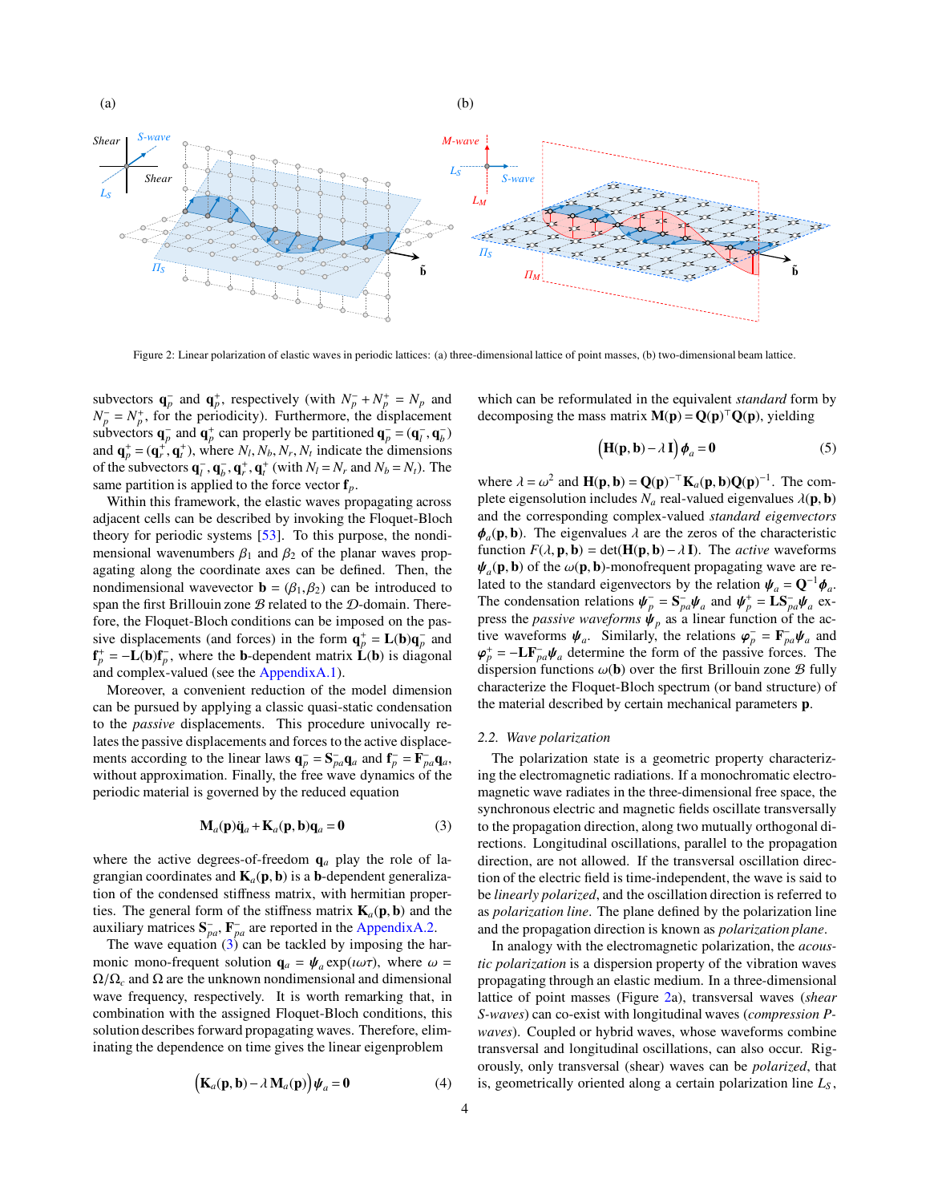Figure 2: Linear polarization of elastic waves in periodic lattices: (a) three-dimensional lattice of point masses, (b) two-dimensional beam lattice.

subvectors $\mathbf{q}_p^-$ and $\mathbf{q}_p^+$, respectively (with $N_p^- + N_p^+ = N_p$ and $N_p^- = N_p^+$, for the periodicity). Furthermore, the displacement subvectors $\mathbf{q}_p^-$ and $\mathbf{q}_p^+$ can properly be partitioned $\mathbf{q}_p^- = (\mathbf{q}_l^-, \mathbf{q}_b^-)$ and $\mathbf{q}_p^+ = (\mathbf{q}_r^+, \mathbf{q}_t^+)$, where $N_l, N_b, N_r, N_t$ indicate the dimensions of the subvectors $\mathbf{q}_l^-, \mathbf{q}_b^-, \mathbf{q}_r^+, \mathbf{q}_t^+$ (with $N_l = N_r$ and $N_b = N_t$). The same partition is applied to the force vector $\mathbf{f}_p$.

Within this framework, the elastic waves propagating across adjacent cells can be described by invoking the Floquet-Bloch theory for periodic systems [53]. To this purpose, the nondimensional wavenumbers $\beta_1$ and $\beta_2$ of the planar waves propagating along the coordinate axes can be defined. Then, the nondimensional wavevector $\mathbf{b} = (\beta_1, \beta_2)$ can be introduced to span the first Brillouin zone $\mathcal{B}$ related to the $\mathcal{D}$-domain. Therefore, the Floquet-Bloch conditions can be imposed on the passive displacements (and forces) in the form $\mathbf{q}_p^+ = \mathbf{L}(\mathbf{b})\mathbf{q}_p^-$ and $\mathbf{f}_p^+ = -\mathbf{L}(\mathbf{b})\mathbf{f}_p^-$, where the $\mathbf{b}$-dependent matrix $\mathbf{L}(\mathbf{b})$ is diagonal and complex-valued (see the AppendixA.1).

Moreover, a convenient reduction of the model dimension can be pursued by applying a classic quasi-static condensation to the *passive* displacements. This procedure univocally relates the passive displacements and forces to the active displacements according to the linear laws $\mathbf{q}_p^- = \mathbf{S}_{pa}^- \mathbf{q}_a$ and $\mathbf{f}_p^- = \mathbf{F}_{pa}^- \mathbf{q}_a$, without approximation. Finally, the free wave dynamics of the periodic material is governed by the reduced equation

$$\mathbf{M}_a(\mathbf{p})\ddot{\mathbf{q}}_a + \mathbf{K}_a(\mathbf{p}, \mathbf{b})\mathbf{q}_a = \mathbf{0} \tag{3}$$

where the active degrees-of-freedom $\mathbf{q}_a$ play the role of lagrangian coordinates and $\mathbf{K}_a(\mathbf{p}, \mathbf{b})$ is a $\mathbf{b}$-dependent generalization of the condensed stiffness matrix, with hermitian properties. The general form of the stiffness matrix $\mathbf{K}_a(\mathbf{p}, \mathbf{b})$ and the auxiliary matrices $\mathbf{S}_{pa}^-$, $\mathbf{F}_{pa}^-$ are reported in the AppendixA.2.

The wave equation (3) can be tackled by imposing the harmonic mono-frequent solution $\mathbf{q}_a = \boldsymbol{\psi}_a \exp(\iota\omega\tau)$, where $\omega = \Omega/\Omega_c$ and $\Omega$ are the unknown nondimensional and dimensional wave frequency, respectively. It is worth remarking that, in combination with the assigned Floquet-Bloch conditions, this solution describes forward propagating waves. Therefore, eliminating the dependence on time gives the linear eigenproblem

$$\left(\mathbf{K}_a(\mathbf{p}, \mathbf{b}) - \lambda\, \mathbf{M}_a(\mathbf{p})\right)\boldsymbol{\psi}_a = \mathbf{0} \tag{4}$$

which can be reformulated in the equivalent *standard* form by decomposing the mass matrix $\mathbf{M}(\mathbf{p}) = \mathbf{Q}(\mathbf{p})^\top \mathbf{Q}(\mathbf{p})$, yielding

$$\left(\mathbf{H}(\mathbf{p}, \mathbf{b}) - \lambda\, \mathbf{I}\right)\boldsymbol{\phi}_a = \mathbf{0} \tag{5}$$

where $\lambda = \omega^2$ and $\mathbf{H}(\mathbf{p}, \mathbf{b}) = \mathbf{Q}(\mathbf{p})^{-\top}\mathbf{K}_a(\mathbf{p}, \mathbf{b})\mathbf{Q}(\mathbf{p})^{-1}$. The complete eigensolution includes $N_a$ real-valued eigenvalues $\lambda(\mathbf{p}, \mathbf{b})$ and the corresponding complex-valued *standard eigenvectors* $\boldsymbol{\phi}_a(\mathbf{p}, \mathbf{b})$. The eigenvalues $\lambda$ are the zeros of the characteristic function $F(\lambda, \mathbf{p}, \mathbf{b}) = \det(\mathbf{H}(\mathbf{p}, \mathbf{b}) - \lambda\, \mathbf{I})$. The *active* waveforms $\boldsymbol{\psi}_a(\mathbf{p}, \mathbf{b})$ of the $\omega(\mathbf{p}, \mathbf{b})$-monofrequent propagating wave are related to the standard eigenvectors by the relation $\boldsymbol{\psi}_a = \mathbf{Q}^{-1}\boldsymbol{\phi}_a$. The condensation relations $\boldsymbol{\psi}_p^- = \mathbf{S}_{pa}^-\boldsymbol{\psi}_a$ and $\boldsymbol{\psi}_p^+ = \mathbf{L}\mathbf{S}_{pa}^-\boldsymbol{\psi}_a$ express the *passive waveforms* $\boldsymbol{\psi}_p$ as a linear function of the active waveforms $\boldsymbol{\psi}_a$. Similarly, the relations $\boldsymbol{\varphi}_p^- = \mathbf{F}_{pa}^-\boldsymbol{\psi}_a$ and $\boldsymbol{\varphi}_p^+ = -\mathbf{L}\mathbf{F}_{pa}^-\boldsymbol{\psi}_a$ determine the form of the passive forces. The dispersion functions $\omega(\mathbf{b})$ over the first Brillouin zone $\mathcal{B}$ fully characterize the Floquet-Bloch spectrum (or band structure) of the material described by certain mechanical parameters $\mathbf{p}$.

### 2.2. Wave polarization

The polarization state is a geometric property characterizing the electromagnetic radiations. If a monochromatic electromagnetic wave radiates in the three-dimensional free space, the synchronous electric and magnetic fields oscillate transversally to the propagation direction, along two mutually orthogonal directions. Longitudinal oscillations, parallel to the propagation direction, are not allowed. If the transversal oscillation direction of the electric field is time-independent, the wave is said to be *linearly polarized*, and the oscillation direction is referred to as *polarization line*. The plane defined by the polarization line and the propagation direction is known as *polarization plane*.

In analogy with the electromagnetic polarization, the *acoustic polarization* is a dispersion property of the vibration waves propagating through an elastic medium. In a three-dimensional lattice of point masses (Figure 2a), transversal waves (*shear S-waves*) can co-exist with longitudinal waves (*compression P-waves*). Coupled or hybrid waves, whose waveforms combine transversal and longitudinal oscillations, can also occur. Rigorously, only transversal (shear) waves can be *polarized*, that is, geometrically oriented along a certain polarization line $L_S$,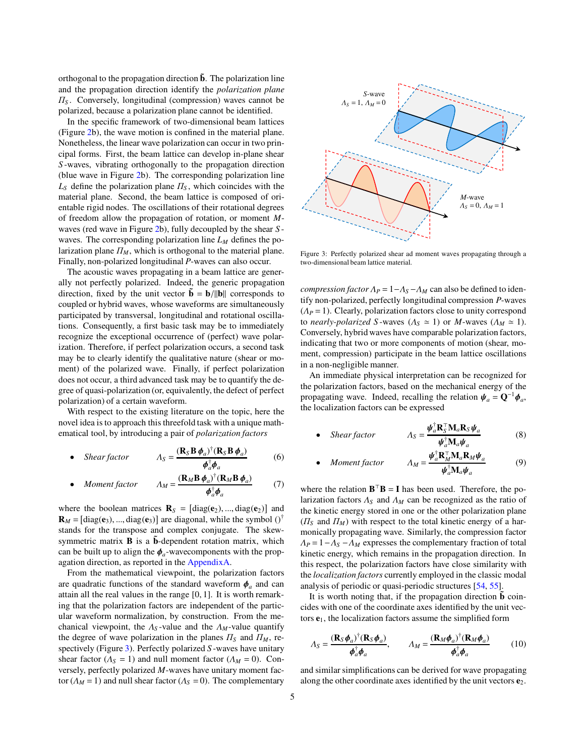orthogonal to the propagation direction $\tilde{\mathbf{b}}$. The polarization line and the propagation direction identify the *polarization plane* $\Pi_S$. Conversely, longitudinal (compression) waves cannot be polarized, because a polarization plane cannot be identified.

In the specific framework of two-dimensional beam lattices (Figure 2b), the wave motion is confined in the material plane. Nonetheless, the linear wave polarization can occur in two principal forms. First, the beam lattice can develop in-plane shear $S$-waves, vibrating orthogonally to the propagation direction (blue wave in Figure 2b). The corresponding polarization line $L_S$ define the polarization plane $\Pi_S$, which coincides with the material plane. Second, the beam lattice is composed of orientable rigid nodes. The oscillations of their rotational degrees of freedom allow the propagation of rotation, or moment $M$-waves (red wave in Figure 2b), fully decoupled by the shear $S$-waves. The corresponding polarization line $L_M$ defines the polarization plane $\Pi_M$, which is orthogonal to the material plane. Finally, non-polarized longitudinal $P$-waves can also occur.

The acoustic waves propagating in a beam lattice are generally not perfectly polarized. Indeed, the generic propagation direction, fixed by the unit vector $\tilde{\mathbf{b}} = \mathbf{b}/\|\mathbf{b}\|$ corresponds to coupled or hybrid waves, whose waveforms are simultaneously participated by transversal, longitudinal and rotational oscillations. Consequently, a first basic task may be to immediately recognize the exceptional occurrence of (perfect) wave polarization. Therefore, if perfect polarization occurs, a second task may be to clearly identify the qualitative nature (shear or moment) of the polarized wave. Finally, if perfect polarization does not occur, a third advanced task may be to quantify the degree of quasi-polarization (or, equivalently, the defect of perfect polarization) of a certain waveform.

With respect to the existing literature on the topic, here the novel idea is to approach this threefold task with a unique mathematical tool, by introducing a pair of *polarization factors*

- *Shear factor*
$$\Lambda_S = \frac{(\mathbf{R}_S \mathbf{B}\, \boldsymbol{\phi}_a)^\dagger (\mathbf{R}_S \mathbf{B}\, \boldsymbol{\phi}_a)}{\boldsymbol{\phi}_a^\dagger \boldsymbol{\phi}_a} \tag{6}$$

- *Moment factor*
$$\Lambda_M = \frac{(\mathbf{R}_M \mathbf{B}\, \boldsymbol{\phi}_a)^\dagger (\mathbf{R}_M \mathbf{B}\, \boldsymbol{\phi}_a)}{\boldsymbol{\phi}_a^\dagger \boldsymbol{\phi}_a} \tag{7}$$

where the boolean matrices $\mathbf{R}_S = [\text{diag}(\mathbf{e}_2), ..., \text{diag}(\mathbf{e}_2)]$ and $\mathbf{R}_M = [\text{diag}(\mathbf{e}_3), ..., \text{diag}(\mathbf{e}_3)]$ are diagonal, while the symbol $()^\dagger$ stands for the transpose and complex conjugate. The skew-symmetric matrix $\mathbf{B}$ is a $\tilde{\mathbf{b}}$-dependent rotation matrix, which can be built up to align the $\boldsymbol{\phi}_a$-wavecomponents with the propagation direction, as reported in the AppendixA.

From the mathematical viewpoint, the polarization factors are quadratic functions of the standard waveform $\boldsymbol{\phi}_a$ and can attain all the real values in the range $[0, 1]$. It is worth remarking that the polarization factors are independent of the particular waveform normalization, by construction. From the mechanical viewpoint, the $\Lambda_S$-value and the $\Lambda_M$-value quantify the degree of wave polarization in the planes $\Pi_S$ and $\Pi_M$, respectively (Figure 3). Perfectly polarized $S$-waves have unitary shear factor ($\Lambda_S = 1$) and null moment factor ($\Lambda_M = 0$). Conversely, perfectly polarized $M$-waves have unitary moment factor ($\Lambda_M = 1$) and null shear factor ($\Lambda_S = 0$). The complementary *compression factor* $\Lambda_P = 1 - \Lambda_S - \Lambda_M$ can also be defined to identify non-polarized, perfectly longitudinal compression $P$-waves ($\Lambda_P = 1$). Clearly, polarization factors close to unity correspond to *nearly-polarized* $S$-waves ($\Lambda_S \simeq 1$) or $M$-waves ($\Lambda_M \simeq 1$). Conversely, hybrid waves have comparable polarization factors, indicating that two or more components of motion (shear, moment, compression) participate in the beam lattice oscillations in a non-negligible manner.

Figure 3: Perfectly polarized shear ad moment waves propagating through a two-dimensional beam lattice material.

An immediate physical interpretation can be recognized for the polarization factors, based on the mechanical energy of the propagating wave. Indeed, recalling the relation $\boldsymbol{\psi}_a = \mathbf{Q}^{-1}\boldsymbol{\phi}_a$, the localization factors can be expressed

- *Shear factor*
$$\Lambda_S = \frac{\boldsymbol{\psi}_a^\dagger \mathbf{R}_S^\top \mathbf{M}_a \mathbf{R}_S \boldsymbol{\psi}_a}{\boldsymbol{\psi}_a^\dagger \mathbf{M}_a \boldsymbol{\psi}_a} \tag{8}$$

- *Moment factor*
$$\Lambda_M = \frac{\boldsymbol{\psi}_a^\dagger \mathbf{R}_M^\top \mathbf{M}_a \mathbf{R}_M \boldsymbol{\psi}_a}{\boldsymbol{\psi}_a^\dagger \mathbf{M}_a \boldsymbol{\psi}_a} \tag{9}$$

where the relation $\mathbf{B}^\top \mathbf{B} = \mathbf{I}$ has been used. Therefore, the polarization factors $\Lambda_S$ and $\Lambda_M$ can be recognized as the ratio of the kinetic energy stored in one or the other polarization plane ($\Pi_S$ and $\Pi_M$) with respect to the total kinetic energy of a harmonically propagating wave. Similarly, the compression factor $\Lambda_P = 1 - \Lambda_S - \Lambda_M$ expresses the complementary fraction of total kinetic energy, which remains in the propagation direction. In this respect, the polarization factors have close similarity with the *localization factors* currently employed in the classic modal analysis of periodic or quasi-periodic structures [54, 55].

It is worth noting that, if the propagation direction $\tilde{\mathbf{b}}$ coincides with one of the coordinate axes identified by the unit vectors $\mathbf{e}_1$, the localization factors assume the simplified form

$$\Lambda_S = \frac{(\mathbf{R}_S \boldsymbol{\phi}_a)^\dagger (\mathbf{R}_S \boldsymbol{\phi}_a)}{\boldsymbol{\phi}_a^\dagger \boldsymbol{\phi}_a}, \qquad \Lambda_M = \frac{(\mathbf{R}_M \boldsymbol{\phi}_a)^\dagger (\mathbf{R}_M \boldsymbol{\phi}_a)}{\boldsymbol{\phi}_a^\dagger \boldsymbol{\phi}_a} \tag{10}$$

and similar simplifications can be derived for wave propagating along the other coordinate axes identified by the unit vectors $\mathbf{e}_2$.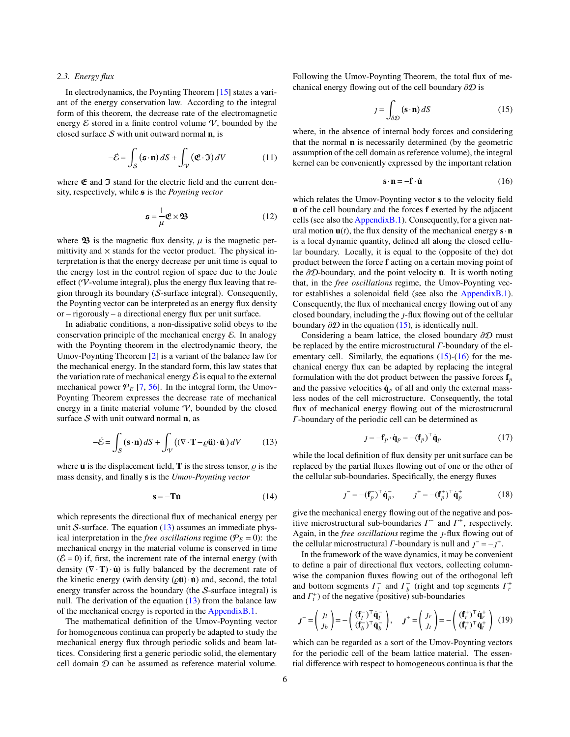### 2.3. Energy flux

In electrodynamics, the Poynting Theorem [15] states a variant of the energy conservation law. According to the integral form of this theorem, the decrease rate of the electromagnetic energy $\mathcal{E}$ stored in a finite control volume $\mathcal{V}$, bounded by the closed surface $\mathcal{S}$ with unit outward normal $\mathbf{n}$, is

$$-\dot{\mathcal{E}} = \int_{\mathcal{S}} (\mathfrak{s} \cdot \mathbf{n})\, dS + \int_{\mathcal{V}} (\mathfrak{E} \cdot \mathfrak{I})\, dV \tag{11}$$

where $\mathfrak{E}$ and $\mathfrak{I}$ stand for the electric field and the current density, respectively, while $\mathfrak{s}$ is the *Poynting vector*

$$\mathfrak{s} = \frac{1}{\mu} \mathfrak{E} \times \mathfrak{B} \tag{12}$$

where $\mathfrak{B}$ is the magnetic flux density, $\mu$ is the magnetic permittivity and $\times$ stands for the vector product. The physical interpretation is that the energy decrease per unit time is equal to the energy lost in the control region of space due to the Joule effect ($\mathcal{V}$-volume integral), plus the energy flux leaving that region through its boundary ($\mathcal{S}$-surface integral). Consequently, the Poynting vector can be interpreted as an energy flux density or – rigorously – a directional energy flux per unit surface.

In adiabatic conditions, a non-dissipative solid obeys to the conservation principle of the mechanical energy $\mathcal{E}$. In analogy with the Poynting theorem in the electrodynamics theory, the Umov-Poynting Theorem [2] is a variant of the balance law for the mechanical energy. In the standard form, this law states that the variation rate of mechanical energy $\dot{\mathcal{E}}$ is equal to the external mechanical power $\mathcal{P}_E$ [7, 56]. In the integral form, the Umov-Poynting Theorem expresses the decrease rate of mechanical energy in a finite material volume $\mathcal{V}$, bounded by the closed surface $\mathcal{S}$ with unit outward normal $\mathbf{n}$, as

$$-\dot{\mathcal{E}} = \int_{\mathcal{S}} (\mathbf{s} \cdot \mathbf{n})\, dS + \int_{\mathcal{V}} ((\nabla \cdot \mathbf{T} - \varrho \ddot{\mathbf{u}}) \cdot \dot{\mathbf{u}})\, dV \tag{13}$$

where $\mathbf{u}$ is the displacement field, $\mathbf{T}$ is the stress tensor, $\varrho$ is the mass density, and finally $\mathbf{s}$ is the *Umov-Poynting vector*

$$\mathbf{s} = -\mathbf{T}\dot{\mathbf{u}} \tag{14}$$

which represents the directional flux of mechanical energy per unit $\mathcal{S}$-surface. The equation (13) assumes an immediate physical interpretation in the *free oscillations* regime ($\mathcal{P}_E = 0$): the mechanical energy in the material volume is conserved in time ($\dot{\mathcal{E}} = 0$) if, first, the increment rate of the internal energy (with density $(\nabla \cdot \mathbf{T}) \cdot \dot{\mathbf{u}}$) is fully balanced by the decrement rate of the kinetic energy (with density $(\varrho \ddot{\mathbf{u}}) \cdot \dot{\mathbf{u}}$) and, second, the total energy transfer across the boundary (the $\mathcal{S}$-surface integral) is null. The derivation of the equation (13) from the balance law of the mechanical energy is reported in the AppendixB.1.

The mathematical definition of the Umov-Poynting vector for homogeneous continua can properly be adapted to study the mechanical energy flux through periodic solids and beam lattices. Considering first a generic periodic solid, the elementary cell domain $\mathcal{D}$ can be assumed as reference material volume. Following the Umov-Poynting Theorem, the total flux of mechanical energy flowing out of the cell boundary $\partial\mathcal{D}$ is

$$\jmath = \int_{\partial\mathcal{D}} (\mathbf{s} \cdot \mathbf{n})\, dS \tag{15}$$

where, in the absence of internal body forces and considering that the normal $\mathbf{n}$ is necessarily determined (by the geometric assumption of the cell domain as reference volume), the integral kernel can be conveniently expressed by the important relation

$$\mathbf{s} \cdot \mathbf{n} = -\mathbf{f} \cdot \dot{\mathbf{u}} \tag{16}$$

which relates the Umov-Poynting vector $\mathbf{s}$ to the velocity field $\dot{\mathbf{u}}$ of the cell boundary and the forces $\mathbf{f}$ exerted by the adjacent cells (see also the AppendixB.1). Consequently, for a given natural motion $\mathbf{u}(t)$, the flux density of the mechanical energy $\mathbf{s} \cdot \mathbf{n}$ is a local dynamic quantity, defined all along the closed cellular boundary. Locally, it is equal to the (opposite of the) dot product between the force $\mathbf{f}$ acting on a certain moving point of the $\partial\mathcal{D}$-boundary, and the point velocity $\dot{\mathbf{u}}$. It is worth noting that, in the *free oscillations* regime, the Umov-Poynting vector establishes a solenoidal field (see also the AppendixB.1). Consequently, the flux of mechanical energy flowing out of any closed boundary, including the $\jmath$-flux flowing out of the cellular boundary $\partial\mathcal{D}$ in the equation (15), is identically null.

Considering a beam lattice, the closed boundary $\partial\mathcal{D}$ must be replaced by the entire microstructural $\Gamma$-boundary of the elementary cell. Similarly, the equations (15)-(16) for the mechanical energy flux can be adapted by replacing the integral formulation with the dot product between the passive forces $\mathbf{f}_p$ and the passive velocities $\dot{\mathbf{q}}_p$ of all and only the external massless nodes of the cell microstructure. Consequently, the total flux of mechanical energy flowing out of the microstructural $\Gamma$-boundary of the periodic cell can be determined as

$$\jmath = -\mathbf{f}_p \cdot \dot{\mathbf{q}}_p = -(\mathbf{f}_p)^\top \dot{\mathbf{q}}_p \tag{17}$$

while the local definition of flux density per unit surface can be replaced by the partial fluxes flowing out of one or the other of the cellular sub-boundaries. Specifically, the energy fluxes

$$\jmath^- = -(\mathbf{f}_p^-)^\top \dot{\mathbf{q}}_p^-, \qquad \jmath^+ = -(\mathbf{f}_p^+)^\top \dot{\mathbf{q}}_p^+ \tag{18}$$

give the mechanical energy flowing out of the negative and positive microstructural sub-boundaries $\Gamma^-$ and $\Gamma^+$, respectively. Again, in the *free oscillations* regime the $\jmath$-flux flowing out of the cellular microstructural $\Gamma$-boundary is null and $\jmath^- = -\jmath^+$.

In the framework of the wave dynamics, it may be convenient to define a pair of directional flux vectors, collecting column-wise the companion fluxes flowing out of the orthogonal left and bottom segments $\Gamma_l^-$ and $\Gamma_b^-$ (right and top segments $\Gamma_r^+$ and $\Gamma_t^+$) of the negative (positive) sub-boundaries

$$\boldsymbol{\jmath}^- = \begin{pmatrix} \jmath_l \\ \jmath_b \end{pmatrix} = -\begin{pmatrix} (\mathbf{f}_l^-)^\top \dot{\mathbf{q}}_l^- \\ (\mathbf{f}_b^-)^\top \dot{\mathbf{q}}_b^- \end{pmatrix}, \qquad \boldsymbol{\jmath}^+ = \begin{pmatrix} \jmath_r \\ \jmath_t \end{pmatrix} = -\begin{pmatrix} (\mathbf{f}_r^+)^\top \dot{\mathbf{q}}_r^+ \\ (\mathbf{f}_t^+)^\top \dot{\mathbf{q}}_t^+ \end{pmatrix} \tag{19}$$

which can be regarded as a sort of the Umov-Poynting vectors for the periodic cell of the beam lattice material. The essential difference with respect to homogeneous continua is that the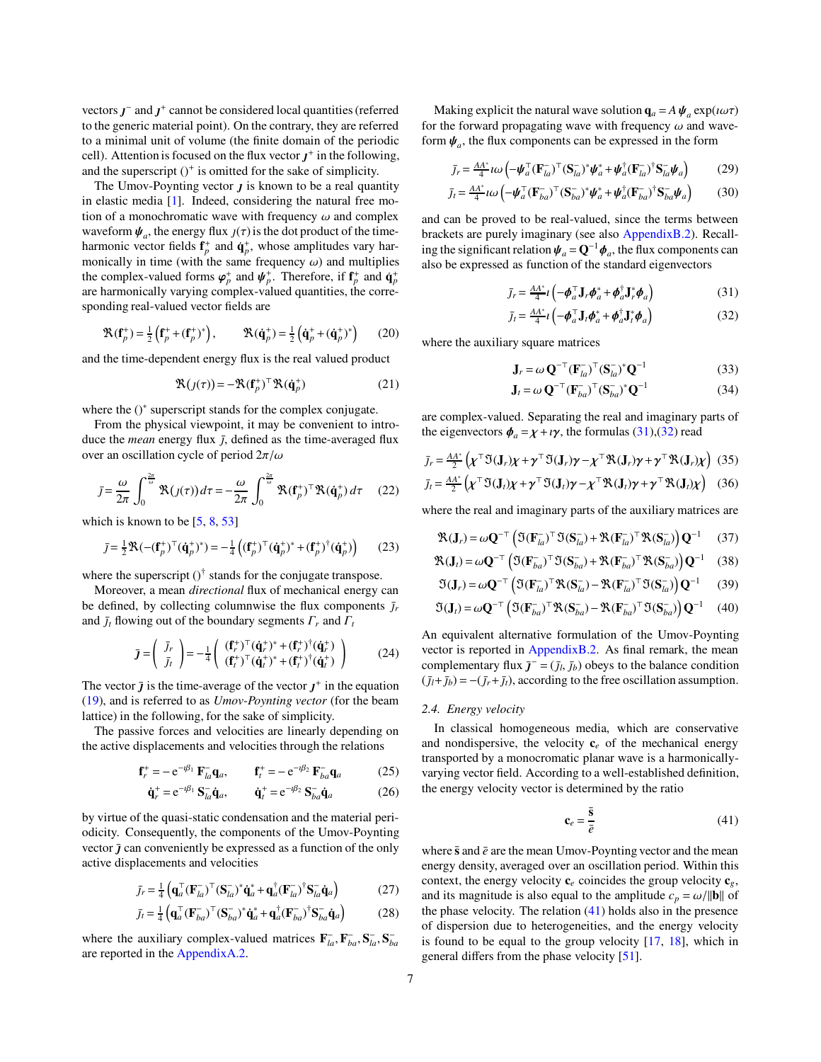vectors $\boldsymbol{\jmath}^-$ and $\boldsymbol{\jmath}^+$ cannot be considered local quantities (referred to the generic material point). On the contrary, they are referred to a minimal unit of volume (the finite domain of the periodic cell). Attention is focused on the flux vector $\boldsymbol{\jmath}^+$ in the following, and the superscript $()^+$ is omitted for the sake of simplicity.

The Umov-Poynting vector $\boldsymbol{\jmath}$ is known to be a real quantity in elastic media [1]. Indeed, considering the natural free motion of a monochromatic wave with frequency $\omega$ and complex waveform $\boldsymbol{\psi}_a$, the energy flux $\jmath(\tau)$ is the dot product of the time-harmonic vector fields $\mathbf{f}_p^+$ and $\dot{\mathbf{q}}_p^+$, whose amplitudes vary harmonically in time (with the same frequency $\omega$) and multiplies the complex-valued forms $\boldsymbol{\varphi}_p^+$ and $\boldsymbol{\psi}_p^+$. Therefore, if $\mathbf{f}_p^+$ and $\dot{\mathbf{q}}_p^+$ are harmonically varying complex-valued quantities, the corresponding real-valued vector fields are

$$
\Re(\mathbf{f}_p^+) = \tfrac{1}{2}\left(\mathbf{f}_p^+ + (\mathbf{f}_p^+)^*\right), \qquad \Re(\dot{\mathbf{q}}_p^+) = \tfrac{1}{2}\left(\dot{\mathbf{q}}_p^+ + (\dot{\mathbf{q}}_p^+)^*\right) \tag{20}
$$

and the time-dependent energy flux is the real valued product

$$
\Re(\jmath(\tau)) = -\Re(\mathbf{f}_p^+)^\top \Re(\dot{\mathbf{q}}_p^+) \tag{21}
$$

where the $()^*$ superscript stands for the complex conjugate.

From the physical viewpoint, it may be convenient to introduce the *mean* energy flux $\bar{\jmath}$, defined as the time-averaged flux over an oscillation cycle of period $2\pi/\omega$

$$
\bar{\jmath} = \frac{\omega}{2\pi}\int_0^{\frac{2\pi}{\omega}} \Re(\jmath(\tau))\,d\tau = -\frac{\omega}{2\pi}\int_0^{\frac{2\pi}{\omega}} \Re(\mathbf{f}_p^+)^\top \Re(\dot{\mathbf{q}}_p^+)\,d\tau \tag{22}
$$

which is known to be [5, 8, 53]

$$
\bar{\jmath} = \tfrac{1}{2}\Re(-(\mathbf{f}_p^+)^\top(\dot{\mathbf{q}}_p^+)^*) = -\tfrac{1}{4}\left((\mathbf{f}_p^+)^\top(\dot{\mathbf{q}}_p^+)^* + (\mathbf{f}_p^+)^\dagger(\dot{\mathbf{q}}_p^+)\right) \tag{23}
$$

where the superscript $()^\dagger$ stands for the conjugate transpose.

Moreover, a mean *directional* flux of mechanical energy can be defined, by collecting columnwise the flux components $\bar{\jmath}_r$ and $\bar{\jmath}_t$ flowing out of the boundary segments $\Gamma_r$ and $\Gamma_t$

$$
\bar{\boldsymbol{\jmath}} = \begin{pmatrix} \bar{\jmath}_r \\ \bar{\jmath}_t \end{pmatrix} = -\tfrac{1}{4}\begin{pmatrix} (\mathbf{f}_r^+)^\top(\dot{\mathbf{q}}_r^+)^* + (\mathbf{f}_r^+)^\dagger(\dot{\mathbf{q}}_r^+) \\ (\mathbf{f}_t^+)^\top(\dot{\mathbf{q}}_t^+)^* + (\mathbf{f}_t^+)^\dagger(\dot{\mathbf{q}}_t^+) \end{pmatrix} \tag{24}
$$

The vector $\bar{\boldsymbol{\jmath}}$ is the time-average of the vector $\boldsymbol{\jmath}^+$ in the equation (19), and is referred to as *Umov-Poynting vector* (for the beam lattice) in the following, for the sake of simplicity.

The passive forces and velocities are linearly depending on the active displacements and velocities through the relations

$$
\mathbf{f}_r^+ = -\,\mathrm{e}^{-\imath\beta_1}\,\mathbf{F}_{la}^-\mathbf{q}_a, \qquad \mathbf{f}_t^+ = -\,\mathrm{e}^{-\imath\beta_2}\,\mathbf{F}_{ba}^-\mathbf{q}_a \tag{25}
$$

$$
\dot{\mathbf{q}}_r^+ = \mathrm{e}^{-\imath\beta_1}\,\mathbf{S}_{la}^-\dot{\mathbf{q}}_a, \qquad \dot{\mathbf{q}}_t^+ = \mathrm{e}^{-\imath\beta_2}\,\mathbf{S}_{ba}^-\dot{\mathbf{q}}_a \tag{26}
$$

by virtue of the quasi-static condensation and the material periodicity. Consequently, the components of the Umov-Poynting vector $\bar{\boldsymbol{\jmath}}$ can conveniently be expressed as a function of the only active displacements and velocities

$$
\bar{\jmath}_r = \tfrac{1}{4}\left(\mathbf{q}_a^\top(\mathbf{F}_{la}^-)^\top(\mathbf{S}_{la}^-)^*\dot{\mathbf{q}}_a^* + \mathbf{q}_a^\dagger(\mathbf{F}_{la}^-)^\dagger\mathbf{S}_{la}^-\dot{\mathbf{q}}_a\right) \tag{27}
$$

$$
\bar{\jmath}_t = \tfrac{1}{4}\left(\mathbf{q}_a^\top(\mathbf{F}_{ba}^-)^\top(\mathbf{S}_{ba}^-)^*\dot{\mathbf{q}}_a^* + \mathbf{q}_a^\dagger(\mathbf{F}_{ba}^-)^\dagger\mathbf{S}_{ba}^-\dot{\mathbf{q}}_a\right) \tag{28}
$$

where the auxiliary complex-valued matrices $\mathbf{F}_{la}^-, \mathbf{F}_{ba}^-, \mathbf{S}_{la}^-, \mathbf{S}_{ba}^-$ are reported in the AppendixA.2.

Making explicit the natural wave solution $\mathbf{q}_a = A\,\boldsymbol{\psi}_a\exp(\imath\omega\tau)$ for the forward propagating wave with frequency $\omega$ and waveform $\boldsymbol{\psi}_a$, the flux components can be expressed in the form

$$
\bar{\jmath}_r = \tfrac{AA^*}{4}\imath\omega\left(-\boldsymbol{\psi}_a^\top(\mathbf{F}_{la}^-)^\top(\mathbf{S}_{la}^-)^*\boldsymbol{\psi}_a^* + \boldsymbol{\psi}_a^\dagger(\mathbf{F}_{la}^-)^\dagger\mathbf{S}_{la}^-\boldsymbol{\psi}_a\right) \tag{29}
$$

$$
\bar{\jmath}_t = \tfrac{AA^*}{4}\imath\omega\left(-\boldsymbol{\psi}_a^\top(\mathbf{F}_{ba}^-)^\top(\mathbf{S}_{ba}^-)^*\boldsymbol{\psi}_a^* + \boldsymbol{\psi}_a^\dagger(\mathbf{F}_{ba}^-)^\dagger\mathbf{S}_{ba}^-\boldsymbol{\psi}_a\right) \tag{30}
$$

and can be proved to be real-valued, since the terms between brackets are purely imaginary (see also AppendixB.2). Recalling the significant relation $\boldsymbol{\psi}_a = \mathbf{Q}^{-1}\boldsymbol{\phi}_a$, the flux components can also be expressed as function of the standard eigenvectors

$$
\bar{\jmath}_r = \tfrac{AA^*}{4}\imath\left(-\boldsymbol{\phi}_a^\top\mathbf{J}_r\boldsymbol{\phi}_a^* + \boldsymbol{\phi}_a^\dagger\mathbf{J}_r^*\boldsymbol{\phi}_a\right) \tag{31}
$$

$$
\bar{\jmath}_t = \tfrac{AA^*}{4}\imath\left(-\boldsymbol{\phi}_a^\top\mathbf{J}_t\boldsymbol{\phi}_a^* + \boldsymbol{\phi}_a^\dagger\mathbf{J}_t^*\boldsymbol{\phi}_a\right) \tag{32}
$$

where the auxiliary square matrices

$$
\mathbf{J}_r = \omega\,\mathbf{Q}^{-\top}(\mathbf{F}_{la}^-)^\top(\mathbf{S}_{la}^-)^*\mathbf{Q}^{-1} \tag{33}
$$

$$
\mathbf{J}_t = \omega\,\mathbf{Q}^{-\top}(\mathbf{F}_{ba}^-)^\top(\mathbf{S}_{ba}^-)^*\mathbf{Q}^{-1} \tag{34}
$$

are complex-valued. Separating the real and imaginary parts of the eigenvectors $\boldsymbol{\phi}_a = \boldsymbol{\chi} + \imath\boldsymbol{\gamma}$, the formulas (31),(32) read

$$
\bar{\jmath}_r = \tfrac{AA^*}{2}\left(\boldsymbol{\chi}^\top\Im(\mathbf{J}_r)\boldsymbol{\chi} + \boldsymbol{\gamma}^\top\Im(\mathbf{J}_r)\boldsymbol{\gamma} - \boldsymbol{\chi}^\top\Re(\mathbf{J}_r)\boldsymbol{\gamma} + \boldsymbol{\gamma}^\top\Re(\mathbf{J}_r)\boldsymbol{\chi}\right) \tag{35}
$$

$$
\bar{\jmath}_t = \tfrac{AA^*}{2}\left(\boldsymbol{\chi}^\top\Im(\mathbf{J}_t)\boldsymbol{\chi} + \boldsymbol{\gamma}^\top\Im(\mathbf{J}_t)\boldsymbol{\gamma} - \boldsymbol{\chi}^\top\Re(\mathbf{J}_t)\boldsymbol{\gamma} + \boldsymbol{\gamma}^\top\Re(\mathbf{J}_t)\boldsymbol{\chi}\right) \tag{36}
$$

where the real and imaginary parts of the auxiliary matrices are

$$
\Re(\mathbf{J}_r) = \omega\mathbf{Q}^{-\top}\left(\Im(\mathbf{F}_{la}^-)^\top\Im(\mathbf{S}_{la}^-) + \Re(\mathbf{F}_{la}^-)^\top\Re(\mathbf{S}_{la}^-)\right)\mathbf{Q}^{-1} \tag{37}
$$

$$
\Re(\mathbf{J}_t) = \omega\mathbf{Q}^{-\top}\left(\Im(\mathbf{F}_{ba}^-)^\top\Im(\mathbf{S}_{ba}^-) + \Re(\mathbf{F}_{ba}^-)^\top\Re(\mathbf{S}_{ba}^-)\right)\mathbf{Q}^{-1} \tag{38}
$$

$$
\Im(\mathbf{J}_r) = \omega\mathbf{Q}^{-\top}\left(\Im(\mathbf{F}_{la}^-)^\top\Re(\mathbf{S}_{la}^-) - \Re(\mathbf{F}_{la}^-)^\top\Im(\mathbf{S}_{la}^-)\right)\mathbf{Q}^{-1} \tag{39}
$$

$$
\Im(\mathbf{J}_t) = \omega\mathbf{Q}^{-\top}\left(\Im(\mathbf{F}_{ba}^-)^\top\Re(\mathbf{S}_{ba}^-) - \Re(\mathbf{F}_{ba}^-)^\top\Im(\mathbf{S}_{ba}^-)\right)\mathbf{Q}^{-1} \tag{40}
$$

An equivalent alternative formulation of the Umov-Poynting vector is reported in AppendixB.2. As final remark, the mean complementary flux $\bar{\boldsymbol{\jmath}}^- = (\bar{\jmath}_l, \bar{\jmath}_b)$ obeys to the balance condition $(\bar{\jmath}_l + \bar{\jmath}_b) = -(\bar{\jmath}_r + \bar{\jmath}_t)$, according to the free oscillation assumption.

### 2.4. Energy velocity

In classical homogeneous media, which are conservative and nondispersive, the velocity $\mathbf{c}_e$ of the mechanical energy transported by a monocromatic planar wave is a harmonically-varying vector field. According to a well-established definition, the energy velocity vector is determined by the ratio

$$
\mathbf{c}_e = \frac{\bar{\mathbf{s}}}{\bar{e}} \tag{41}
$$

where $\bar{\mathbf{s}}$ and $\bar{e}$ are the mean Umov-Poynting vector and the mean energy density, averaged over an oscillation period. Within this context, the energy velocity $\mathbf{c}_e$ coincides the group velocity $\mathbf{c}_g$, and its magnitude is also equal to the amplitude $c_p = \omega/\|\mathbf{b}\|$ of the phase velocity. The relation (41) holds also in the presence of dispersion due to heterogeneities, and the energy velocity is found to be equal to the group velocity [17, 18], which in general differs from the phase velocity [51].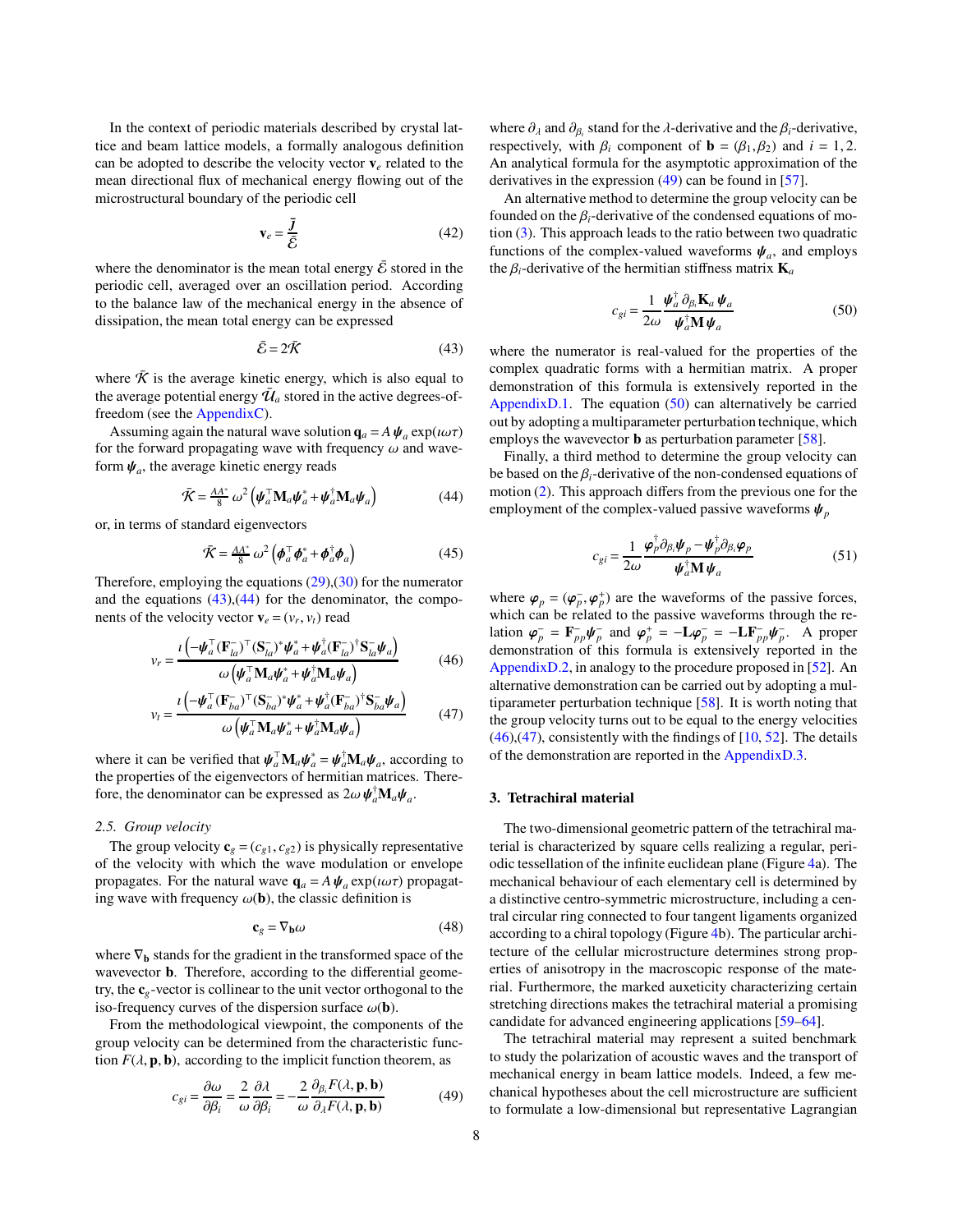In the context of periodic materials described by crystal lattice and beam lattice models, a formally analogous definition can be adopted to describe the velocity vector $\mathbf{v}_e$ related to the mean directional flux of mechanical energy flowing out of the microstructural boundary of the periodic cell

$$\mathbf{v}_e = \frac{\bar{\mathbf{J}}}{\bar{\mathcal{E}}} \tag{42}$$

where the denominator is the mean total energy $\bar{\mathcal{E}}$ stored in the periodic cell, averaged over an oscillation period. According to the balance law of the mechanical energy in the absence of dissipation, the mean total energy can be expressed

$$\bar{\mathcal{E}} = 2\bar{\mathcal{K}} \tag{43}$$

where $\bar{\mathcal{K}}$ is the average kinetic energy, which is also equal to the average potential energy $\bar{\mathcal{U}}_a$ stored in the active degrees-of-freedom (see the AppendixC).

Assuming again the natural wave solution $\mathbf{q}_a = A\,\boldsymbol{\psi}_a \exp(\imath\omega\tau)$ for the forward propagating wave with frequency $\omega$ and waveform $\boldsymbol{\psi}_a$, the average kinetic energy reads

$$\bar{\mathcal{K}} = \tfrac{AA^*}{8}\,\omega^2 \left(\boldsymbol{\psi}_a^\top \mathbf{M}_a \boldsymbol{\psi}_a^* + \boldsymbol{\psi}_a^\dagger \mathbf{M}_a \boldsymbol{\psi}_a\right) \tag{44}$$

or, in terms of standard eigenvectors

$$\bar{\mathcal{K}} = \tfrac{AA^*}{8}\,\omega^2 \left(\boldsymbol{\phi}_a^\top \boldsymbol{\phi}_a^* + \boldsymbol{\phi}_a^\dagger \boldsymbol{\phi}_a\right) \tag{45}$$

Therefore, employing the equations (29),(30) for the numerator and the equations (43),(44) for the denominator, the components of the velocity vector $\mathbf{v}_e = (v_r, v_t)$ read

$$v_r = \frac{\imath\left(-\boldsymbol{\psi}_a^\top (\mathbf{F}_{la}^-)^\top (\mathbf{S}_{la}^-)^* \boldsymbol{\psi}_a^* + \boldsymbol{\psi}_a^\dagger (\mathbf{F}_{la}^-)^\dagger \mathbf{S}_{la}^- \boldsymbol{\psi}_a\right)}{\omega\left(\boldsymbol{\psi}_a^\top \mathbf{M}_a \boldsymbol{\psi}_a^* + \boldsymbol{\psi}_a^\dagger \mathbf{M}_a \boldsymbol{\psi}_a\right)} \tag{46}$$

$$v_t = \frac{\imath\left(-\boldsymbol{\psi}_a^\top (\mathbf{F}_{ba}^-)^\top (\mathbf{S}_{ba}^-)^* \boldsymbol{\psi}_a^* + \boldsymbol{\psi}_a^\dagger (\mathbf{F}_{ba}^-)^\dagger \mathbf{S}_{ba}^- \boldsymbol{\psi}_a\right)}{\omega\left(\boldsymbol{\psi}_a^\top \mathbf{M}_a \boldsymbol{\psi}_a^* + \boldsymbol{\psi}_a^\dagger \mathbf{M}_a \boldsymbol{\psi}_a\right)} \tag{47}$$

where it can be verified that $\boldsymbol{\psi}_a^\top \mathbf{M}_a \boldsymbol{\psi}_a^* = \boldsymbol{\psi}_a^\dagger \mathbf{M}_a \boldsymbol{\psi}_a$, according to the properties of the eigenvectors of hermitian matrices. Therefore, the denominator can be expressed as $2\omega\,\boldsymbol{\psi}_a^\dagger \mathbf{M}_a \boldsymbol{\psi}_a$.

### 2.5. Group velocity

The group velocity $\mathbf{c}_g = (c_{g1}, c_{g2})$ is physically representative of the velocity with which the wave modulation or envelope propagates. For the natural wave $\mathbf{q}_a = A\,\boldsymbol{\psi}_a \exp(\imath\omega\tau)$ propagating wave with frequency $\omega(\mathbf{b})$, the classic definition is

$$\mathbf{c}_g = \nabla_{\mathbf{b}}\omega \tag{48}$$

where $\nabla_{\mathbf{b}}$ stands for the gradient in the transformed space of the wavevector $\mathbf{b}$. Therefore, according to the differential geometry, the $\mathbf{c}_g$-vector is collinear to the unit vector orthogonal to the iso-frequency curves of the dispersion surface $\omega(\mathbf{b})$.

From the methodological viewpoint, the components of the group velocity can be determined from the characteristic function $F(\lambda, \mathbf{p}, \mathbf{b})$, according to the implicit function theorem, as

$$c_{gi} = \frac{\partial\omega}{\partial\beta_i} = \frac{2}{\omega}\frac{\partial\lambda}{\partial\beta_i} = -\frac{2}{\omega}\frac{\partial_{\beta_i} F(\lambda, \mathbf{p}, \mathbf{b})}{\partial_\lambda F(\lambda, \mathbf{p}, \mathbf{b})} \tag{49}$$

where $\partial_\lambda$ and $\partial_{\beta_i}$ stand for the $\lambda$-derivative and the $\beta_i$-derivative, respectively, with $\beta_i$ component of $\mathbf{b} = (\beta_1, \beta_2)$ and $i = 1, 2$. An analytical formula for the asymptotic approximation of the derivatives in the expression (49) can be found in [57].

An alternative method to determine the group velocity can be founded on the $\beta_i$-derivative of the condensed equations of motion (3). This approach leads to the ratio between two quadratic functions of the complex-valued waveforms $\boldsymbol{\psi}_a$, and employs the $\beta_i$-derivative of the hermitian stiffness matrix $\mathbf{K}_a$

$$c_{gi} = \frac{1}{2\omega}\frac{\boldsymbol{\psi}_a^\dagger\, \partial_{\beta_i}\mathbf{K}_a\, \boldsymbol{\psi}_a}{\boldsymbol{\psi}_a^\dagger \mathbf{M}\, \boldsymbol{\psi}_a} \tag{50}$$

where the numerator is real-valued for the properties of the complex quadratic forms with a hermitian matrix. A proper demonstration of this formula is extensively reported in the AppendixD.1. The equation (50) can alternatively be carried out by adopting a multiparameter perturbation technique, which employs the wavevector $\mathbf{b}$ as perturbation parameter [58].

Finally, a third method to determine the group velocity can be based on the $\beta_i$-derivative of the non-condensed equations of motion (2). This approach differs from the previous one for the employment of the complex-valued passive waveforms $\boldsymbol{\psi}_p$

$$c_{gi} = \frac{1}{2\omega}\frac{\boldsymbol{\varphi}_p^\dagger \partial_{\beta_i}\boldsymbol{\psi}_p - \boldsymbol{\psi}_p^\dagger \partial_{\beta_i}\boldsymbol{\varphi}_p}{\boldsymbol{\psi}_a^\dagger \mathbf{M}\, \boldsymbol{\psi}_a} \tag{51}$$

where $\boldsymbol{\varphi}_p = (\boldsymbol{\varphi}_p^-, \boldsymbol{\varphi}_p^+)$ are the waveforms of the passive forces, which can be related to the passive waveforms through the relation $\boldsymbol{\varphi}_p^- = \mathbf{F}_{pp}^- \boldsymbol{\psi}_p^-$ and $\boldsymbol{\varphi}_p^+ = -\mathbf{L}\boldsymbol{\varphi}_p^- = -\mathbf{L}\mathbf{F}_{pp}^- \boldsymbol{\psi}_p^-$. A proper demonstration of this formula is extensively reported in the AppendixD.2, in analogy to the procedure proposed in [52]. An alternative demonstration can be carried out by adopting a multiparameter perturbation technique [58]. It is worth noting that the group velocity turns out to be equal to the energy velocities (46),(47), consistently with the findings of [10, 52]. The details of the demonstration are reported in the AppendixD.3.

## 3. Tetrachiral material

The two-dimensional geometric pattern of the tetrachiral material is characterized by square cells realizing a regular, periodic tessellation of the infinite euclidean plane (Figure 4a). The mechanical behaviour of each elementary cell is determined by a distinctive centro-symmetric microstructure, including a central circular ring connected to four tangent ligaments organized according to a chiral topology (Figure 4b). The particular architecture of the cellular microstructure determines strong properties of anisotropy in the macroscopic response of the material. Furthermore, the marked auxeticity characterizing certain stretching directions makes the tetrachiral material a promising candidate for advanced engineering applications [59–64].

The tetrachiral material may represent a suited benchmark to study the polarization of acoustic waves and the transport of mechanical energy in beam lattice models. Indeed, a few mechanical hypotheses about the cell microstructure are sufficient to formulate a low-dimensional but representative Lagrangian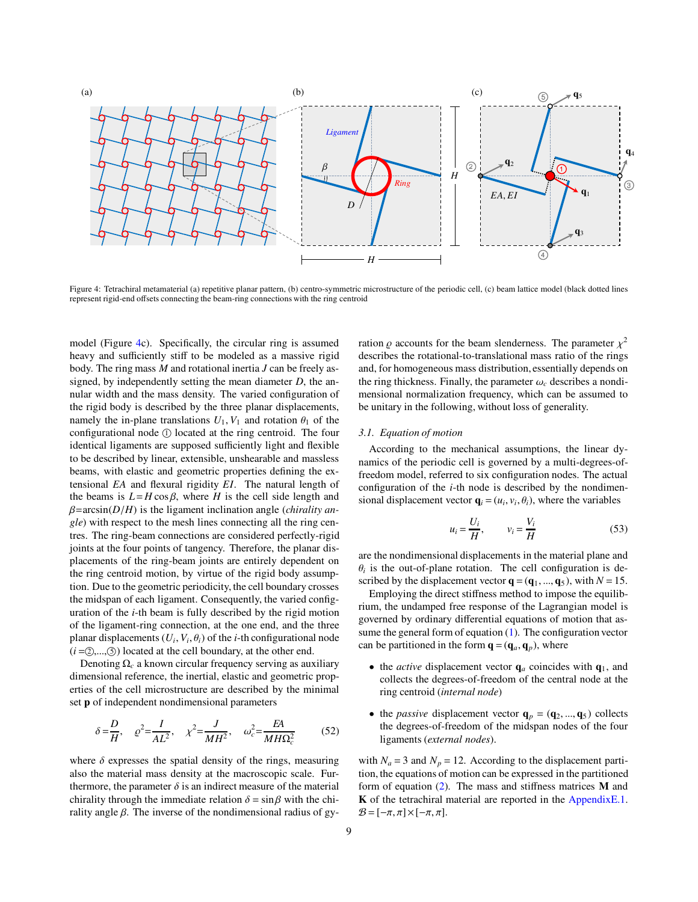Figure 4: Tetrachiral metamaterial (a) repetitive planar pattern, (b) centro-symmetric microstructure of the periodic cell, (c) beam lattice model (black dotted lines represent rigid-end offsets connecting the beam-ring connections with the ring centroid

model (Figure 4c). Specifically, the circular ring is assumed heavy and sufficiently stiff to be modeled as a massive rigid body. The ring mass $M$ and rotational inertia $J$ can be freely assigned, by independently setting the mean diameter $D$, the annular width and the mass density. The varied configuration of the rigid body is described by the three planar displacements, namely the in-plane translations $U_1, V_1$ and rotation $\theta_1$ of the configurational node ① located at the ring centroid. The four identical ligaments are supposed sufficiently light and flexible to be described by linear, extensible, unshearable and massless beams, with elastic and geometric properties defining the extensional $EA$ and flexural rigidity $EI$. The natural length of the beams is $L = H \cos\beta$, where $H$ is the cell side length and $\beta = \arcsin(D/H)$ is the ligament inclination angle (*chirality angle*) with respect to the mesh lines connecting all the ring centres. The ring-beam connections are considered perfectly-rigid joints at the four points of tangency. Therefore, the planar displacements of the ring-beam joints are entirely dependent on the ring centroid motion, by virtue of the rigid body assumption. Due to the geometric periodicity, the cell boundary crosses the midspan of each ligament. Consequently, the varied configuration of the $i$-th beam is fully described by the rigid motion of the ligament-ring connection, at the one end, and the three planar displacements $(U_i, V_i, \theta_i)$ of the $i$-th configurational node ($i$ =②,...,⑤) located at the cell boundary, at the other end.

Denoting $\Omega_c$ a known circular frequency serving as auxiliary dimensional reference, the inertial, elastic and geometric properties of the cell microstructure are described by the minimal set $\mathbf{p}$ of independent nondimensional parameters

$$\delta = \frac{D}{H}, \qquad \varrho^2 = \frac{I}{AL^2}, \qquad \chi^2 = \frac{J}{MH^2}, \qquad \omega_c^2 = \frac{EA}{MH\Omega_c^2} \tag{52}$$

where $\delta$ expresses the spatial density of the rings, measuring also the material mass density at the macroscopic scale. Furthermore, the parameter $\delta$ is an indirect measure of the material chirality through the immediate relation $\delta = \sin\beta$ with the chirality angle $\beta$. The inverse of the nondimensional radius of gyration $\varrho$ accounts for the beam slenderness. The parameter $\chi^2$ describes the rotational-to-translational mass ratio of the rings and, for homogeneous mass distribution, essentially depends on the ring thickness. Finally, the parameter $\omega_c$ describes a nondimensional normalization frequency, which can be assumed to be unitary in the following, without loss of generality.

### 3.1. Equation of motion

According to the mechanical assumptions, the linear dynamics of the periodic cell is governed by a multi-degrees-of-freedom model, referred to six configuration nodes. The actual configuration of the $i$-th node is described by the nondimensional displacement vector $\mathbf{q}_i = (u_i, v_i, \theta_i)$, where the variables

$$u_i = \frac{U_i}{H}, \qquad v_i = \frac{V_i}{H} \tag{53}$$

are the nondimensional displacements in the material plane and $\theta_i$ is the out-of-plane rotation. The cell configuration is described by the displacement vector $\mathbf{q} = (\mathbf{q}_1, ..., \mathbf{q}_5)$, with $N = 15$.

Employing the direct stiffness method to impose the equilibrium, the undamped free response of the Lagrangian model is governed by ordinary differential equations of motion that assume the general form of equation (1). The configuration vector can be partitioned in the form $\mathbf{q} = (\mathbf{q}_a, \mathbf{q}_p)$, where

- the *active* displacement vector $\mathbf{q}_a$ coincides with $\mathbf{q}_1$, and collects the degrees-of-freedom of the central node at the ring centroid (*internal node*)
- the *passive* displacement vector $\mathbf{q}_p = (\mathbf{q}_2, ..., \mathbf{q}_5)$ collects the degrees-of-freedom of the midspan nodes of the four ligaments (*external nodes*).

with $N_a = 3$ and $N_p = 12$. According to the displacement partition, the equations of motion can be expressed in the partitioned form of equation (2). The mass and stiffness matrices $\mathbf{M}$ and $\mathbf{K}$ of the tetrachiral material are reported in the AppendixE.1. $\mathcal{B} = [-\pi, \pi] \times [-\pi, \pi]$.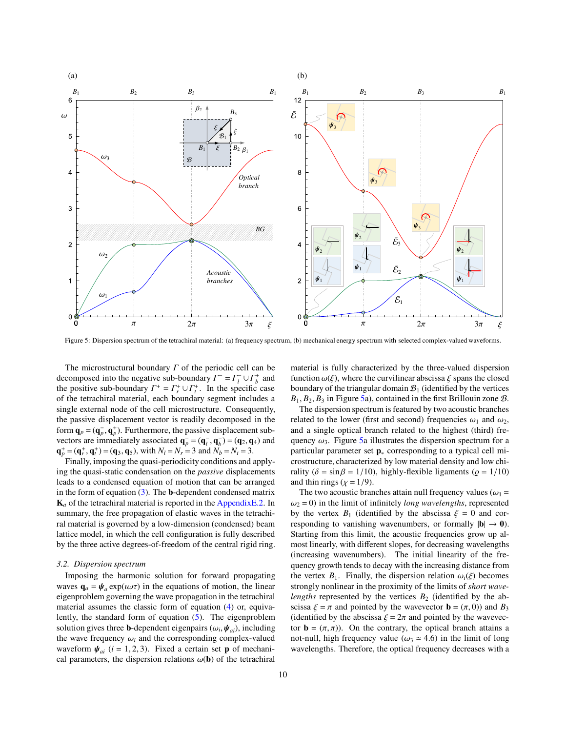Figure 5: Dispersion spectrum of the tetrachiral material: (a) frequency spectrum, (b) mechanical energy spectrum with selected complex-valued waveforms.

The microstructural boundary $\Gamma$ of the periodic cell can be decomposed into the negative sub-boundary $\Gamma^- = \Gamma_l^- \cup \Gamma_b^+$ and the positive sub-boundary $\Gamma^+ = \Gamma_r^+ \cup \Gamma_t^+$. In the specific case of the tetrachiral material, each boundary segment includes a single external node of the cell microstructure. Consequently, the passive displacement vector is readily decomposed in the form $\mathbf{q}_p = (\mathbf{q}_p^-, \mathbf{q}_p^+)$. Furthermore, the passive displacement subvectors are immediately associated $\mathbf{q}_p^- = (\mathbf{q}_l^-, \mathbf{q}_b^-) = (\mathbf{q}_2, \mathbf{q}_4)$ and $\mathbf{q}_p^+ = (\mathbf{q}_r^+, \mathbf{q}_t^+) = (\mathbf{q}_3, \mathbf{q}_5)$, with $N_l = N_r = 3$ and $N_b = N_t = 3$.

Finally, imposing the quasi-periodicity conditions and applying the quasi-static condensation on the *passive* displacements leads to a condensed equation of motion that can be arranged in the form of equation (3). The $\mathbf{b}$-dependent condensed matrix $\mathbf{K}_a$ of the tetrachiral material is reported in the AppendixE.2. In summary, the free propagation of elastic waves in the tetrachiral material is governed by a low-dimension (condensed) beam lattice model, in which the cell configuration is fully described by the three active degrees-of-freedom of the central rigid ring.

### 3.2. Dispersion spectrum

Imposing the harmonic solution for forward propagating waves $\mathbf{q}_a = \boldsymbol{\psi}_a \exp(\imath\omega\tau)$ in the equations of motion, the linear eigenproblem governing the wave propagation in the tetrachiral material assumes the classic form of equation (4) or, equivalently, the standard form of equation (5). The eigenproblem solution gives three $\mathbf{b}$-dependent eigenpairs $(\omega_i, \boldsymbol{\psi}_{ai})$, including the wave frequency $\omega_i$ and the corresponding complex-valued waveform $\boldsymbol{\psi}_{ai}$ $(i = 1, 2, 3)$. Fixed a certain set $\mathbf{p}$ of mechanical parameters, the dispersion relations $\omega(\mathbf{b})$ of the tetrachiral material is fully characterized by the three-valued dispersion function $\omega(\xi)$, where the curvilinear abscissa $\xi$ spans the closed boundary of the triangular domain $\mathcal{B}_1$ (identified by the vertices $B_1, B_2, B_3$ in Figure 5a), contained in the first Brillouin zone $\mathcal{B}$.

The dispersion spectrum is featured by two acoustic branches related to the lower (first and second) frequencies $\omega_1$ and $\omega_2$, and a single optical branch related to the highest (third) frequency $\omega_3$. Figure 5a illustrates the dispersion spectrum for a particular parameter set $\mathbf{p}_*$ corresponding to a typical cell microstructure, characterized by low material density and low chirality ($\delta = \sin\beta = 1/10$), highly-flexible ligaments ($\varrho = 1/10$) and thin rings ($\chi = 1/9$).

The two acoustic branches attain null frequency values ($\omega_1 = \omega_2 = 0$) in the limit of infinitely *long wavelengths*, represented by the vertex $B_1$ (identified by the abscissa $\xi = 0$ and corresponding to vanishing wavenumbers, or formally $|\mathbf{b}| \to \mathbf{0}$). Starting from this limit, the acoustic frequencies grow up almost linearly, with different slopes, for decreasing wavelengths (increasing wavenumbers). The initial linearity of the frequency growth tends to decay with the increasing distance from the vertex $B_1$. Finally, the dispersion relation $\omega_i(\xi)$ becomes strongly nonlinear in the proximity of the limits of *short wavelengths* represented by the vertices $B_2$ (identified by the abscissa $\xi = \pi$ and pointed by the wavevector $\mathbf{b} = (\pi, 0)$) and $B_3$ (identified by the abscissa $\xi = 2\pi$ and pointed by the wavevector $\mathbf{b} = (\pi, \pi)$). On the contrary, the optical branch attains a not-null, high frequency value ($\omega_3 \simeq 4.6$) in the limit of long wavelengths. Therefore, the optical frequency decreases with a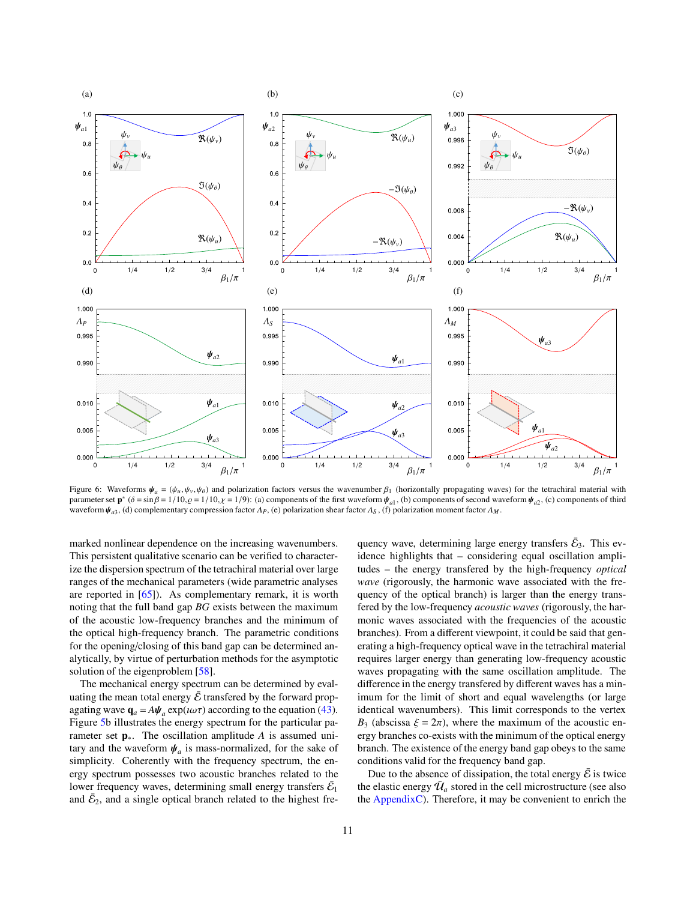Figure 6: Waveforms $\boldsymbol{\psi}_a = (\psi_u, \psi_v, \psi_\theta)$ and polarization factors versus the wavenumber $\beta_1$ (horizontally propagating waves) for the tetrachiral material with parameter set $\mathbf{p}^*$ ($\delta = \sin\beta = 1/10, \varrho = 1/10, \chi = 1/9$): (a) components of the first waveform $\boldsymbol{\psi}_{a1}$, (b) components of second waveform $\boldsymbol{\psi}_{a2}$, (c) components of third waveform $\boldsymbol{\psi}_{a3}$, (d) complementary compression factor $\Lambda_P$, (e) polarization shear factor $\Lambda_S$, (f) polarization moment factor $\Lambda_M$.

marked nonlinear dependence on the increasing wavenumbers. This persistent qualitative scenario can be verified to characterize the dispersion spectrum of the tetrachiral material over large ranges of the mechanical parameters (wide parametric analyses are reported in [65]). As complementary remark, it is worth noting that the full band gap $BG$ exists between the maximum of the acoustic low-frequency branches and the minimum of the optical high-frequency branch. The parametric conditions for the opening/closing of this band gap can be determined analytically, by virtue of perturbation methods for the asymptotic solution of the eigenproblem [58].

The mechanical energy spectrum can be determined by evaluating the mean total energy $\bar{\mathcal{E}}$ transfered by the forward propagating wave $\mathbf{q}_a = A\boldsymbol{\psi}_a \exp(\iota\omega\tau)$ according to the equation (43). Figure 5b illustrates the energy spectrum for the particular parameter set $\mathbf{p}_*$. The oscillation amplitude $A$ is assumed unitary and the waveform $\boldsymbol{\psi}_a$ is mass-normalized, for the sake of simplicity. Coherently with the frequency spectrum, the energy spectrum possesses two acoustic branches related to the lower frequency waves, determining small energy transfers $\bar{\mathcal{E}}_1$ and $\bar{\mathcal{E}}_2$, and a single optical branch related to the highest frequency wave, determining large energy transfers $\bar{\mathcal{E}}_3$. This evidence highlights that – considering equal oscillation amplitudes – the energy transfered by the high-frequency *optical wave* (rigorously, the harmonic wave associated with the frequency of the optical branch) is larger than the energy transfered by the low-frequency *acoustic waves* (rigorously, the harmonic waves associated with the frequencies of the acoustic branches). From a different viewpoint, it could be said that generating a high-frequency optical wave in the tetrachiral material requires larger energy than generating low-frequency acoustic waves propagating with the same oscillation amplitude. The difference in the energy transfered by different waves has a minimum for the limit of short and equal wavelengths (or large identical wavenumbers). This limit corresponds to the vertex $B_3$ (abscissa $\xi = 2\pi$), where the maximum of the acoustic energy branches co-exists with the minimum of the optical energy branch. The existence of the energy band gap obeys to the same conditions valid for the frequency band gap.

Due to the absence of dissipation, the total energy $\bar{\mathcal{E}}$ is twice the elastic energy $\bar{\mathcal{U}}_a$ stored in the cell microstructure (see also the AppendixC). Therefore, it may be convenient to enrich the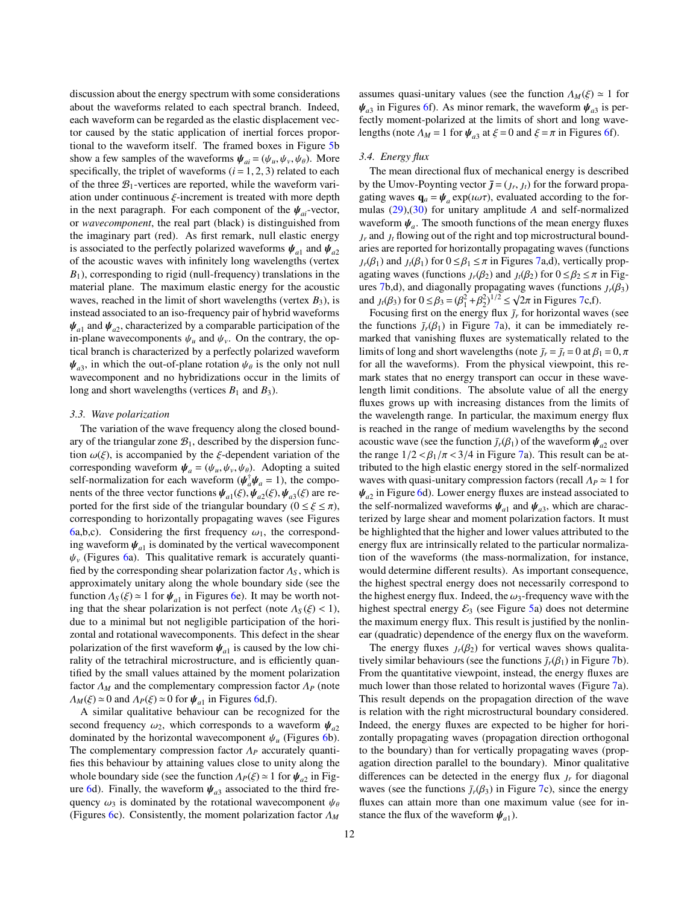discussion about the energy spectrum with some considerations about the waveforms related to each spectral branch. Indeed, each waveform can be regarded as the elastic displacement vector caused by the static application of inertial forces proportional to the waveform itself. The framed boxes in Figure 5b show a few samples of the waveforms $\boldsymbol{\psi}_{ai} = (\psi_u, \psi_v, \psi_\theta)$. More specifically, the triplet of waveforms ($i = 1, 2, 3$) related to each of the three $\mathcal{B}_1$-vertices are reported, while the waveform variation under continuous $\xi$-increment is treated with more depth in the next paragraph. For each component of the $\boldsymbol{\psi}_{ai}$-vector, or *wavecomponent*, the real part (black) is distinguished from the imaginary part (red). As first remark, null elastic energy is associated to the perfectly polarized waveforms $\boldsymbol{\psi}_{a1}$ and $\boldsymbol{\psi}_{a2}$ of the acoustic waves with infinitely long wavelengths (vertex $B_1$), corresponding to rigid (null-frequency) translations in the material plane. The maximum elastic energy for the acoustic waves, reached in the limit of short wavelengths (vertex $B_3$), is instead associated to an iso-frequency pair of hybrid waveforms $\boldsymbol{\psi}_{a1}$ and $\boldsymbol{\psi}_{a2}$, characterized by a comparable participation of the in-plane wavecomponents $\psi_u$ and $\psi_v$. On the contrary, the optical branch is characterized by a perfectly polarized waveform $\boldsymbol{\psi}_{a3}$, in which the out-of-plane rotation $\psi_\theta$ is the only not null wavecomponent and no hybridizations occur in the limits of long and short wavelengths (vertices $B_1$ and $B_3$).

### 3.3. Wave polarization

The variation of the wave frequency along the closed boundary of the triangular zone $\mathcal{B}_1$, described by the dispersion function $\omega(\xi)$, is accompanied by the $\xi$-dependent variation of the corresponding waveform $\boldsymbol{\psi}_a = (\psi_u, \psi_v, \psi_\theta)$. Adopting a suited self-normalization for each waveform ($\boldsymbol{\psi}_a^\dagger \boldsymbol{\psi}_a = 1$), the components of the three vector functions $\boldsymbol{\psi}_{a1}(\xi), \boldsymbol{\psi}_{a2}(\xi), \boldsymbol{\psi}_{a3}(\xi)$ are reported for the first side of the triangular boundary ($0 \leq \xi \leq \pi$), corresponding to horizontally propagating waves (see Figures 6a,b,c). Considering the first frequency $\omega_1$, the corresponding waveform $\boldsymbol{\psi}_{a1}$ is dominated by the vertical wavecomponent $\psi_v$ (Figures 6a). This qualitative remark is accurately quantified by the corresponding shear polarization factor $\Lambda_S$, which is approximately unitary along the whole boundary side (see the function $\Lambda_S(\xi) \simeq 1$ for $\boldsymbol{\psi}_{a1}$ in Figures 6e). It may be worth noting that the shear polarization is not perfect (note $\Lambda_S(\xi) < 1$), due to a minimal but not negligible participation of the horizontal and rotational wavecomponents. This defect in the shear polarization of the first waveform $\boldsymbol{\psi}_{a1}$ is caused by the low chirality of the tetrachiral microstructure, and is efficiently quantified by the small values attained by the moment polarization factor $\Lambda_M$ and the complementary compression factor $\Lambda_P$ (note $\Lambda_M(\xi) \simeq 0$ and $\Lambda_P(\xi) \simeq 0$ for $\boldsymbol{\psi}_{a1}$ in Figures 6d,f).

A similar qualitative behaviour can be recognized for the second frequency $\omega_2$, which corresponds to a waveform $\boldsymbol{\psi}_{a2}$ dominated by the horizontal wavecomponent $\psi_u$ (Figures 6b). The complementary compression factor $\Lambda_P$ accurately quantifies this behaviour by attaining values close to unity along the whole boundary side (see the function $\Lambda_P(\xi) \simeq 1$ for $\boldsymbol{\psi}_{a2}$ in Figure 6d). Finally, the waveform $\boldsymbol{\psi}_{a3}$ associated to the third frequency $\omega_3$ is dominated by the rotational wavecomponent $\psi_\theta$ (Figures 6c). Consistently, the moment polarization factor $\Lambda_M$ assumes quasi-unitary values (see the function $\Lambda_M(\xi) \simeq 1$ for $\boldsymbol{\psi}_{a3}$ in Figures 6f). As minor remark, the waveform $\boldsymbol{\psi}_{a3}$ is perfectly moment-polarized at the limits of short and long wavelengths (note $\Lambda_M = 1$ for $\boldsymbol{\psi}_{a3}$ at $\xi = 0$ and $\xi = \pi$ in Figures 6f).

### 3.4. Energy flux

The mean directional flux of mechanical energy is described by the Umov-Poynting vector $\bar{\boldsymbol{\jmath}} = (\jmath_r, \jmath_t)$ for the forward propagating waves $\mathbf{q}_a = \boldsymbol{\psi}_a \exp(\imath\omega\tau)$, evaluated according to the formulas (29),(30) for unitary amplitude $A$ and self-normalized waveform $\boldsymbol{\psi}_a$. The smooth functions of the mean energy fluxes $\jmath_r$ and $\jmath_t$ flowing out of the right and top microstructural boundaries are reported for horizontally propagating waves (functions $\jmath_r(\beta_1)$ and $\jmath_t(\beta_1)$ for $0 \leq \beta_1 \leq \pi$ in Figures 7a,d), vertically propagating waves (functions $\jmath_r(\beta_2)$ and $\jmath_t(\beta_2)$ for $0 \leq \beta_2 \leq \pi$ in Figures 7b,d), and diagonally propagating waves (functions $\jmath_r(\beta_3)$ and $\jmath_t(\beta_3)$ for $0 \leq \beta_3 = (\beta_1^2 + \beta_2^2)^{1/2} \leq \sqrt{2}\pi$ in Figures 7c,f).

Focusing first on the energy flux $\bar{\jmath}_r$ for horizontal waves (see the functions $\bar{\jmath}_r(\beta_1)$ in Figure 7a), it can be immediately remarked that vanishing fluxes are systematically related to the limits of long and short wavelengths (note $\bar{\jmath}_r = \bar{\jmath}_t = 0$ at $\beta_1 = 0, \pi$ for all the waveforms). From the physical viewpoint, this remark states that no energy transport can occur in these wavelength limit conditions. The absolute value of all the energy fluxes grows up with increasing distances from the limits of the wavelength range. In particular, the maximum energy flux is reached in the range of medium wavelengths by the second acoustic wave (see the function $\bar{\jmath}_r(\beta_1)$ of the waveform $\boldsymbol{\psi}_{a2}$ over the range $1/2 < \beta_1/\pi < 3/4$ in Figure 7a). This result can be attributed to the high elastic energy stored in the self-normalized waves with quasi-unitary compression factors (recall $\Lambda_P \simeq 1$ for $\boldsymbol{\psi}_{a2}$ in Figure 6d). Lower energy fluxes are instead associated to the self-normalized waveforms $\boldsymbol{\psi}_{a1}$ and $\boldsymbol{\psi}_{a3}$, which are characterized by large shear and moment polarization factors. It must be highlighted that the higher and lower values attributed to the energy flux are intrinsically related to the particular normalization of the waveforms (the mass-normalization, for instance, would determine different results). As important consequence, the highest spectral energy does not necessarily correspond to the highest energy flux. Indeed, the $\omega_3$-frequency wave with the highest spectral energy $\mathcal{E}_3$ (see Figure 5a) does not determine the maximum energy flux. This result is justified by the nonlinear (quadratic) dependence of the energy flux on the waveform.

The energy fluxes $\jmath_r(\beta_2)$ for vertical waves shows qualitatively similar behaviours (see the functions $\bar{\jmath}_r(\beta_1)$ in Figure 7b). From the quantitative viewpoint, instead, the energy fluxes are much lower than those related to horizontal waves (Figure 7a). This result depends on the propagation direction of the wave is relation with the right microstructural boundary considered. Indeed, the energy fluxes are expected to be higher for horizontally propagating waves (propagation direction orthogonal to the boundary) than for vertically propagating waves (propagation direction parallel to the boundary). Minor qualitative differences can be detected in the energy flux $\jmath_r$ for diagonal waves (see the functions $\bar{\jmath}_r(\beta_3)$ in Figure 7c), since the energy fluxes can attain more than one maximum value (see for instance the flux of the waveform $\boldsymbol{\psi}_{a1}$).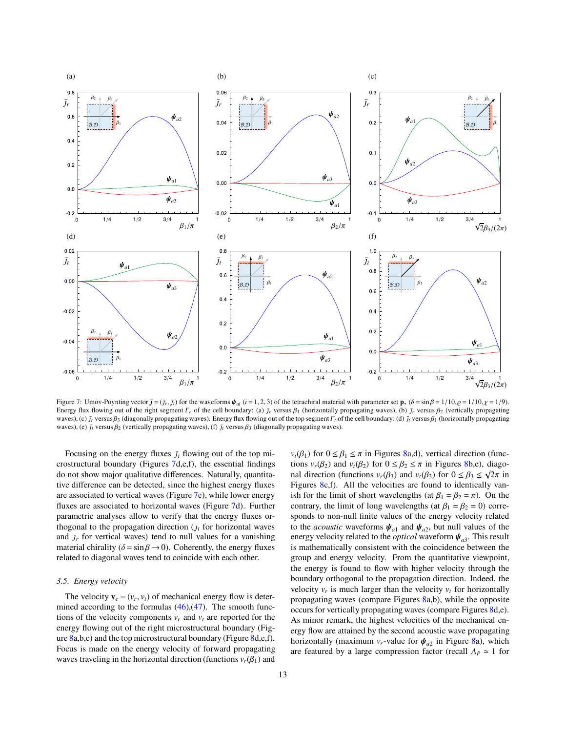Figure 7: Umov-Poynting vector $\bar{\boldsymbol{\jmath}} = (\bar{\jmath}_r, \bar{\jmath}_t)$ for the waveforms $\boldsymbol{\psi}_{ai}$ $(i = 1, 2, 3)$ of the tetrachiral material with parameter set $\mathbf{p}_*$ $(\delta = \sin\beta = 1/10, \varrho = 1/10, \chi = 1/9)$. Energy flux flowing out of the right segment $\Gamma_r$ of the cell boundary: (a) $\bar{\jmath}_r$ versus $\beta_1$ (horizontally propagating waves), (b) $\bar{\jmath}_r$ versus $\beta_2$ (vertically propagating waves), (c) $\bar{\jmath}_r$ versus $\beta_3$ (diagonally propagating waves). Energy flux flowing out of the top segment $\Gamma_t$ of the cell boundary: (d) $\bar{\jmath}_t$ versus $\beta_1$ (horizontally propagating waves), (e) $\bar{\jmath}_t$ versus $\beta_2$ (vertically propagating waves), (f) $\bar{\jmath}_t$ versus $\beta_3$ (diagonally propagating waves).

Focusing on the energy fluxes $\bar{\jmath}_t$ flowing out of the top microstructural boundary (Figures 7d,e,f), the essential findings do not show major qualitative differences. Naturally, quantitative difference can be detected, since the highest energy fluxes are associated to vertical waves (Figure 7e), while lower energy fluxes are associated to horizontal waves (Figure 7d). Further parametric analyses allow to verify that the energy fluxes orthogonal to the propagation direction ($\jmath_t$ for horizontal waves and $\jmath_r$ for vertical waves) tend to null values for a vanishing material chirality ($\delta = \sin\beta \to 0$). Coherently, the energy fluxes related to diagonal waves tend to coincide with each other.

### 3.5. Energy velocity

The velocity $\mathbf{v}_e = (v_r, v_t)$ of mechanical energy flow is determined according to the formulas (46),(47). The smooth functions of the velocity components $v_r$ and $v_t$ are reported for the energy flowing out of the right microstructural boundary (Figure 8a,b,c) and the top microstructural boundary (Figure 8d,e,f). Focus is made on the energy velocity of forward propagating waves traveling in the horizontal direction (functions $v_r(\beta_1)$ and $v_t(\beta_1)$ for $0 \leq \beta_1 \leq \pi$ in Figures 8a,d), vertical direction (functions $v_r(\beta_2)$ and $v_t(\beta_2)$ for $0 \leq \beta_2 \leq \pi$ in Figures 8b,e), diagonal direction (functions $v_r(\beta_3)$ and $v_t(\beta_3)$ for $0 \leq \beta_3 \leq \sqrt{2}\pi$ in Figures 8c,f). All the velocities are found to identically vanish for the limit of short wavelengths (at $\beta_1 = \beta_2 = \pi$). On the contrary, the limit of long wavelengths (at $\beta_1 = \beta_2 = 0$) corresponds to non-null finite values of the energy velocity related to the *acoustic* waveforms $\boldsymbol{\psi}_{a1}$ and $\boldsymbol{\psi}_{a2}$, but null values of the energy velocity related to the *optical* waveform $\boldsymbol{\psi}_{a3}$. This result is mathematically consistent with the coincidence between the group and energy velocity. From the quantitative viewpoint, the energy is found to flow with higher velocity through the boundary orthogonal to the propagation direction. Indeed, the velocity $v_r$ is much larger than the velocity $v_t$ for horizontally propagating waves (compare Figures 8a,b), while the opposite occurs for vertically propagating waves (compare Figures 8d,e). As minor remark, the highest velocities of the mechanical energy flow are attained by the second acoustic wave propagating horizontally (maximum $v_r$-value for $\boldsymbol{\psi}_{a2}$ in Figure 8a), which are featured by a large compression factor (recall $\Lambda_P \simeq 1$ for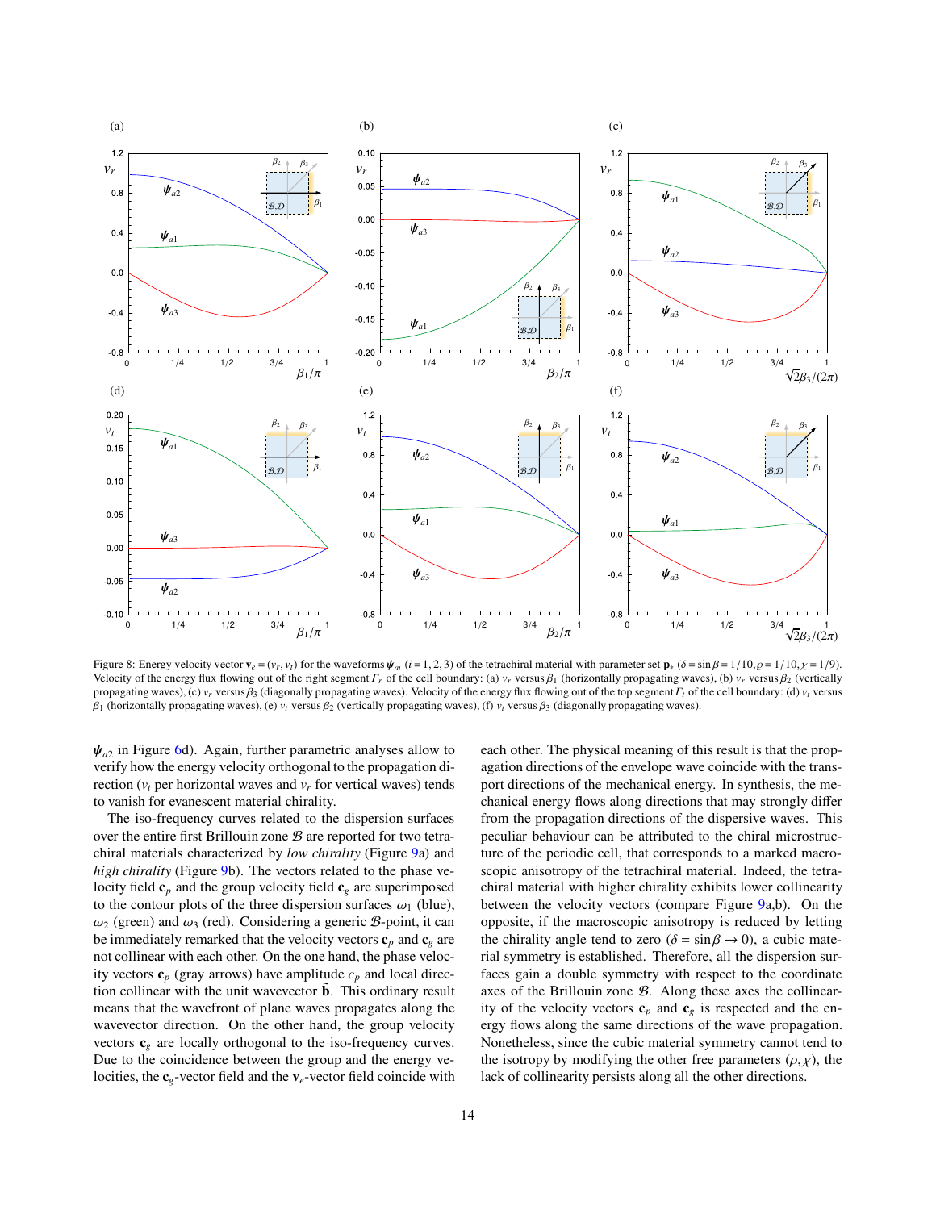Figure 8: Energy velocity vector $\mathbf{v}_e = (v_r, v_t)$ for the waveforms $\boldsymbol{\psi}_{ai}$ $(i = 1, 2, 3)$ of the tetrachiral material with parameter set $\mathbf{p}_*$ ($\delta = \sin\beta = 1/10, \varrho = 1/10, \chi = 1/9$). Velocity of the energy flux flowing out of the right segment $\Gamma_r$ of the cell boundary: (a) $v_r$ versus $\beta_1$ (horizontally propagating waves), (b) $v_r$ versus $\beta_2$ (vertically propagating waves), (c) $v_r$ versus $\beta_3$ (diagonally propagating waves). Velocity of the energy flux flowing out of the top segment $\Gamma_t$ of the cell boundary: (d) $v_t$ versus $\beta_1$ (horizontally propagating waves), (e) $v_t$ versus $\beta_2$ (vertically propagating waves), (f) $v_t$ versus $\beta_3$ (diagonally propagating waves).

$\boldsymbol{\psi}_{a2}$ in Figure 6d). Again, further parametric analyses allow to verify how the energy velocity orthogonal to the propagation direction ($v_t$ per horizontal waves and $v_r$ for vertical waves) tends to vanish for evanescent material chirality.

The iso-frequency curves related to the dispersion surfaces over the entire first Brillouin zone $\mathcal{B}$ are reported for two tetrachiral materials characterized by *low chirality* (Figure 9a) and *high chirality* (Figure 9b). The vectors related to the phase velocity field $\mathbf{c}_p$ and the group velocity field $\mathbf{c}_g$ are superimposed to the contour plots of the three dispersion surfaces $\omega_1$ (blue), $\omega_2$ (green) and $\omega_3$ (red). Considering a generic $\mathcal{B}$-point, it can be immediately remarked that the velocity vectors $\mathbf{c}_p$ and $\mathbf{c}_g$ are not collinear with each other. On the one hand, the phase velocity vectors $\mathbf{c}_p$ (gray arrows) have amplitude $c_p$ and local direction collinear with the unit wavevector $\tilde{\mathbf{b}}$. This ordinary result means that the wavefront of plane waves propagates along the wavevector direction. On the other hand, the group velocity vectors $\mathbf{c}_g$ are locally orthogonal to the iso-frequency curves. Due to the coincidence between the group and the energy velocities, the $\mathbf{c}_g$-vector field and the $\mathbf{v}_e$-vector field coincide with each other. The physical meaning of this result is that the propagation directions of the envelope wave coincide with the transport directions of the mechanical energy. In synthesis, the mechanical energy flows along directions that may strongly differ from the propagation directions of the dispersive waves. This peculiar behaviour can be attributed to the chiral microstructure of the periodic cell, that corresponds to a marked macroscopic anisotropy of the tetrachiral material. Indeed, the tetrachiral material with higher chirality exhibits lower collinearity between the velocity vectors (compare Figure 9a,b). On the opposite, if the macroscopic anisotropy is reduced by letting the chirality angle tend to zero ($\delta = \sin\beta \to 0$), a cubic material symmetry is established. Therefore, all the dispersion surfaces gain a double symmetry with respect to the coordinate axes of the Brillouin zone $\mathcal{B}$. Along these axes the collinearity of the velocity vectors $\mathbf{c}_p$ and $\mathbf{c}_g$ is respected and the energy flows along the same directions of the wave propagation. Nonetheless, since the cubic material symmetry cannot tend to the isotropy by modifying the other free parameters $(\rho, \chi)$, the lack of collinearity persists along all the other directions.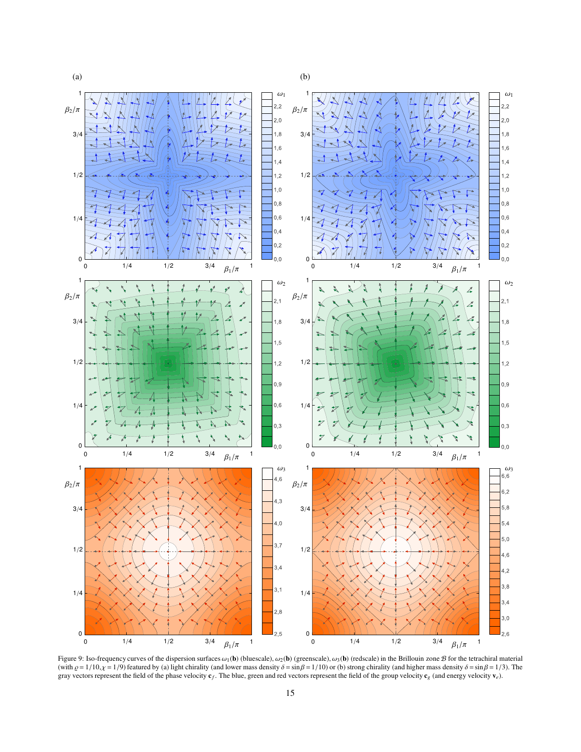Figure 9: Iso-frequency curves of the dispersion surfaces $\omega_1(\mathbf{b})$ (bluescale), $\omega_2(\mathbf{b})$ (greenscale), $\omega_3(\mathbf{b})$ (redscale) in the Brillouin zone $\mathcal{B}$ for the tetrachiral material (with $\varrho = 1/10, \chi = 1/9$) featured by (a) light chirality (and lower mass density $\delta = \sin\beta = 1/10$) or (b) strong chirality (and higher mass density $\delta = \sin\beta = 1/3$). The gray vectors represent the field of the phase velocity $\mathbf{c}_f$. The blue, green and red vectors represent the field of the group velocity $\mathbf{c}_g$ (and energy velocity $\mathbf{v}_e$).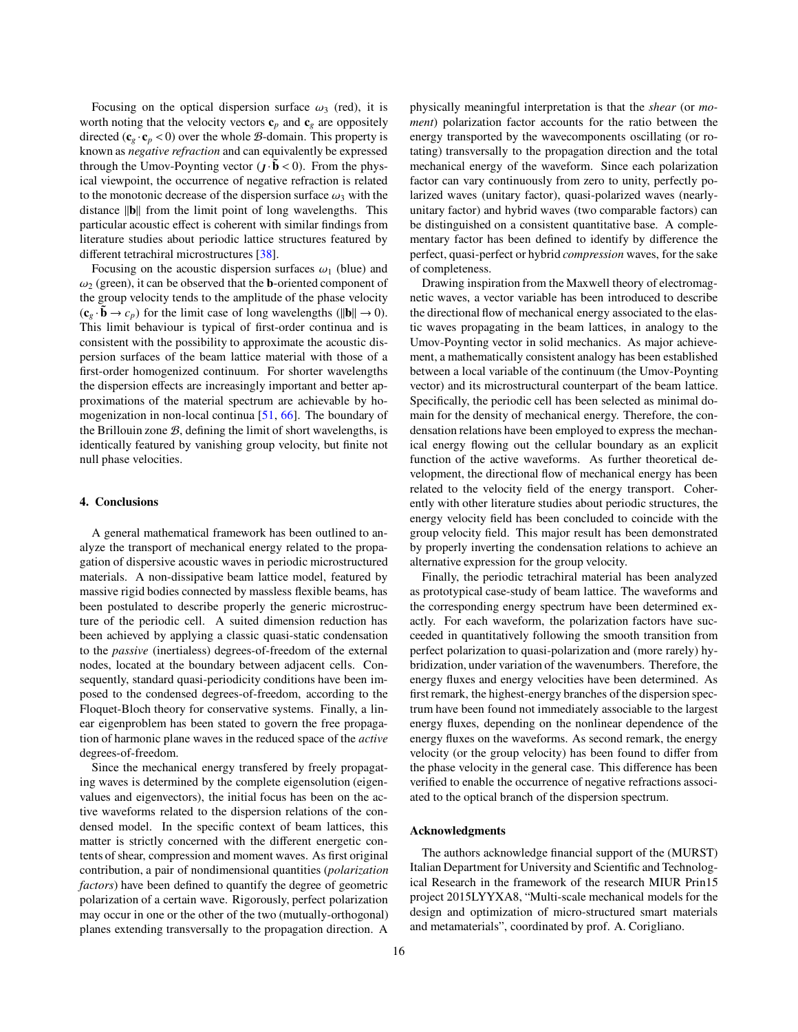Focusing on the optical dispersion surface $\omega_3$ (red), it is worth noting that the velocity vectors $\mathbf{c}_p$ and $\mathbf{c}_g$ are oppositely directed ($\mathbf{c}_g \cdot \mathbf{c}_p < 0$) over the whole $\mathcal{B}$-domain. This property is known as *negative refraction* and can equivalently be expressed through the Umov-Poynting vector ($\boldsymbol{J} \cdot \tilde{\mathbf{b}} < 0$). From the physical viewpoint, the occurrence of negative refraction is related to the monotonic decrease of the dispersion surface $\omega_3$ with the distance $\|\mathbf{b}\|$ from the limit point of long wavelengths. This particular acoustic effect is coherent with similar findings from literature studies about periodic lattice structures featured by different tetrachiral microstructures [38].

Focusing on the acoustic dispersion surfaces $\omega_1$ (blue) and $\omega_2$ (green), it can be observed that the $\mathbf{b}$-oriented component of the group velocity tends to the amplitude of the phase velocity ($\mathbf{c}_g \cdot \tilde{\mathbf{b}} \rightarrow c_p$) for the limit case of long wavelengths ($\|\mathbf{b}\| \rightarrow 0$). This limit behaviour is typical of first-order continua and is consistent with the possibility to approximate the acoustic dispersion surfaces of the beam lattice material with those of a first-order homogenized continuum. For shorter wavelengths the dispersion effects are increasingly important and better approximations of the material spectrum are achievable by homogenization in non-local continua [51, 66]. The boundary of the Brillouin zone $\mathcal{B}$, defining the limit of short wavelengths, is identically featured by vanishing group velocity, but finite not null phase velocities.

## 4. Conclusions

A general mathematical framework has been outlined to analyze the transport of mechanical energy related to the propagation of dispersive acoustic waves in periodic microstructured materials. A non-dissipative beam lattice model, featured by massive rigid bodies connected by massless flexible beams, has been postulated to describe properly the generic microstructure of the periodic cell. A suited dimension reduction has been achieved by applying a classic quasi-static condensation to the *passive* (inertialess) degrees-of-freedom of the external nodes, located at the boundary between adjacent cells. Consequently, standard quasi-periodicity conditions have been imposed to the condensed degrees-of-freedom, according to the Floquet-Bloch theory for conservative systems. Finally, a linear eigenproblem has been stated to govern the free propagation of harmonic plane waves in the reduced space of the *active* degrees-of-freedom.

Since the mechanical energy transfered by freely propagating waves is determined by the complete eigensolution (eigenvalues and eigenvectors), the initial focus has been on the active waveforms related to the dispersion relations of the condensed model. In the specific context of beam lattices, this matter is strictly concerned with the different energetic contents of shear, compression and moment waves. As first original contribution, a pair of nondimensional quantities (*polarization factors*) have been defined to quantify the degree of geometric polarization of a certain wave. Rigorously, perfect polarization may occur in one or the other of the two (mutually-orthogonal) planes extending transversally to the propagation direction. A physically meaningful interpretation is that the *shear* (or *moment*) polarization factor accounts for the ratio between the energy transported by the wavecomponents oscillating (or rotating) transversally to the propagation direction and the total mechanical energy of the waveform. Since each polarization factor can vary continuously from zero to unity, perfectly polarized waves (unitary factor), quasi-polarized waves (nearly-unitary factor) and hybrid waves (two comparable factors) can be distinguished on a consistent quantitative base. A complementary factor has been defined to identify by difference the perfect, quasi-perfect or hybrid *compression* waves, for the sake of completeness.

Drawing inspiration from the Maxwell theory of electromagnetic waves, a vector variable has been introduced to describe the directional flow of mechanical energy associated to the elastic waves propagating in the beam lattices, in analogy to the Umov-Poynting vector in solid mechanics. As major achievement, a mathematically consistent analogy has been established between a local variable of the continuum (the Umov-Poynting vector) and its microstructural counterpart of the beam lattice. Specifically, the periodic cell has been selected as minimal domain for the density of mechanical energy. Therefore, the condensation relations have been employed to express the mechanical energy flowing out the cellular boundary as an explicit function of the active waveforms. As further theoretical development, the directional flow of mechanical energy has been related to the velocity field of the energy transport. Coherently with other literature studies about periodic structures, the energy velocity field has been concluded to coincide with the group velocity field. This major result has been demonstrated by properly inverting the condensation relations to achieve an alternative expression for the group velocity.

Finally, the periodic tetrachiral material has been analyzed as prototypical case-study of beam lattice. The waveforms and the corresponding energy spectrum have been determined exactly. For each waveform, the polarization factors have succeeded in quantitatively following the smooth transition from perfect polarization to quasi-polarization and (more rarely) hybridization, under variation of the wavenumbers. Therefore, the energy fluxes and energy velocities have been determined. As first remark, the highest-energy branches of the dispersion spectrum have been found not immediately associable to the largest energy fluxes, depending on the nonlinear dependence of the energy fluxes on the waveforms. As second remark, the energy velocity (or the group velocity) has been found to differ from the phase velocity in the general case. This difference has been verified to enable the occurrence of negative refractions associated to the optical branch of the dispersion spectrum.

## Acknowledgments

The authors acknowledge financial support of the (MURST) Italian Department for University and Scientific and Technological Research in the framework of the research MIUR Prin15 project 2015LYYXA8, "Multi-scale mechanical models for the design and optimization of micro-structured smart materials and metamaterials", coordinated by prof. A. Corigliano.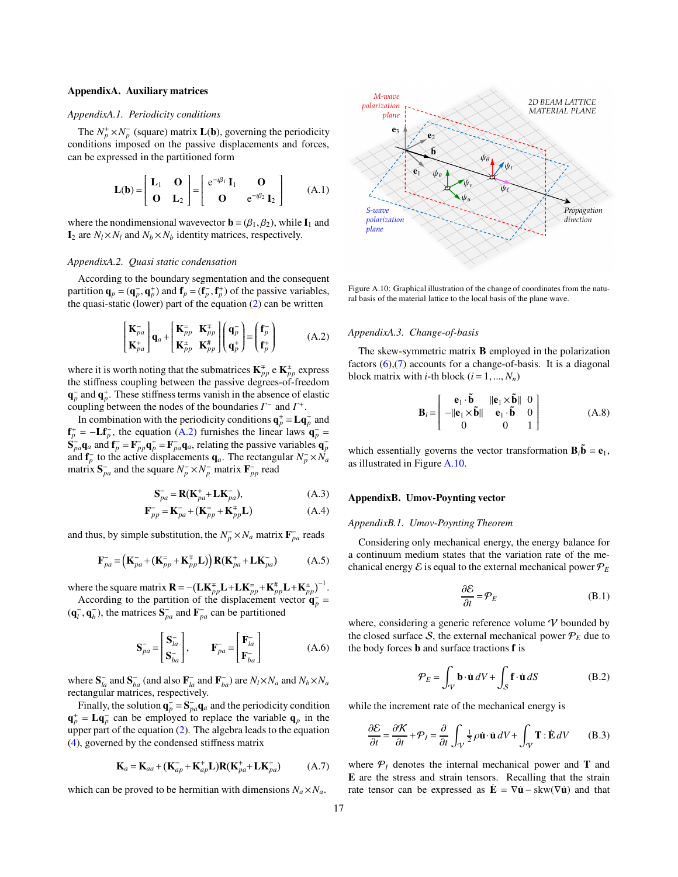## AppendixA. Auxiliary matrices

### AppendixA.1. Periodicity conditions

The $N_p^+ \times N_p^-$ (square) matrix $\mathbf{L}(\mathbf{b})$, governing the periodicity conditions imposed on the passive displacements and forces, can be expressed in the partitioned form

$$\mathbf{L}(\mathbf{b}) = \begin{bmatrix} \mathbf{L}_1 & \mathbf{O} \\ \mathbf{O} & \mathbf{L}_2 \end{bmatrix} = \begin{bmatrix} e^{-\imath\beta_1}\,\mathbf{I}_1 & \mathbf{O} \\ \mathbf{O} & e^{-\imath\beta_2}\,\mathbf{I}_2 \end{bmatrix} \tag{A.1}$$

where the nondimensional wavevector $\mathbf{b} = (\beta_1, \beta_2)$, while $\mathbf{I}_1$ and $\mathbf{I}_2$ are $N_l \times N_l$ and $N_b \times N_b$ identity matrices, respectively.

### AppendixA.2. Quasi static condensation

According to the boundary segmentation and the consequent partition $\mathbf{q}_p = (\mathbf{q}_p^-, \mathbf{q}_p^+)$ and $\mathbf{f}_p = (\mathbf{f}_p^-, \mathbf{f}_p^+)$ of the passive variables, the quasi-static (lower) part of the equation (2) can be written

$$\begin{bmatrix} \mathbf{K}_{pa}^- \\ \mathbf{K}_{pa}^+ \end{bmatrix} \mathbf{q}_a + \begin{bmatrix} \mathbf{K}_{pp}^= & \mathbf{K}_{pp}^\mp \\ \mathbf{K}_{pp}^\pm & \mathbf{K}_{pp}^\# \end{bmatrix} \begin{pmatrix} \mathbf{q}_p^- \\ \mathbf{q}_p^+ \end{pmatrix} = \begin{pmatrix} \mathbf{f}_p^- \\ \mathbf{f}_p^+ \end{pmatrix} \tag{A.2}$$

where it is worth noting that the submatrices $\mathbf{K}_{pp}^\mp$ e $\mathbf{K}_{pp}^\pm$ express the stiffness coupling between the passive degrees-of-freedom $\mathbf{q}_p^-$ and $\mathbf{q}_p^+$. These stiffness terms vanish in the absence of elastic coupling between the nodes of the boundaries $\Gamma^-$ and $\Gamma^+$.

In combination with the periodicity conditions $\mathbf{q}_p^+ = \mathbf{L}\mathbf{q}_p^-$ and $\mathbf{f}_p^+ = -\mathbf{L}\mathbf{f}_p^-$, the equation (A.2) furnishes the linear laws $\mathbf{q}_p^- = \mathbf{S}_{pa}^-\mathbf{q}_a$ and $\mathbf{f}_p^- = \mathbf{F}_{pp}^-\mathbf{q}_p^- = \mathbf{F}_{pa}^-\mathbf{q}_a$, relating the passive variables $\mathbf{q}_p^-$ and $\mathbf{f}_p^-$ to the active displacements $\mathbf{q}_a$. The rectangular $N_p^- \times N_a$ matrix $\mathbf{S}_{pa}^-$ and the square $N_p^- \times N_p^-$ matrix $\mathbf{F}_{pp}^-$ read

$$\mathbf{S}_{pa}^- = \mathbf{R}(\mathbf{K}_{pa}^+ + \mathbf{L}\mathbf{K}_{pa}^-), \tag{A.3}$$

$$\mathbf{F}_{pp}^- = \mathbf{K}_{pa}^- + (\mathbf{K}_{pp}^= + \mathbf{K}_{pp}^\mp \mathbf{L}) \tag{A.4}$$

and thus, by simple substitution, the $N_p^- \times N_a$ matrix $\mathbf{F}_{pa}^-$ reads

$$\mathbf{F}_{pa}^- = \left(\mathbf{K}_{pa}^- + (\mathbf{K}_{pp}^= + \mathbf{K}_{pp}^\mp \mathbf{L})\right)\mathbf{R}(\mathbf{K}_{pa}^+ + \mathbf{L}\mathbf{K}_{pa}^-) \tag{A.5}$$

where the square matrix $\mathbf{R} = -(\mathbf{L}\mathbf{K}_{pp}^\mp \mathbf{L} + \mathbf{L}\mathbf{K}_{pp}^= + \mathbf{K}_{pp}^\# \mathbf{L} + \mathbf{K}_{pp}^\pm)^{-1}$.

According to the partition of the displacement vector $\mathbf{q}_p^- = (\mathbf{q}_l^-, \mathbf{q}_b^-)$, the matrices $\mathbf{S}_{pa}^-$ and $\mathbf{F}_{pa}^-$ can be partitioned

$$\mathbf{S}_{pa}^- = \begin{bmatrix} \mathbf{S}_{la}^- \\ \mathbf{S}_{ba}^- \end{bmatrix}, \qquad \mathbf{F}_{pa}^- = \begin{bmatrix} \mathbf{F}_{la}^- \\ \mathbf{F}_{ba}^- \end{bmatrix} \tag{A.6}$$

where $\mathbf{S}_{la}^-$ and $\mathbf{S}_{ba}^-$ (and also $\mathbf{F}_{la}^-$ and $\mathbf{F}_{ba}^-$) are $N_l \times N_a$ and $N_b \times N_a$ rectangular matrices, respectively.

Finally, the solution $\mathbf{q}_p^- = \mathbf{S}_{pa}^-\mathbf{q}_a$ and the periodicity condition $\mathbf{q}_p^+ = \mathbf{L}\mathbf{q}_p^-$ can be employed to replace the variable $\mathbf{q}_p$ in the upper part of the equation (2). The algebra leads to the equation (4), governed by the condensed stiffness matrix

$$\mathbf{K}_a = \mathbf{K}_{aa} + (\mathbf{K}_{ap}^- + \mathbf{K}_{ap}^+ \mathbf{L})\mathbf{R}(\mathbf{K}_{pa}^+ + \mathbf{L}\mathbf{K}_{pa}^-) \tag{A.7}$$

which can be proved to be hermitian with dimensions $N_a \times N_a$.

Figure A.10: Graphical illustration of the change of coordinates from the natural basis of the material lattice to the local basis of the plane wave.

### AppendixA.3. Change-of-basis

The skew-symmetric matrix $\mathbf{B}$ employed in the polarization factors (6),(7) accounts for a change-of-basis. It is a diagonal block matrix with $i$-th block ($i = 1, ..., N_n$)

$$\mathbf{B}_i = \begin{bmatrix} \mathbf{e}_1 \cdot \tilde{\mathbf{b}} & \|\mathbf{e}_1 \times \tilde{\mathbf{b}}\| & 0 \\ -\|\mathbf{e}_1 \times \tilde{\mathbf{b}}\| & \mathbf{e}_1 \cdot \tilde{\mathbf{b}} & 0 \\ 0 & 0 & 1 \end{bmatrix} \tag{A.8}$$

which essentially governs the vector transformation $\mathbf{B}_i\tilde{\mathbf{b}} = \mathbf{e}_1$, as illustrated in Figure A.10.

## AppendixB. Umov-Poynting vector

### AppendixB.1. Umov-Poynting Theorem

Considering only mechanical energy, the energy balance for a continuum medium states that the variation rate of the mechanical energy $\mathcal{E}$ is equal to the external mechanical power $\mathcal{P}_E$

$$\frac{\partial \mathcal{E}}{\partial t} = \mathcal{P}_E \tag{B.1}$$

where, considering a generic reference volume $\mathcal{V}$ bounded by the closed surface $\mathcal{S}$, the external mechanical power $\mathcal{P}_E$ due to the body forces $\mathbf{b}$ and surface tractions $\mathbf{f}$ is

$$\mathcal{P}_E = \int_{\mathcal{V}} \mathbf{b} \cdot \dot{\mathbf{u}}\, dV + \int_{\mathcal{S}} \mathbf{f} \cdot \dot{\mathbf{u}}\, dS \tag{B.2}$$

while the increment rate of the mechanical energy is

$$\frac{\partial \mathcal{E}}{\partial t} = \frac{\partial \mathcal{K}}{\partial t} + \mathcal{P}_I = \frac{\partial}{\partial t} \int_{\mathcal{V}} \tfrac{1}{2}\rho \dot{\mathbf{u}} \cdot \dot{\mathbf{u}}\, dV + \int_{\mathcal{V}} \mathbf{T} : \dot{\mathbf{E}}\, dV \tag{B.3}$$

where $\mathcal{P}_I$ denotes the internal mechanical power and $\mathbf{T}$ and $\mathbf{E}$ are the stress and strain tensors. Recalling that the strain rate tensor can be expressed as $\dot{\mathbf{E}} = \nabla\dot{\mathbf{u}} - \text{skw}(\nabla\dot{\mathbf{u}})$ and that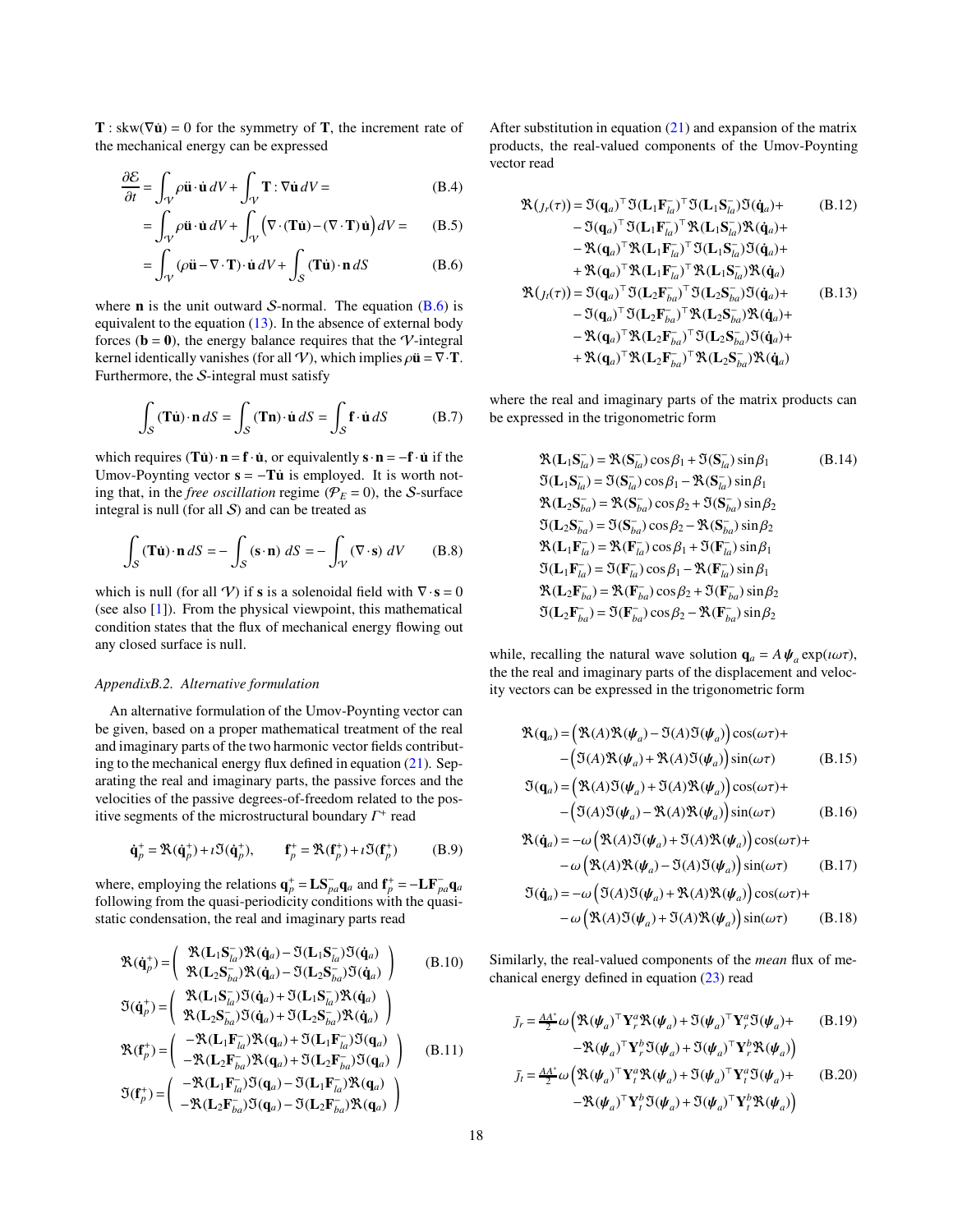$\mathbf{T} : \text{skw}(\nabla\dot{\mathbf{u}}) = 0$ for the symmetry of $\mathbf{T}$, the increment rate of the mechanical energy can be expressed

$$\frac{\partial \mathcal{E}}{\partial t} = \int_{\mathcal{V}} \rho \ddot{\mathbf{u}} \cdot \dot{\mathbf{u}}\, dV + \int_{\mathcal{V}} \mathbf{T} : \nabla\dot{\mathbf{u}}\, dV = \tag{B.4}$$

$$= \int_{\mathcal{V}} \rho \ddot{\mathbf{u}} \cdot \dot{\mathbf{u}}\, dV + \int_{\mathcal{V}} \left(\nabla\cdot(\mathbf{T}\dot{\mathbf{u}}) - (\nabla\cdot\mathbf{T})\cdot\dot{\mathbf{u}}\right) dV = \tag{B.5}$$

$$= \int_{\mathcal{V}} (\rho\ddot{\mathbf{u}} - \nabla\cdot\mathbf{T})\cdot\dot{\mathbf{u}}\, dV + \int_{\mathcal{S}} (\mathbf{T}\dot{\mathbf{u}})\cdot\mathbf{n}\, dS \tag{B.6}$$

where $\mathbf{n}$ is the unit outward $\mathcal{S}$-normal. The equation (B.6) is equivalent to the equation (13). In the absence of external body forces ($\mathbf{b} = \mathbf{0}$), the energy balance requires that the $\mathcal{V}$-integral kernel identically vanishes (for all $\mathcal{V}$), which implies $\rho\ddot{\mathbf{u}} = \nabla\cdot\mathbf{T}$. Furthermore, the $\mathcal{S}$-integral must satisfy

$$\int_{\mathcal{S}} (\mathbf{T}\dot{\mathbf{u}})\cdot\mathbf{n}\, dS = \int_{\mathcal{S}} (\mathbf{T}\mathbf{n})\cdot\dot{\mathbf{u}}\, dS = \int_{\mathcal{S}} \mathbf{f}\cdot\dot{\mathbf{u}}\, dS \tag{B.7}$$

which requires $(\mathbf{T}\dot{\mathbf{u}})\cdot\mathbf{n} = \mathbf{f}\cdot\dot{\mathbf{u}}$, or equivalently $\mathbf{s}\cdot\mathbf{n} = -\mathbf{f}\cdot\dot{\mathbf{u}}$ if the Umov-Poynting vector $\mathbf{s} = -\mathbf{T}\dot{\mathbf{u}}$ is employed. It is worth noting that, in the *free oscillation* regime ($\mathcal{P}_E = 0$), the $\mathcal{S}$-surface integral is null (for all $\mathcal{S}$) and can be treated as

$$\int_{\mathcal{S}} (\mathbf{T}\dot{\mathbf{u}})\cdot\mathbf{n}\, dS = -\int_{\mathcal{S}} (\mathbf{s}\cdot\mathbf{n})\; dS = -\int_{\mathcal{V}} (\nabla\cdot\mathbf{s})\; dV \tag{B.8}$$

which is null (for all $\mathcal{V}$) if $\mathbf{s}$ is a solenoidal field with $\nabla\cdot\mathbf{s} = 0$ (see also [1]). From the physical viewpoint, this mathematical condition states that the flux of mechanical energy flowing out any closed surface is null.

*AppendixB.2. Alternative formulation*

An alternative formulation of the Umov-Poynting vector can be given, based on a proper mathematical treatment of the real and imaginary parts of the two harmonic vector fields contributing to the mechanical energy flux defined in equation (21). Separating the real and imaginary parts, the passive forces and the velocities of the passive degrees-of-freedom related to the positive segments of the microstructural boundary $\Gamma^+$ read

$$\dot{\mathbf{q}}_p^+ = \Re(\dot{\mathbf{q}}_p^+) + \imath\Im(\dot{\mathbf{q}}_p^+), \qquad \mathbf{f}_p^+ = \Re(\mathbf{f}_p^+) + \imath\Im(\mathbf{f}_p^+) \tag{B.9}$$

where, employing the relations $\mathbf{q}_p^+ = \mathbf{L}\mathbf{S}_{pa}^-\mathbf{q}_a$ and $\mathbf{f}_p^+ = -\mathbf{L}\mathbf{F}_{pa}^-\mathbf{q}_a$ following from the quasi-periodicity conditions with the quasi-static condensation, the real and imaginary parts read

$$\Re(\dot{\mathbf{q}}_p^+) = \begin{pmatrix} \Re(\mathbf{L}_1\mathbf{S}_{la}^-)\Re(\dot{\mathbf{q}}_a) - \Im(\mathbf{L}_1\mathbf{S}_{la}^-)\Im(\dot{\mathbf{q}}_a) \\ \Re(\mathbf{L}_2\mathbf{S}_{ba}^-)\Re(\dot{\mathbf{q}}_a) - \Im(\mathbf{L}_2\mathbf{S}_{ba}^-)\Im(\dot{\mathbf{q}}_a) \end{pmatrix} \tag{B.10}$$

$$\Im(\dot{\mathbf{q}}_p^+) = \begin{pmatrix} \Re(\mathbf{L}_1\mathbf{S}_{la}^-)\Im(\dot{\mathbf{q}}_a) + \Im(\mathbf{L}_1\mathbf{S}_{la}^-)\Re(\dot{\mathbf{q}}_a) \\ \Re(\mathbf{L}_2\mathbf{S}_{ba}^-)\Im(\dot{\mathbf{q}}_a) + \Im(\mathbf{L}_2\mathbf{S}_{ba}^-)\Re(\dot{\mathbf{q}}_a) \end{pmatrix}$$

$$\Re(\mathbf{f}_p^+) = \begin{pmatrix} -\Re(\mathbf{L}_1\mathbf{F}_{la}^-)\Re(\mathbf{q}_a) + \Im(\mathbf{L}_1\mathbf{F}_{la}^-)\Im(\mathbf{q}_a) \\ -\Re(\mathbf{L}_2\mathbf{F}_{ba}^-)\Re(\mathbf{q}_a) + \Im(\mathbf{L}_2\mathbf{F}_{ba}^-)\Im(\mathbf{q}_a) \end{pmatrix} \tag{B.11}$$

$$\Im(\mathbf{f}_p^+) = \begin{pmatrix} -\Re(\mathbf{L}_1\mathbf{F}_{la}^-)\Im(\mathbf{q}_a) - \Im(\mathbf{L}_1\mathbf{F}_{la}^-)\Re(\mathbf{q}_a) \\ -\Re(\mathbf{L}_2\mathbf{F}_{ba}^-)\Im(\mathbf{q}_a) - \Im(\mathbf{L}_2\mathbf{F}_{ba}^-)\Re(\mathbf{q}_a) \end{pmatrix}$$

After substitution in equation (21) and expansion of the matrix products, the real-valued components of the Umov-Poynting vector read

$$\begin{aligned} \Re(j_r(\tau)) = {} & \Im(\mathbf{q}_a)^\top \Im(\mathbf{L}_1\mathbf{F}_{la}^-)^\top \Im(\mathbf{L}_1\mathbf{S}_{la}^-)\Im(\dot{\mathbf{q}}_a) + \\ & - \Im(\mathbf{q}_a)^\top \Im(\mathbf{L}_1\mathbf{F}_{la}^-)^\top \Re(\mathbf{L}_1\mathbf{S}_{la}^-)\Re(\dot{\mathbf{q}}_a) + \\ & - \Re(\mathbf{q}_a)^\top \Re(\mathbf{L}_1\mathbf{F}_{la}^-)^\top \Im(\mathbf{L}_1\mathbf{S}_{la}^-)\Im(\dot{\mathbf{q}}_a) + \\ & + \Re(\mathbf{q}_a)^\top \Re(\mathbf{L}_1\mathbf{F}_{la}^-)^\top \Re(\mathbf{L}_1\mathbf{S}_{la}^-)\Re(\dot{\mathbf{q}}_a) \end{aligned} \tag{B.12}$$

$$\begin{aligned} \Re(j_t(\tau)) = {} & \Im(\mathbf{q}_a)^\top \Im(\mathbf{L}_2\mathbf{F}_{ba}^-)^\top \Im(\mathbf{L}_2\mathbf{S}_{ba}^-)\Im(\dot{\mathbf{q}}_a) + \\ & - \Im(\mathbf{q}_a)^\top \Im(\mathbf{L}_2\mathbf{F}_{ba}^-)^\top \Re(\mathbf{L}_2\mathbf{S}_{ba}^-)\Re(\dot{\mathbf{q}}_a) + \\ & - \Re(\mathbf{q}_a)^\top \Re(\mathbf{L}_2\mathbf{F}_{ba}^-)^\top \Im(\mathbf{L}_2\mathbf{S}_{ba}^-)\Im(\dot{\mathbf{q}}_a) + \\ & + \Re(\mathbf{q}_a)^\top \Re(\mathbf{L}_2\mathbf{F}_{ba}^-)^\top \Re(\mathbf{L}_2\mathbf{S}_{ba}^-)\Re(\dot{\mathbf{q}}_a) \end{aligned} \tag{B.13}$$

where the real and imaginary parts of the matrix products can be expressed in the trigonometric form

$$\begin{aligned} \Re(\mathbf{L}_1\mathbf{S}_{la}^-) &= \Re(\mathbf{S}_{la}^-)\cos\beta_1 + \Im(\mathbf{S}_{la}^-)\sin\beta_1 \\ \Im(\mathbf{L}_1\mathbf{S}_{la}^-) &= \Im(\mathbf{S}_{la}^-)\cos\beta_1 - \Re(\mathbf{S}_{la}^-)\sin\beta_1 \\ \Re(\mathbf{L}_2\mathbf{S}_{ba}^-) &= \Re(\mathbf{S}_{ba}^-)\cos\beta_2 + \Im(\mathbf{S}_{ba}^-)\sin\beta_2 \\ \Im(\mathbf{L}_2\mathbf{S}_{ba}^-) &= \Im(\mathbf{S}_{ba}^-)\cos\beta_2 - \Re(\mathbf{S}_{ba}^-)\sin\beta_2 \\ \Re(\mathbf{L}_1\mathbf{F}_{la}^-) &= \Re(\mathbf{F}_{la}^-)\cos\beta_1 + \Im(\mathbf{F}_{la}^-)\sin\beta_1 \\ \Im(\mathbf{L}_1\mathbf{F}_{la}^-) &= \Im(\mathbf{F}_{la}^-)\cos\beta_1 - \Re(\mathbf{F}_{la}^-)\sin\beta_1 \\ \Re(\mathbf{L}_2\mathbf{F}_{ba}^-) &= \Re(\mathbf{F}_{ba}^-)\cos\beta_2 + \Im(\mathbf{F}_{ba}^-)\sin\beta_2 \\ \Im(\mathbf{L}_2\mathbf{F}_{ba}^-) &= \Im(\mathbf{F}_{ba}^-)\cos\beta_2 - \Re(\mathbf{F}_{ba}^-)\sin\beta_2 \end{aligned} \tag{B.14}$$

while, recalling the natural wave solution $\mathbf{q}_a = A\,\boldsymbol{\psi}_a \exp(\imath\omega\tau)$, the the real and imaginary parts of the displacement and velocity vectors can be expressed in the trigonometric form

$$\begin{aligned} \Re(\mathbf{q}_a) = {} & \left(\Re(A)\Re(\boldsymbol{\psi}_a) - \Im(A)\Im(\boldsymbol{\psi}_a)\right)\cos(\omega\tau) + \\ & - \left(\Im(A)\Re(\boldsymbol{\psi}_a) + \Re(A)\Im(\boldsymbol{\psi}_a)\right)\sin(\omega\tau) \end{aligned} \tag{B.15}$$

$$\begin{aligned} \Im(\mathbf{q}_a) = {} & \left(\Re(A)\Im(\boldsymbol{\psi}_a) + \Im(A)\Re(\boldsymbol{\psi}_a)\right)\cos(\omega\tau) + \\ & - \left(\Im(A)\Im(\boldsymbol{\psi}_a) - \Re(A)\Re(\boldsymbol{\psi}_a)\right)\sin(\omega\tau) \end{aligned} \tag{B.16}$$

$$\begin{aligned} \Re(\dot{\mathbf{q}}_a) = {} & -\omega\left(\Re(A)\Im(\boldsymbol{\psi}_a) + \Im(A)\Re(\boldsymbol{\psi}_a)\right)\cos(\omega\tau) + \\ & - \omega\left(\Re(A)\Re(\boldsymbol{\psi}_a) - \Im(A)\Im(\boldsymbol{\psi}_a)\right)\sin(\omega\tau) \end{aligned} \tag{B.17}$$

$$\begin{aligned} \Im(\dot{\mathbf{q}}_a) = {} & -\omega\left(\Im(A)\Im(\boldsymbol{\psi}_a) + \Re(A)\Re(\boldsymbol{\psi}_a)\right)\cos(\omega\tau) + \\ & - \omega\left(\Re(A)\Im(\boldsymbol{\psi}_a) + \Im(A)\Re(\boldsymbol{\psi}_a)\right)\sin(\omega\tau) \end{aligned} \tag{B.18}$$

Similarly, the real-valued components of the *mean* flux of mechanical energy defined in equation (23) read

$$\begin{aligned} \bar{J}_r = {} & \tfrac{AA^*}{2}\omega\left(\Re(\boldsymbol{\psi}_a)^\top \mathbf{Y}_r^a \Re(\boldsymbol{\psi}_a) + \Im(\boldsymbol{\psi}_a)^\top \mathbf{Y}_r^a \Im(\boldsymbol{\psi}_a) + \right. \\ & \left. - \Re(\boldsymbol{\psi}_a)^\top \mathbf{Y}_r^b \Im(\boldsymbol{\psi}_a) + \Im(\boldsymbol{\psi}_a)^\top \mathbf{Y}_r^b \Re(\boldsymbol{\psi}_a)\right) \end{aligned} \tag{B.19}$$

$$\begin{aligned} \bar{J}_t = {} & \tfrac{AA^*}{2}\omega\left(\Re(\boldsymbol{\psi}_a)^\top \mathbf{Y}_t^a \Re(\boldsymbol{\psi}_a) + \Im(\boldsymbol{\psi}_a)^\top \mathbf{Y}_t^a \Im(\boldsymbol{\psi}_a) + \right. \\ & \left. - \Re(\boldsymbol{\psi}_a)^\top \mathbf{Y}_t^b \Im(\boldsymbol{\psi}_a) + \Im(\boldsymbol{\psi}_a)^\top \mathbf{Y}_t^b \Re(\boldsymbol{\psi}_a)\right) \end{aligned} \tag{B.20}$$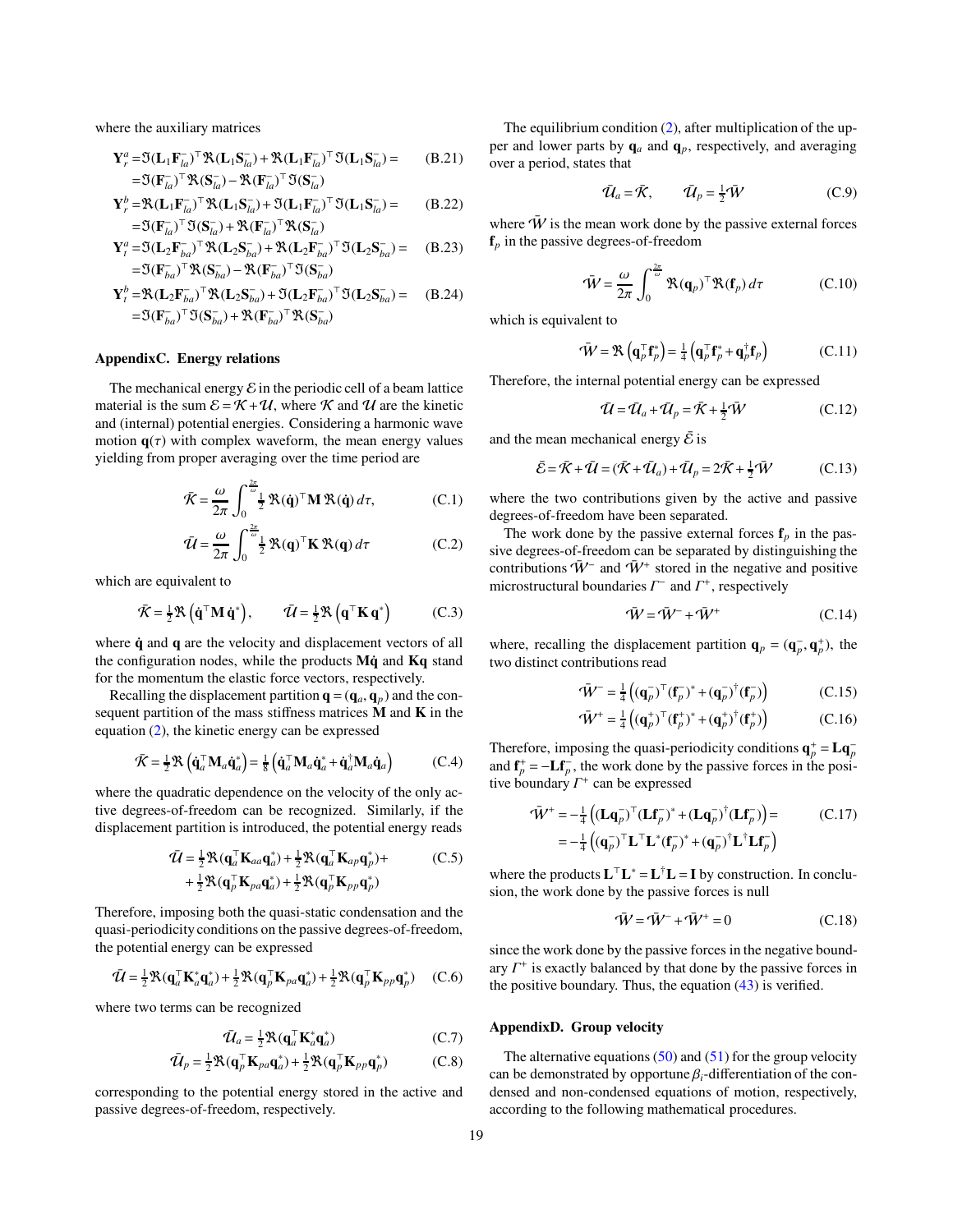where the auxiliary matrices

$$
\begin{aligned}
\mathbf{Y}_r^a =& \Im(\mathbf{L}_1\mathbf{F}_{la}^-)^\top \Re(\mathbf{L}_1\mathbf{S}_{la}^-) + \Re(\mathbf{L}_1\mathbf{F}_{la}^-)^\top \Im(\mathbf{L}_1\mathbf{S}_{la}^-) = \\
=& \Im(\mathbf{F}_{la}^-)^\top \Re(\mathbf{S}_{la}^-) - \Re(\mathbf{F}_{la}^-)^\top \Im(\mathbf{S}_{la}^-)
\end{aligned} \tag{B.21}
$$

$$
\begin{aligned}
\mathbf{Y}_r^b =& \Re(\mathbf{L}_1\mathbf{F}_{la}^-)^\top \Re(\mathbf{L}_1\mathbf{S}_{la}^-) + \Im(\mathbf{L}_1\mathbf{F}_{la}^-)^\top \Im(\mathbf{L}_1\mathbf{S}_{la}^-) = \\
=& \Im(\mathbf{F}_{la}^-)^\top \Im(\mathbf{S}_{la}^-) + \Re(\mathbf{F}_{la}^-)^\top \Re(\mathbf{S}_{la}^-)
\end{aligned} \tag{B.22}
$$

$$
\begin{aligned}
\mathbf{Y}_t^a =& \Im(\mathbf{L}_2\mathbf{F}_{ba}^-)^\top \Re(\mathbf{L}_2\mathbf{S}_{ba}^-) + \Re(\mathbf{L}_2\mathbf{F}_{ba}^-)^\top \Im(\mathbf{L}_2\mathbf{S}_{ba}^-) = \\
=& \Im(\mathbf{F}_{ba}^-)^\top \Re(\mathbf{S}_{ba}^-) - \Re(\mathbf{F}_{ba}^-)^\top \Im(\mathbf{S}_{ba}^-)
\end{aligned} \tag{B.23}
$$

$$
\begin{aligned}
\mathbf{Y}_t^b =& \Re(\mathbf{L}_2\mathbf{F}_{ba}^-)^\top \Re(\mathbf{L}_2\mathbf{S}_{ba}^-) + \Im(\mathbf{L}_2\mathbf{F}_{ba}^-)^\top \Im(\mathbf{L}_2\mathbf{S}_{ba}^-) = \\
=& \Im(\mathbf{F}_{ba}^-)^\top \Im(\mathbf{S}_{ba}^-) + \Re(\mathbf{F}_{ba}^-)^\top \Re(\mathbf{S}_{ba}^-)
\end{aligned} \tag{B.24}
$$

## AppendixC. Energy relations

The mechanical energy $\mathcal{E}$ in the periodic cell of a beam lattice material is the sum $\mathcal{E} = \mathcal{K} + \mathcal{U}$, where $\mathcal{K}$ and $\mathcal{U}$ are the kinetic and (internal) potential energies. Considering a harmonic wave motion $\mathbf{q}(\tau)$ with complex waveform, the mean energy values yielding from proper averaging over the time period are

$$
\bar{\mathcal{K}} = \frac{\omega}{2\pi} \int_0^{\frac{2\pi}{\omega}} \tfrac{1}{2}\, \Re(\dot{\mathbf{q}})^\top \mathbf{M}\, \Re(\dot{\mathbf{q}})\, d\tau, \tag{C.1}
$$

$$
\bar{\mathcal{U}} = \frac{\omega}{2\pi} \int_0^{\frac{2\pi}{\omega}} \tfrac{1}{2}\, \Re(\mathbf{q})^\top \mathbf{K}\, \Re(\mathbf{q})\, d\tau \tag{C.2}
$$

which are equivalent to

$$
\bar{\mathcal{K}} = \tfrac{1}{2}\Re\left(\dot{\mathbf{q}}^\top \mathbf{M}\, \dot{\mathbf{q}}^*\right), \qquad \bar{\mathcal{U}} = \tfrac{1}{2}\Re\left(\mathbf{q}^\top \mathbf{K}\, \mathbf{q}^*\right) \tag{C.3}
$$

where $\dot{\mathbf{q}}$ and $\mathbf{q}$ are the velocity and displacement vectors of all the configuration nodes, while the products $\mathbf{M}\dot{\mathbf{q}}$ and $\mathbf{K}\mathbf{q}$ stand for the momentum the elastic force vectors, respectively.

Recalling the displacement partition $\mathbf{q} = (\mathbf{q}_a, \mathbf{q}_p)$ and the consequent partition of the mass stiffness matrices $\mathbf{M}$ and $\mathbf{K}$ in the equation (2), the kinetic energy can be expressed

$$
\bar{\mathcal{K}} = \tfrac{1}{2}\Re\left(\dot{\mathbf{q}}_a^\top \mathbf{M}_a \dot{\mathbf{q}}_a^*\right) = \tfrac{1}{8}\left(\dot{\mathbf{q}}_a^\top \mathbf{M}_a \dot{\mathbf{q}}_a^* + \dot{\mathbf{q}}_a^\dagger \mathbf{M}_a \dot{\mathbf{q}}_a\right) \tag{C.4}
$$

where the quadratic dependence on the velocity of the only active degrees-of-freedom can be recognized. Similarly, if the displacement partition is introduced, the potential energy reads

$$
\begin{aligned}
\bar{\mathcal{U}} =& \tfrac{1}{2}\Re(\mathbf{q}_a^\top \mathbf{K}_{aa} \mathbf{q}_a^*) + \tfrac{1}{2}\Re(\mathbf{q}_a^\top \mathbf{K}_{ap} \mathbf{q}_p^*) + \\
&+ \tfrac{1}{2}\Re(\mathbf{q}_p^\top \mathbf{K}_{pa} \mathbf{q}_a^*) + \tfrac{1}{2}\Re(\mathbf{q}_p^\top \mathbf{K}_{pp} \mathbf{q}_p^*)
\end{aligned} \tag{C.5}
$$

Therefore, imposing both the quasi-static condensation and the quasi-periodicity conditions on the passive degrees-of-freedom, the potential energy can be expressed

$$
\bar{\mathcal{U}} = \tfrac{1}{2}\Re(\mathbf{q}_a^\top \mathbf{K}_a^* \mathbf{q}_a^*) + \tfrac{1}{2}\Re(\mathbf{q}_p^\top \mathbf{K}_{pa} \mathbf{q}_a^*) + \tfrac{1}{2}\Re(\mathbf{q}_p^\top \mathbf{K}_{pp} \mathbf{q}_p^*) \tag{C.6}
$$

where two terms can be recognized

$$
\bar{\mathcal{U}}_a = \tfrac{1}{2}\Re(\mathbf{q}_a^\top \mathbf{K}_a^* \mathbf{q}_a^*) \tag{C.7}
$$

$$
\bar{\mathcal{U}}_p = \tfrac{1}{2}\Re(\mathbf{q}_p^\top \mathbf{K}_{pa} \mathbf{q}_a^*) + \tfrac{1}{2}\Re(\mathbf{q}_p^\top \mathbf{K}_{pp} \mathbf{q}_p^*) \tag{C.8}
$$

corresponding to the potential energy stored in the active and passive degrees-of-freedom, respectively.

The equilibrium condition (2), after multiplication of the upper and lower parts by $\mathbf{q}_a$ and $\mathbf{q}_p$, respectively, and averaging over a period, states that

$$
\bar{\mathcal{U}}_a = \bar{\mathcal{K}}, \qquad \bar{\mathcal{U}}_p = \tfrac{1}{2}\bar{\mathcal{W}} \tag{C.9}
$$

where $\bar{\mathcal{W}}$ is the mean work done by the passive external forces $\mathbf{f}_p$ in the passive degrees-of-freedom

$$
\bar{\mathcal{W}} = \frac{\omega}{2\pi} \int_0^{\frac{2\pi}{\omega}} \Re(\mathbf{q}_p)^\top \Re(\mathbf{f}_p)\, d\tau \tag{C.10}
$$

which is equivalent to

$$
\bar{\mathcal{W}} = \Re\left(\mathbf{q}_p^\top \mathbf{f}_p^*\right) = \tfrac{1}{4}\left(\mathbf{q}_p^\top \mathbf{f}_p^* + \mathbf{q}_p^\dagger \mathbf{f}_p\right) \tag{C.11}
$$

Therefore, the internal potential energy can be expressed

$$
\bar{\mathcal{U}} = \bar{\mathcal{U}}_a + \bar{\mathcal{U}}_p = \bar{\mathcal{K}} + \tfrac{1}{2}\bar{\mathcal{W}} \tag{C.12}
$$

and the mean mechanical energy $\bar{\mathcal{E}}$ is

$$
\bar{\mathcal{E}} = \bar{\mathcal{K}} + \bar{\mathcal{U}} = (\bar{\mathcal{K}} + \bar{\mathcal{U}}_a) + \bar{\mathcal{U}}_p = 2\bar{\mathcal{K}} + \tfrac{1}{2}\bar{\mathcal{W}} \tag{C.13}
$$

where the two contributions given by the active and passive degrees-of-freedom have been separated.

The work done by the passive external forces $\mathbf{f}_p$ in the passive degrees-of-freedom can be separated by distinguishing the contributions $\bar{\mathcal{W}}^-$ and $\bar{\mathcal{W}}^+$ stored in the negative and positive microstructural boundaries $\Gamma^-$ and $\Gamma^+$, respectively

$$
\bar{\mathcal{W}} = \bar{\mathcal{W}}^- + \bar{\mathcal{W}}^+ \tag{C.14}
$$

where, recalling the displacement partition $\mathbf{q}_p = (\mathbf{q}_p^-, \mathbf{q}_p^+)$, the two distinct contributions read

$$
\bar{\mathcal{W}}^- = \tfrac{1}{4}\left((\mathbf{q}_p^-)^\top (\mathbf{f}_p^-)^* + (\mathbf{q}_p^-)^\dagger (\mathbf{f}_p^-)\right) \tag{C.15}
$$

$$
\bar{\mathcal{W}}^+ = \tfrac{1}{4}\left((\mathbf{q}_p^+)^\top (\mathbf{f}_p^+)^* + (\mathbf{q}_p^+)^\dagger (\mathbf{f}_p^+)\right) \tag{C.16}
$$

Therefore, imposing the quasi-periodicity conditions $\mathbf{q}_p^+ = \mathbf{L}\mathbf{q}_p^-$ and $\mathbf{f}_p^+ = -\mathbf{L}\mathbf{f}_p^-$, the work done by the passive forces in the positive boundary $\Gamma^+$ can be expressed

$$
\begin{aligned}
\bar{\mathcal{W}}^+ =& -\tfrac{1}{4}\left((\mathbf{L}\mathbf{q}_p^-)^\top (\mathbf{L}\mathbf{f}_p^-)^* + (\mathbf{L}\mathbf{q}_p^-)^\dagger (\mathbf{L}\mathbf{f}_p^-)\right) = \\
=& -\tfrac{1}{4}\left((\mathbf{q}_p^-)^\top \mathbf{L}^\top \mathbf{L}^* (\mathbf{f}_p^-)^* + (\mathbf{q}_p^-)^\dagger \mathbf{L}^\dagger \mathbf{L}\mathbf{f}_p^-\right)
\end{aligned} \tag{C.17}
$$

where the products $\mathbf{L}^\top \mathbf{L}^* = \mathbf{L}^\dagger \mathbf{L} = \mathbf{I}$ by construction. In conclusion, the work done by the passive forces is null

$$
\bar{\mathcal{W}} = \bar{\mathcal{W}}^- + \bar{\mathcal{W}}^+ = 0 \tag{C.18}
$$

since the work done by the passive forces in the negative boundary $\Gamma^+$ is exactly balanced by that done by the passive forces in the positive boundary. Thus, the equation (43) is verified.

## AppendixD. Group velocity

The alternative equations (50) and (51) for the group velocity can be demonstrated by opportune $\beta_i$-differentiation of the condensed and non-condensed equations of motion, respectively, according to the following mathematical procedures.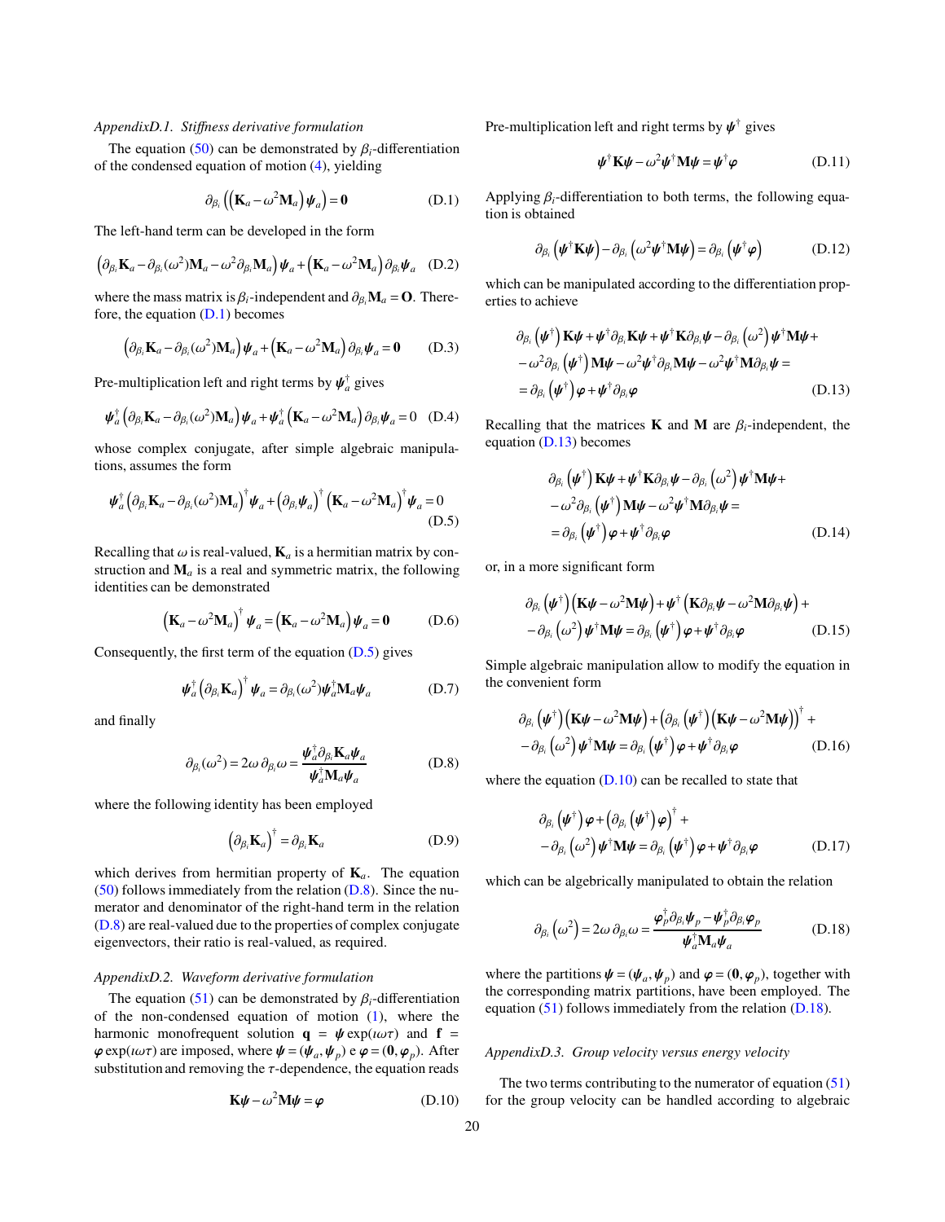### AppendixD.1. Stiffness derivative formulation

The equation (50) can be demonstrated by $\beta_i$-differentiation of the condensed equation of motion (4), yielding

$$\partial_{\beta_i}\left(\left(\mathbf{K}_a-\omega^2\mathbf{M}_a\right)\boldsymbol{\psi}_a\right)=\mathbf{0} \tag{D.1}$$

The left-hand term can be developed in the form

$$\left(\partial_{\beta_i}\mathbf{K}_a-\partial_{\beta_i}(\omega^2)\mathbf{M}_a-\omega^2\partial_{\beta_i}\mathbf{M}_a\right)\boldsymbol{\psi}_a+\left(\mathbf{K}_a-\omega^2\mathbf{M}_a\right)\partial_{\beta_i}\boldsymbol{\psi}_a \tag{D.2}$$

where the mass matrix is $\beta_i$-independent and $\partial_{\beta_i}\mathbf{M}_a=\mathbf{O}$. Therefore, the equation (D.1) becomes

$$\left(\partial_{\beta_i}\mathbf{K}_a-\partial_{\beta_i}(\omega^2)\mathbf{M}_a\right)\boldsymbol{\psi}_a+\left(\mathbf{K}_a-\omega^2\mathbf{M}_a\right)\partial_{\beta_i}\boldsymbol{\psi}_a=\mathbf{0} \tag{D.3}$$

Pre-multiplication left and right terms by $\boldsymbol{\psi}_a^\dagger$ gives

$$\boldsymbol{\psi}_a^\dagger\left(\partial_{\beta_i}\mathbf{K}_a-\partial_{\beta_i}(\omega^2)\mathbf{M}_a\right)\boldsymbol{\psi}_a+\boldsymbol{\psi}_a^\dagger\left(\mathbf{K}_a-\omega^2\mathbf{M}_a\right)\partial_{\beta_i}\boldsymbol{\psi}_a=0 \tag{D.4}$$

whose complex conjugate, after simple algebraic manipulations, assumes the form

$$\boldsymbol{\psi}_a^\dagger\left(\partial_{\beta_i}\mathbf{K}_a-\partial_{\beta_i}(\omega^2)\mathbf{M}_a\right)^\dagger\boldsymbol{\psi}_a+\left(\partial_{\beta_i}\boldsymbol{\psi}_a\right)^\dagger\left(\mathbf{K}_a-\omega^2\mathbf{M}_a\right)^\dagger\boldsymbol{\psi}_a=0 \tag{D.5}$$

Recalling that $\omega$ is real-valued, $\mathbf{K}_a$ is a hermitian matrix by construction and $\mathbf{M}_a$ is a real and symmetric matrix, the following identities can be demonstrated

$$\left(\mathbf{K}_a-\omega^2\mathbf{M}_a\right)^\dagger\boldsymbol{\psi}_a=\left(\mathbf{K}_a-\omega^2\mathbf{M}_a\right)\boldsymbol{\psi}_a=\mathbf{0} \tag{D.6}$$

Consequently, the first term of the equation (D.5) gives

$$\boldsymbol{\psi}_a^\dagger\left(\partial_{\beta_i}\mathbf{K}_a\right)^\dagger\boldsymbol{\psi}_a=\partial_{\beta_i}(\omega^2)\boldsymbol{\psi}_a^\dagger\mathbf{M}_a\boldsymbol{\psi}_a \tag{D.7}$$

and finally

$$\partial_{\beta_i}(\omega^2)=2\omega\,\partial_{\beta_i}\omega=\frac{\boldsymbol{\psi}_a^\dagger\partial_{\beta_i}\mathbf{K}_a\boldsymbol{\psi}_a}{\boldsymbol{\psi}_a^\dagger\mathbf{M}_a\boldsymbol{\psi}_a} \tag{D.8}$$

where the following identity has been employed

$$\left(\partial_{\beta_i}\mathbf{K}_a\right)^\dagger=\partial_{\beta_i}\mathbf{K}_a \tag{D.9}$$

which derives from hermitian property of $\mathbf{K}_a$. The equation (50) follows immediately from the relation (D.8). Since the numerator and denominator of the right-hand term in the relation (D.8) are real-valued due to the properties of complex conjugate eigenvectors, their ratio is real-valued, as required.

### AppendixD.2. Waveform derivative formulation

The equation (51) can be demonstrated by $\beta_i$-differentiation of the non-condensed equation of motion (1), where the harmonic monofrequent solution $\mathbf{q}=\boldsymbol{\psi}\exp(\iota\omega\tau)$ and $\mathbf{f}=\boldsymbol{\varphi}\exp(\iota\omega\tau)$ are imposed, where $\boldsymbol{\psi}=(\boldsymbol{\psi}_a,\boldsymbol{\psi}_p)$ e $\boldsymbol{\varphi}=(\mathbf{0},\boldsymbol{\varphi}_p)$. After substitution and removing the $\tau$-dependence, the equation reads

$$\mathbf{K}\boldsymbol{\psi}-\omega^2\mathbf{M}\boldsymbol{\psi}=\boldsymbol{\varphi} \tag{D.10}$$

Pre-multiplication left and right terms by $\boldsymbol{\psi}^\dagger$ gives

$$\boldsymbol{\psi}^\dagger\mathbf{K}\boldsymbol{\psi}-\omega^2\boldsymbol{\psi}^\dagger\mathbf{M}\boldsymbol{\psi}=\boldsymbol{\psi}^\dagger\boldsymbol{\varphi} \tag{D.11}$$

Applying $\beta_i$-differentiation to both terms, the following equation is obtained

$$\partial_{\beta_i}\left(\boldsymbol{\psi}^\dagger\mathbf{K}\boldsymbol{\psi}\right)-\partial_{\beta_i}\left(\omega^2\boldsymbol{\psi}^\dagger\mathbf{M}\boldsymbol{\psi}\right)=\partial_{\beta_i}\left(\boldsymbol{\psi}^\dagger\boldsymbol{\varphi}\right) \tag{D.12}$$

which can be manipulated according to the differentiation properties to achieve

$$\begin{aligned}&\partial_{\beta_i}\left(\boldsymbol{\psi}^\dagger\right)\mathbf{K}\boldsymbol{\psi}+\boldsymbol{\psi}^\dagger\partial_{\beta_i}\mathbf{K}\boldsymbol{\psi}+\boldsymbol{\psi}^\dagger\mathbf{K}\partial_{\beta_i}\boldsymbol{\psi}-\partial_{\beta_i}\left(\omega^2\right)\boldsymbol{\psi}^\dagger\mathbf{M}\boldsymbol{\psi}+\\&-\omega^2\partial_{\beta_i}\left(\boldsymbol{\psi}^\dagger\right)\mathbf{M}\boldsymbol{\psi}-\omega^2\boldsymbol{\psi}^\dagger\partial_{\beta_i}\mathbf{M}\boldsymbol{\psi}-\omega^2\boldsymbol{\psi}^\dagger\mathbf{M}\partial_{\beta_i}\boldsymbol{\psi}=\\&=\partial_{\beta_i}\left(\boldsymbol{\psi}^\dagger\right)\boldsymbol{\varphi}+\boldsymbol{\psi}^\dagger\partial_{\beta_i}\boldsymbol{\varphi}\end{aligned} \tag{D.13}$$

Recalling that the matrices $\mathbf{K}$ and $\mathbf{M}$ are $\beta_i$-independent, the equation (D.13) becomes

$$\begin{aligned}&\partial_{\beta_i}\left(\boldsymbol{\psi}^\dagger\right)\mathbf{K}\boldsymbol{\psi}+\boldsymbol{\psi}^\dagger\mathbf{K}\partial_{\beta_i}\boldsymbol{\psi}-\partial_{\beta_i}\left(\omega^2\right)\boldsymbol{\psi}^\dagger\mathbf{M}\boldsymbol{\psi}+\\&-\omega^2\partial_{\beta_i}\left(\boldsymbol{\psi}^\dagger\right)\mathbf{M}\boldsymbol{\psi}-\omega^2\boldsymbol{\psi}^\dagger\mathbf{M}\partial_{\beta_i}\boldsymbol{\psi}=\\&=\partial_{\beta_i}\left(\boldsymbol{\psi}^\dagger\right)\boldsymbol{\varphi}+\boldsymbol{\psi}^\dagger\partial_{\beta_i}\boldsymbol{\varphi}\end{aligned} \tag{D.14}$$

or, in a more significant form

$$\begin{aligned}&\partial_{\beta_i}\left(\boldsymbol{\psi}^\dagger\right)\left(\mathbf{K}\boldsymbol{\psi}-\omega^2\mathbf{M}\boldsymbol{\psi}\right)+\boldsymbol{\psi}^\dagger\left(\mathbf{K}\partial_{\beta_i}\boldsymbol{\psi}-\omega^2\mathbf{M}\partial_{\beta_i}\boldsymbol{\psi}\right)+\\&-\partial_{\beta_i}\left(\omega^2\right)\boldsymbol{\psi}^\dagger\mathbf{M}\boldsymbol{\psi}=\partial_{\beta_i}\left(\boldsymbol{\psi}^\dagger\right)\boldsymbol{\varphi}+\boldsymbol{\psi}^\dagger\partial_{\beta_i}\boldsymbol{\varphi}\end{aligned} \tag{D.15}$$

Simple algebraic manipulation allow to modify the equation in the convenient form

$$\begin{aligned}&\partial_{\beta_i}\left(\boldsymbol{\psi}^\dagger\right)\left(\mathbf{K}\boldsymbol{\psi}-\omega^2\mathbf{M}\boldsymbol{\psi}\right)+\left(\partial_{\beta_i}\left(\boldsymbol{\psi}^\dagger\right)\left(\mathbf{K}\boldsymbol{\psi}-\omega^2\mathbf{M}\boldsymbol{\psi}\right)\right)^\dagger+\\&-\partial_{\beta_i}\left(\omega^2\right)\boldsymbol{\psi}^\dagger\mathbf{M}\boldsymbol{\psi}=\partial_{\beta_i}\left(\boldsymbol{\psi}^\dagger\right)\boldsymbol{\varphi}+\boldsymbol{\psi}^\dagger\partial_{\beta_i}\boldsymbol{\varphi}\end{aligned} \tag{D.16}$$

where the equation (D.10) can be recalled to state that

$$\begin{aligned}&\partial_{\beta_i}\left(\boldsymbol{\psi}^\dagger\right)\boldsymbol{\varphi}+\left(\partial_{\beta_i}\left(\boldsymbol{\psi}^\dagger\right)\boldsymbol{\varphi}\right)^\dagger+\\&-\partial_{\beta_i}\left(\omega^2\right)\boldsymbol{\psi}^\dagger\mathbf{M}\boldsymbol{\psi}=\partial_{\beta_i}\left(\boldsymbol{\psi}^\dagger\right)\boldsymbol{\varphi}+\boldsymbol{\psi}^\dagger\partial_{\beta_i}\boldsymbol{\varphi}\end{aligned} \tag{D.17}$$

which can be algebrically manipulated to obtain the relation

$$\partial_{\beta_i}\left(\omega^2\right)=2\omega\,\partial_{\beta_i}\omega=\frac{\boldsymbol{\varphi}_p^\dagger\partial_{\beta_i}\boldsymbol{\psi}_p-\boldsymbol{\psi}_p^\dagger\partial_{\beta_i}\boldsymbol{\varphi}_p}{\boldsymbol{\psi}_a^\dagger\mathbf{M}_a\boldsymbol{\psi}_a} \tag{D.18}$$

where the partitions $\boldsymbol{\psi}=(\boldsymbol{\psi}_a,\boldsymbol{\psi}_p)$ and $\boldsymbol{\varphi}=(\mathbf{0},\boldsymbol{\varphi}_p)$, together with the corresponding matrix partitions, have been employed. The equation (51) follows immediately from the relation (D.18).

### AppendixD.3. Group velocity versus energy velocity

The two terms contributing to the numerator of equation (51) for the group velocity can be handled according to algebraic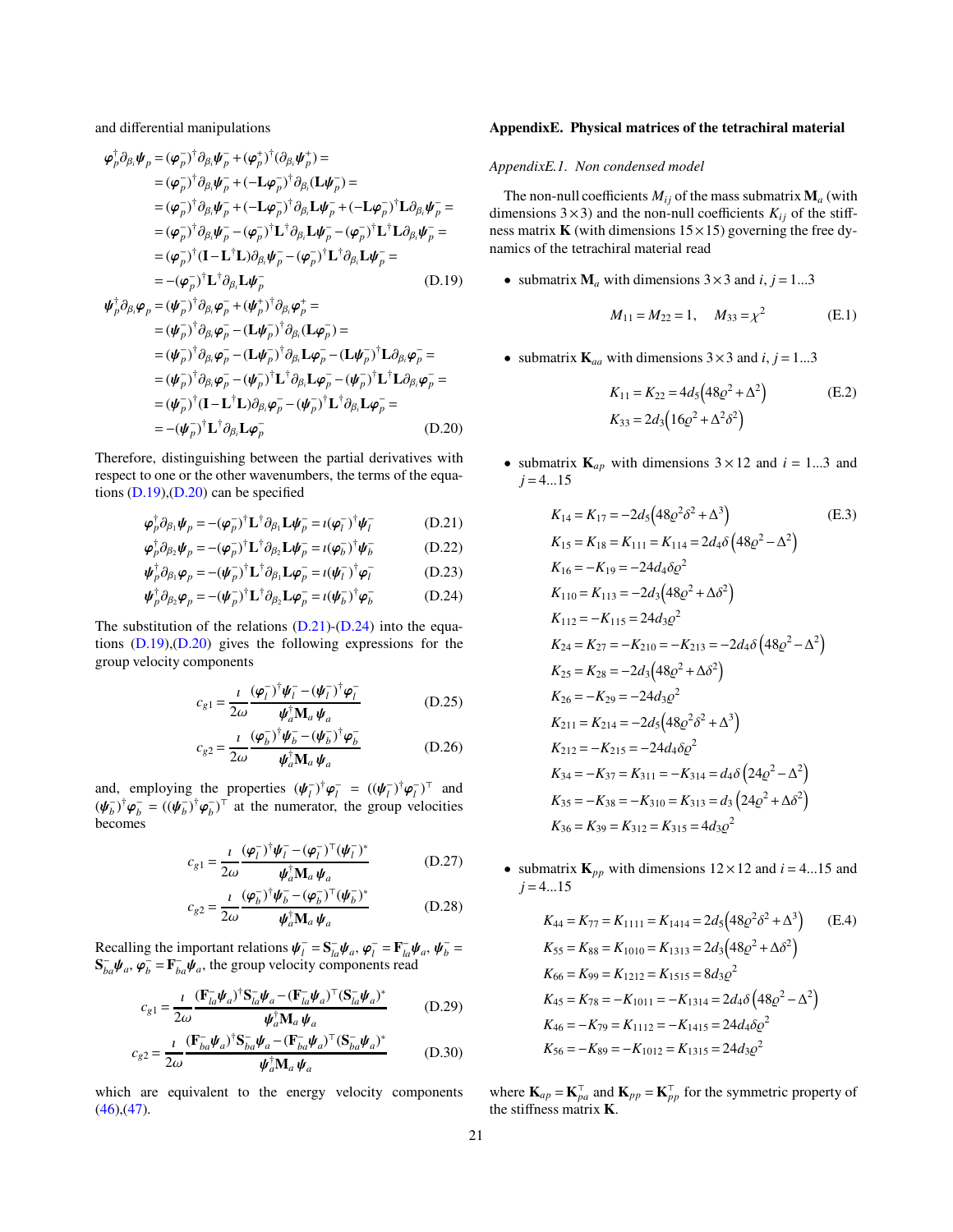and differential manipulations

$$
\begin{aligned}
\boldsymbol{\varphi}_p^\dagger \partial_{\beta_i} \boldsymbol{\psi}_p &= (\boldsymbol{\varphi}_p^-)^\dagger \partial_{\beta_i} \boldsymbol{\psi}_p^- + (\boldsymbol{\varphi}_p^+)^\dagger (\partial_{\beta_i} \boldsymbol{\psi}_p^+) = \\
&= (\boldsymbol{\varphi}_p^-)^\dagger \partial_{\beta_i} \boldsymbol{\psi}_p^- + (-\mathbf{L}\boldsymbol{\varphi}_p^-)^\dagger \partial_{\beta_i} (\mathbf{L}\boldsymbol{\psi}_p^-) = \\
&= (\boldsymbol{\varphi}_p^-)^\dagger \partial_{\beta_i} \boldsymbol{\psi}_p^- + (-\mathbf{L}\boldsymbol{\varphi}_p^-)^\dagger \partial_{\beta_i} \mathbf{L}\boldsymbol{\psi}_p^- + (-\mathbf{L}\boldsymbol{\varphi}_p^-)^\dagger \mathbf{L} \partial_{\beta_i} \boldsymbol{\psi}_p^- = \\
&= (\boldsymbol{\varphi}_p^-)^\dagger \partial_{\beta_i} \boldsymbol{\psi}_p^- - (\boldsymbol{\varphi}_p^-)^\dagger \mathbf{L}^\dagger \partial_{\beta_i} \mathbf{L}\boldsymbol{\psi}_p^- - (\boldsymbol{\varphi}_p^-)^\dagger \mathbf{L}^\dagger \mathbf{L} \partial_{\beta_i} \boldsymbol{\psi}_p^- = \\
&= (\boldsymbol{\varphi}_p^-)^\dagger (\mathbf{I} - \mathbf{L}^\dagger \mathbf{L}) \partial_{\beta_i} \boldsymbol{\psi}_p^- - (\boldsymbol{\varphi}_p^-)^\dagger \mathbf{L}^\dagger \partial_{\beta_i} \mathbf{L}\boldsymbol{\psi}_p^- = \\
&= -(\boldsymbol{\varphi}_p^-)^\dagger \mathbf{L}^\dagger \partial_{\beta_i} \mathbf{L}\boldsymbol{\psi}_p^- 
\end{aligned} \tag{D.19}
$$

$$
\begin{aligned}
\boldsymbol{\psi}_p^\dagger \partial_{\beta_i} \boldsymbol{\varphi}_p &= (\boldsymbol{\psi}_p^-)^\dagger \partial_{\beta_i} \boldsymbol{\varphi}_p^- + (\boldsymbol{\psi}_p^+)^\dagger \partial_{\beta_i} \boldsymbol{\varphi}_p^+ = \\
&= (\boldsymbol{\psi}_p^-)^\dagger \partial_{\beta_i} \boldsymbol{\varphi}_p^- - (\mathbf{L}\boldsymbol{\psi}_p^-)^\dagger \partial_{\beta_i} (\mathbf{L}\boldsymbol{\varphi}_p^-) = \\
&= (\boldsymbol{\psi}_p^-)^\dagger \partial_{\beta_i} \boldsymbol{\varphi}_p^- - (\mathbf{L}\boldsymbol{\psi}_p^-)^\dagger \partial_{\beta_i} \mathbf{L}\boldsymbol{\varphi}_p^- - (\mathbf{L}\boldsymbol{\psi}_p^-)^\dagger \mathbf{L} \partial_{\beta_i} \boldsymbol{\varphi}_p^- = \\
&= (\boldsymbol{\psi}_p^-)^\dagger \partial_{\beta_i} \boldsymbol{\varphi}_p^- - (\boldsymbol{\psi}_p^-)^\dagger \mathbf{L}^\dagger \partial_{\beta_i} \mathbf{L}\boldsymbol{\varphi}_p^- - (\boldsymbol{\psi}_p^-)^\dagger \mathbf{L}^\dagger \mathbf{L} \partial_{\beta_i} \boldsymbol{\varphi}_p^- = \\
&= (\boldsymbol{\psi}_p^-)^\dagger (\mathbf{I} - \mathbf{L}^\dagger \mathbf{L}) \partial_{\beta_i} \boldsymbol{\varphi}_p^- - (\boldsymbol{\psi}_p^-)^\dagger \mathbf{L}^\dagger \partial_{\beta_i} \mathbf{L}\boldsymbol{\varphi}_p^- = \\
&= -(\boldsymbol{\psi}_p^-)^\dagger \mathbf{L}^\dagger \partial_{\beta_i} \mathbf{L}\boldsymbol{\varphi}_p^- 
\end{aligned} \tag{D.20}
$$

Therefore, distinguishing between the partial derivatives with respect to one or the other wavenumbers, the terms of the equations (D.19),(D.20) can be specified

$$\boldsymbol{\varphi}_p^\dagger \partial_{\beta_1} \boldsymbol{\psi}_p = -(\boldsymbol{\varphi}_p^-)^\dagger \mathbf{L}^\dagger \partial_{\beta_1} \mathbf{L}\boldsymbol{\psi}_p^- = \imath (\boldsymbol{\varphi}_l^-)^\dagger \boldsymbol{\psi}_l^- \tag{D.21}$$

$$\boldsymbol{\varphi}_p^\dagger \partial_{\beta_2} \boldsymbol{\psi}_p = -(\boldsymbol{\varphi}_p^-)^\dagger \mathbf{L}^\dagger \partial_{\beta_2} \mathbf{L}\boldsymbol{\psi}_p^- = \imath (\boldsymbol{\varphi}_b^-)^\dagger \boldsymbol{\psi}_b^- \tag{D.22}$$

$$\boldsymbol{\psi}_p^\dagger \partial_{\beta_1} \boldsymbol{\varphi}_p = -(\boldsymbol{\psi}_p^-)^\dagger \mathbf{L}^\dagger \partial_{\beta_1} \mathbf{L}\boldsymbol{\varphi}_p^- = \imath (\boldsymbol{\psi}_l^-)^\dagger \boldsymbol{\varphi}_l^- \tag{D.23}$$

$$\boldsymbol{\psi}_p^\dagger \partial_{\beta_2} \boldsymbol{\varphi}_p = -(\boldsymbol{\psi}_p^-)^\dagger \mathbf{L}^\dagger \partial_{\beta_2} \mathbf{L}\boldsymbol{\varphi}_p^- = \imath (\boldsymbol{\psi}_b^-)^\dagger \boldsymbol{\varphi}_b^- \tag{D.24}$$

The substitution of the relations (D.21)-(D.24) into the equations (D.19),(D.20) gives the following expressions for the group velocity components

$$c_{g1} = \frac{\imath}{2\omega} \frac{(\boldsymbol{\varphi}_l^-)^\dagger \boldsymbol{\psi}_l^- - (\boldsymbol{\psi}_l^-)^\dagger \boldsymbol{\varphi}_l^-}{\boldsymbol{\psi}_a^\dagger \mathbf{M}_a \boldsymbol{\psi}_a} \tag{D.25}$$

$$c_{g2} = \frac{\imath}{2\omega} \frac{(\boldsymbol{\varphi}_b^-)^\dagger \boldsymbol{\psi}_b^- - (\boldsymbol{\psi}_b^-)^\dagger \boldsymbol{\varphi}_b^-}{\boldsymbol{\psi}_a^\dagger \mathbf{M}_a \boldsymbol{\psi}_a} \tag{D.26}$$

and, employing the properties $(\boldsymbol{\psi}_l^-)^\dagger \boldsymbol{\varphi}_l^- = ((\boldsymbol{\psi}_l^-)^\dagger \boldsymbol{\varphi}_l^-)^\top$ and $(\boldsymbol{\psi}_b^-)^\dagger \boldsymbol{\varphi}_b^- = ((\boldsymbol{\psi}_b^-)^\dagger \boldsymbol{\varphi}_b^-)^\top$ at the numerator, the group velocities becomes

$$c_{g1} = \frac{\imath}{2\omega} \frac{(\boldsymbol{\varphi}_l^-)^\dagger \boldsymbol{\psi}_l^- - (\boldsymbol{\varphi}_l^-)^\top (\boldsymbol{\psi}_l^-)^*}{\boldsymbol{\psi}_a^\dagger \mathbf{M}_a \boldsymbol{\psi}_a} \tag{D.27}$$

$$c_{g2} = \frac{\imath}{2\omega} \frac{(\boldsymbol{\varphi}_b^-)^\dagger \boldsymbol{\psi}_b^- - (\boldsymbol{\varphi}_b^-)^\top (\boldsymbol{\psi}_b^-)^*}{\boldsymbol{\psi}_a^\dagger \mathbf{M}_a \boldsymbol{\psi}_a} \tag{D.28}$$

Recalling the important relations $\boldsymbol{\psi}_l^- = \mathbf{S}_{la}^- \boldsymbol{\psi}_a$, $\boldsymbol{\varphi}_l^- = \mathbf{F}_{la}^- \boldsymbol{\psi}_a$, $\boldsymbol{\psi}_b^- = \mathbf{S}_{ba}^- \boldsymbol{\psi}_a$, $\boldsymbol{\varphi}_b^- = \mathbf{F}_{ba}^- \boldsymbol{\psi}_a$, the group velocity components read

$$c_{g1} = \frac{\imath}{2\omega} \frac{(\mathbf{F}_{la}^- \boldsymbol{\psi}_a)^\dagger \mathbf{S}_{la}^- \boldsymbol{\psi}_a - (\mathbf{F}_{la}^- \boldsymbol{\psi}_a)^\top (\mathbf{S}_{la}^- \boldsymbol{\psi}_a)^*}{\boldsymbol{\psi}_a^\dagger \mathbf{M}_a \boldsymbol{\psi}_a} \tag{D.29}$$

$$c_{g2} = \frac{\imath}{2\omega} \frac{(\mathbf{F}_{ba}^- \boldsymbol{\psi}_a)^\dagger \mathbf{S}_{ba}^- \boldsymbol{\psi}_a - (\mathbf{F}_{ba}^- \boldsymbol{\psi}_a)^\top (\mathbf{S}_{ba}^- \boldsymbol{\psi}_a)^*}{\boldsymbol{\psi}_a^\dagger \mathbf{M}_a \boldsymbol{\psi}_a} \tag{D.30}$$

which are equivalent to the energy velocity components (46),(47).

## AppendixE. Physical matrices of the tetrachiral material

### AppendixE.1. Non condensed model

The non-null coefficients $M_{ij}$ of the mass submatrix $\mathbf{M}_a$ (with dimensions $3 \times 3$) and the non-null coefficients $K_{ij}$ of the stiffness matrix $\mathbf{K}$ (with dimensions $15 \times 15$) governing the free dynamics of the tetrachiral material read

- submatrix $\mathbf{M}_a$ with dimensions $3 \times 3$ and $i, j = 1...3$

$$M_{11} = M_{22} = 1, \quad M_{33} = \chi^2 \tag{E.1}$$

- submatrix $\mathbf{K}_{aa}$ with dimensions $3 \times 3$ and $i, j = 1...3$

$$
\begin{aligned}
K_{11} &= K_{22} = 4d_5\left(48\varrho^2 + \Delta^2\right) \\
K_{33} &= 2d_3\left(16\varrho^2 + \Delta^2\delta^2\right)
\end{aligned} \tag{E.2}
$$

- submatrix $\mathbf{K}_{ap}$ with dimensions $3 \times 12$ and $i = 1...3$ and $j = 4...15$

$$
\begin{aligned}
K_{14} &= K_{17} = -2d_5\left(48\varrho^2\delta^2 + \Delta^3\right) \\
K_{15} &= K_{18} = K_{111} = K_{114} = 2d_4\delta\left(48\varrho^2 - \Delta^2\right) \\
K_{16} &= -K_{19} = -24d_4\delta\varrho^2 \\
K_{110} &= K_{113} = -2d_3\left(48\varrho^2 + \Delta\delta^2\right) \\
K_{112} &= -K_{115} = 24d_3\varrho^2 \\
K_{24} &= K_{27} = -K_{210} = -K_{213} = -2d_4\delta\left(48\varrho^2 - \Delta^2\right) \\
K_{25} &= K_{28} = -2d_3\left(48\varrho^2 + \Delta\delta^2\right) \\
K_{26} &= -K_{29} = -24d_3\varrho^2 \\
K_{211} &= K_{214} = -2d_5\left(48\varrho^2\delta^2 + \Delta^3\right) \\
K_{212} &= -K_{215} = -24d_4\delta\varrho^2 \\
K_{34} &= -K_{37} = K_{311} = -K_{314} = d_4\delta\left(24\varrho^2 - \Delta^2\right) \\
K_{35} &= -K_{38} = -K_{310} = K_{313} = d_3\left(24\varrho^2 + \Delta\delta^2\right) \\
K_{36} &= K_{39} = K_{312} = K_{315} = 4d_3\varrho^2
\end{aligned} \tag{E.3}
$$

- submatrix $\mathbf{K}_{pp}$ with dimensions $12 \times 12$ and $i = 4...15$ and $j = 4...15$

$$
\begin{aligned}
K_{44} &= K_{77} = K_{1111} = K_{1414} = 2d_5\left(48\varrho^2\delta^2 + \Delta^3\right) \\
K_{55} &= K_{88} = K_{1010} = K_{1313} = 2d_3\left(48\varrho^2 + \Delta\delta^2\right) \\
K_{66} &= K_{99} = K_{1212} = K_{1515} = 8d_3\varrho^2 \\
K_{45} &= K_{78} = -K_{1011} = -K_{1314} = 2d_4\delta\left(48\varrho^2 - \Delta^2\right) \\
K_{46} &= -K_{79} = K_{1112} = -K_{1415} = 24d_4\delta\varrho^2 \\
K_{56} &= -K_{89} = -K_{1012} = K_{1315} = 24d_3\varrho^2
\end{aligned} \tag{E.4}
$$

where $\mathbf{K}_{ap} = \mathbf{K}_{pa}^\top$ and $\mathbf{K}_{pp} = \mathbf{K}_{pp}^\top$ for the symmetric property of the stiffness matrix $\mathbf{K}$.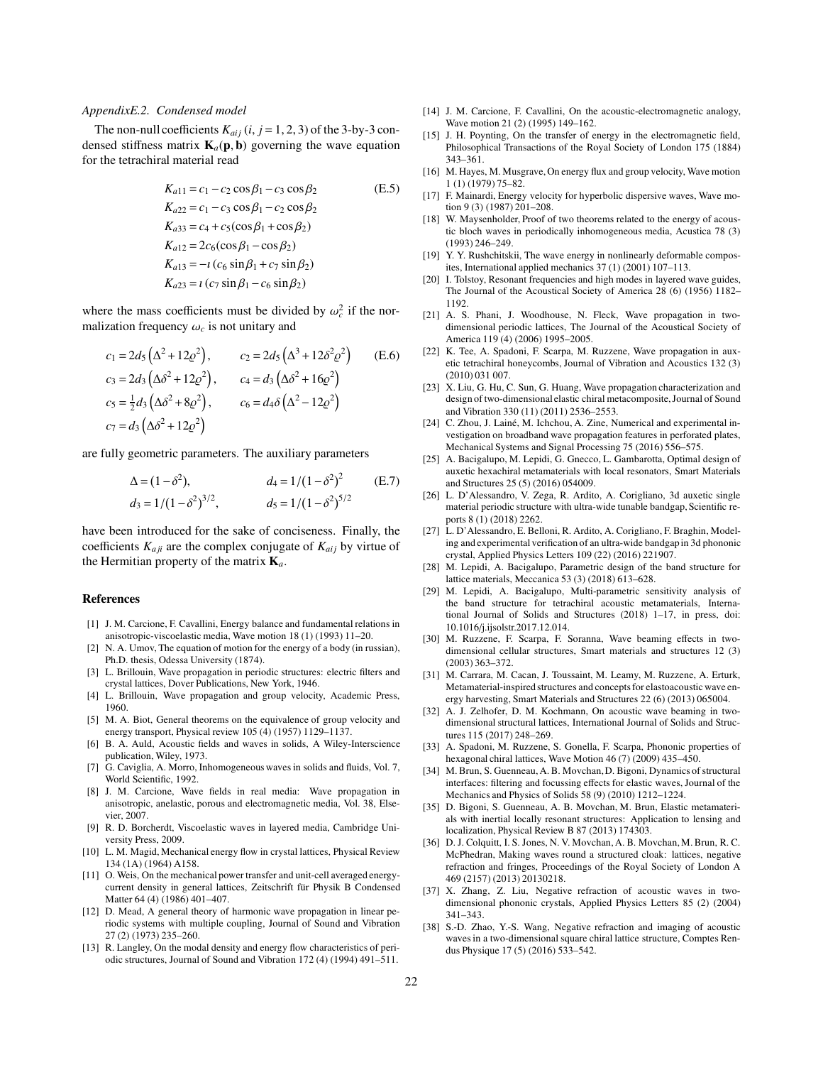*AppendixE.2. Condensed model*

The non-null coefficients $K_{aij}$ $(i, j = 1, 2, 3)$ of the 3-by-3 condensed stiffness matrix $\mathbf{K}_a(\mathbf{p}, \mathbf{b})$ governing the wave equation for the tetrachiral material read

$$
\begin{aligned}
K_{a11} &= c_1 - c_2 \cos\beta_1 - c_3 \cos\beta_2 \\
K_{a22} &= c_1 - c_3 \cos\beta_1 - c_2 \cos\beta_2 \\
K_{a33} &= c_4 + c_5(\cos\beta_1 + \cos\beta_2) \\
K_{a12} &= 2c_6(\cos\beta_1 - \cos\beta_2) \\
K_{a13} &= -\imath\,(c_6 \sin\beta_1 + c_7 \sin\beta_2) \\
K_{a23} &= \imath\,(c_7 \sin\beta_1 - c_6 \sin\beta_2)
\end{aligned}
\tag{E.5}
$$

where the mass coefficients must be divided by $\omega_c^2$ if the normalization frequency $\omega_c$ is not unitary and

$$
\begin{aligned}
c_1 &= 2d_5\left(\Delta^2 + 12\varrho^2\right), & c_2 &= 2d_5\left(\Delta^3 + 12\delta^2\varrho^2\right) \\
c_3 &= 2d_3\left(\Delta\delta^2 + 12\varrho^2\right), & c_4 &= d_3\left(\Delta\delta^2 + 16\varrho^2\right) \\
c_5 &= \tfrac{1}{2}d_3\left(\Delta\delta^2 + 8\varrho^2\right), & c_6 &= d_4\delta\left(\Delta^2 - 12\varrho^2\right) \\
c_7 &= d_3\left(\Delta\delta^2 + 12\varrho^2\right)
\end{aligned}
\tag{E.6}
$$

are fully geometric parameters. The auxiliary parameters

$$
\begin{aligned}
\Delta &= (1 - \delta^2), & d_4 &= 1/(1 - \delta^2)^2 \\
d_3 &= 1/(1 - \delta^2)^{3/2}, & d_5 &= 1/(1 - \delta^2)^{5/2}
\end{aligned}
\tag{E.7}
$$

have been introduced for the sake of conciseness. Finally, the coefficients $K_{aji}$ are the complex conjugate of $K_{aij}$ by virtue of the Hermitian property of the matrix $\mathbf{K}_a$.

## References

[1] J. M. Carcione, F. Cavallini, Energy balance and fundamental relations in anisotropic-viscoelastic media, Wave motion 18 (1) (1993) 11–20.

[2] N. A. Umov, The equation of motion for the energy of a body (in russian), Ph.D. thesis, Odessa University (1874).

[3] L. Brillouin, Wave propagation in periodic structures: electric filters and crystal lattices, Dover Publications, New York, 1946.

[4] L. Brillouin, Wave propagation and group velocity, Academic Press, 1960.

[5] M. A. Biot, General theorems on the equivalence of group velocity and energy transport, Physical review 105 (4) (1957) 1129–1137.

[6] B. A. Auld, Acoustic fields and waves in solids, A Wiley-Interscience publication, Wiley, 1973.

[7] G. Caviglia, A. Morro, Inhomogeneous waves in solids and fluids, Vol. 7, World Scientific, 1992.

[8] J. M. Carcione, Wave fields in real media: Wave propagation in anisotropic, anelastic, porous and electromagnetic media, Vol. 38, Elsevier, 2007.

[9] R. D. Borcherdt, Viscoelastic waves in layered media, Cambridge University Press, 2009.

[10] L. M. Magid, Mechanical energy flow in crystal lattices, Physical Review 134 (1A) (1964) A158.

[11] O. Weis, On the mechanical power transfer and unit-cell averaged energy-current density in general lattices, Zeitschrift für Physik B Condensed Matter 64 (4) (1986) 401–407.

[12] D. Mead, A general theory of harmonic wave propagation in linear periodic systems with multiple coupling, Journal of Sound and Vibration 27 (2) (1973) 235–260.

[13] R. Langley, On the modal density and energy flow characteristics of periodic structures, Journal of Sound and Vibration 172 (4) (1994) 491–511.

[14] J. M. Carcione, F. Cavallini, On the acoustic-electromagnetic analogy, Wave motion 21 (2) (1995) 149–162.

[15] J. H. Poynting, On the transfer of energy in the electromagnetic field, Philosophical Transactions of the Royal Society of London 175 (1884) 343–361.

[16] M. Hayes, M. Musgrave, On energy flux and group velocity, Wave motion 1 (1) (1979) 75–82.

[17] F. Mainardi, Energy velocity for hyperbolic dispersive waves, Wave motion 9 (3) (1987) 201–208.

[18] W. Maysenholder, Proof of two theorems related to the energy of acoustic bloch waves in periodically inhomogeneous media, Acustica 78 (3) (1993) 246–249.

[19] Y. Y. Rushchitskii, The wave energy in nonlinearly deformable composites, International applied mechanics 37 (1) (2001) 107–113.

[20] I. Tolstoy, Resonant frequencies and high modes in layered wave guides, The Journal of the Acoustical Society of America 28 (6) (1956) 1182–1192.

[21] A. S. Phani, J. Woodhouse, N. Fleck, Wave propagation in two-dimensional periodic lattices, The Journal of the Acoustical Society of America 119 (4) (2006) 1995–2005.

[22] K. Tee, A. Spadoni, F. Scarpa, M. Ruzzene, Wave propagation in auxetic tetrachiral honeycombs, Journal of Vibration and Acoustics 132 (3) (2010) 031 007.

[23] X. Liu, G. Hu, C. Sun, G. Huang, Wave propagation characterization and design of two-dimensional elastic chiral metacomposite, Journal of Sound and Vibration 330 (11) (2011) 2536–2553.

[24] C. Zhou, J. Lainé, M. Ichchou, A. Zine, Numerical and experimental investigation on broadband wave propagation features in perforated plates, Mechanical Systems and Signal Processing 75 (2016) 556–575.

[25] A. Bacigalupo, M. Lepidi, G. Gnecco, L. Gambarotta, Optimal design of auxetic hexachiral metamaterials with local resonators, Smart Materials and Structures 25 (5) (2016) 054009.

[26] L. D'Alessandro, V. Zega, R. Ardito, A. Corigliano, 3d auxetic single material periodic structure with ultra-wide tunable bandgap, Scientific reports 8 (1) (2018) 2262.

[27] L. D'Alessandro, E. Belloni, R. Ardito, A. Corigliano, F. Braghin, Modeling and experimental verification of an ultra-wide bandgap in 3d phononic crystal, Applied Physics Letters 109 (22) (2016) 221907.

[28] M. Lepidi, A. Bacigalupo, Parametric design of the band structure for lattice materials, Meccanica 53 (3) (2018) 613–628.

[29] M. Lepidi, A. Bacigalupo, Multi-parametric sensitivity analysis of the band structure for tetrachiral acoustic metamaterials, International Journal of Solids and Structures (2018) 1–17, in press, doi: 10.1016/j.ijsolstr.2017.12.014.

[30] M. Ruzzene, F. Scarpa, F. Soranna, Wave beaming effects in two-dimensional cellular structures, Smart materials and structures 12 (3) (2003) 363–372.

[31] M. Carrara, M. Cacan, J. Toussaint, M. Leamy, M. Ruzzene, A. Erturk, Metamaterial-inspired structures and concepts for elastoacoustic wave energy harvesting, Smart Materials and Structures 22 (6) (2013) 065004.

[32] A. J. Zelhofer, D. M. Kochmann, On acoustic wave beaming in two-dimensional structural lattices, International Journal of Solids and Structures 115 (2017) 248–269.

[33] A. Spadoni, M. Ruzzene, S. Gonella, F. Scarpa, Phononic properties of hexagonal chiral lattices, Wave Motion 46 (7) (2009) 435–450.

[34] M. Brun, S. Guenneau, A. B. Movchan, D. Bigoni, Dynamics of structural interfaces: filtering and focussing effects for elastic waves, Journal of the Mechanics and Physics of Solids 58 (9) (2010) 1212–1224.

[35] D. Bigoni, S. Guenneau, A. B. Movchan, M. Brun, Elastic metamaterials with inertial locally resonant structures: Application to lensing and localization, Physical Review B 87 (2013) 174303.

[36] D. J. Colquitt, I. S. Jones, N. V. Movchan, A. B. Movchan, M. Brun, R. C. McPhedran, Making waves round a structured cloak: lattices, negative refraction and fringes, Proceedings of the Royal Society of London A 469 (2157) (2013) 20130218.

[37] X. Zhang, Z. Liu, Negative refraction of acoustic waves in two-dimensional phononic crystals, Applied Physics Letters 85 (2) (2004) 341–343.

[38] S.-D. Zhao, Y.-S. Wang, Negative refraction and imaging of acoustic waves in a two-dimensional square chiral lattice structure, Comptes Rendus Physique 17 (5) (2016) 533–542.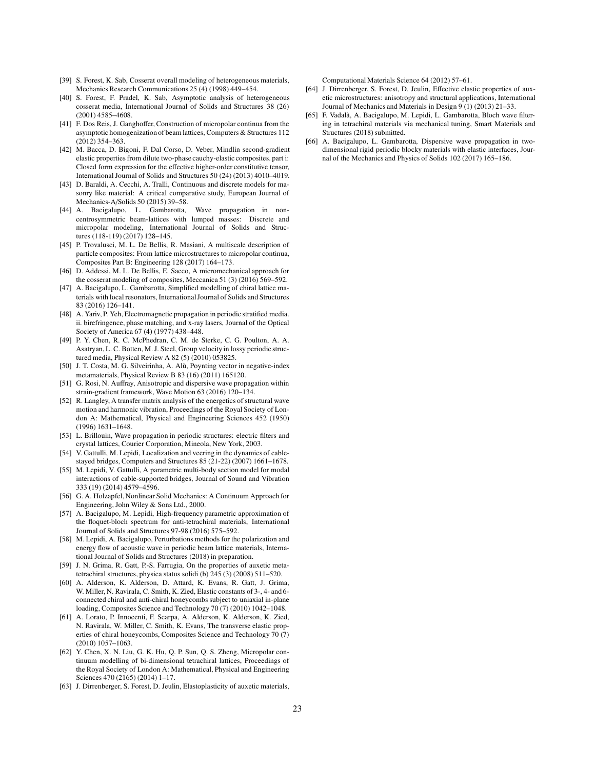[39] S. Forest, K. Sab, Cosserat overall modeling of heterogeneous materials, Mechanics Research Communications 25 (4) (1998) 449–454.

[40] S. Forest, F. Pradel, K. Sab, Asymptotic analysis of heterogeneous cosserat media, International Journal of Solids and Structures 38 (26) (2001) 4585–4608.

[41] F. Dos Reis, J. Ganghoffer, Construction of micropolar continua from the asymptotic homogenization of beam lattices, Computers & Structures 112 (2012) 354–363.

[42] M. Bacca, D. Bigoni, F. Dal Corso, D. Veber, Mindlin second-gradient elastic properties from dilute two-phase cauchy-elastic composites. part i: Closed form expression for the effective higher-order constitutive tensor, International Journal of Solids and Structures 50 (24) (2013) 4010–4019.

[43] D. Baraldi, A. Cecchi, A. Tralli, Continuous and discrete models for masonry like material: A critical comparative study, European Journal of Mechanics-A/Solids 50 (2015) 39–58.

[44] A. Bacigalupo, L. Gambarotta, Wave propagation in non-centrosymmetric beam-lattices with lumped masses: Discrete and micropolar modeling, International Journal of Solids and Structures (118-119) (2017) 128–145.

[45] P. Trovalusci, M. L. De Bellis, R. Masiani, A multiscale description of particle composites: From lattice microstructures to micropolar continua, Composites Part B: Engineering 128 (2017) 164–173.

[46] D. Addessi, M. L. De Bellis, E. Sacco, A micromechanical approach for the cosserat modeling of composites, Meccanica 51 (3) (2016) 569–592.

[47] A. Bacigalupo, L. Gambarotta, Simplified modelling of chiral lattice materials with local resonators, International Journal of Solids and Structures 83 (2016) 126–141.

[48] A. Yariv, P. Yeh, Electromagnetic propagation in periodic stratified media. ii. birefringence, phase matching, and x-ray lasers, Journal of the Optical Society of America 67 (4) (1977) 438–448.

[49] P. Y. Chen, R. C. McPhedran, C. M. de Sterke, C. G. Poulton, A. A. Asatryan, L. C. Botten, M. J. Steel, Group velocity in lossy periodic structured media, Physical Review A 82 (5) (2010) 053825.

[50] J. T. Costa, M. G. Silveirinha, A. Alù, Poynting vector in negative-index metamaterials, Physical Review B 83 (16) (2011) 165120.

[51] G. Rosi, N. Auffray, Anisotropic and dispersive wave propagation within strain-gradient framework, Wave Motion 63 (2016) 120–134.

[52] R. Langley, A transfer matrix analysis of the energetics of structural wave motion and harmonic vibration, Proceedings of the Royal Society of London A: Mathematical, Physical and Engineering Sciences 452 (1950) (1996) 1631–1648.

[53] L. Brillouin, Wave propagation in periodic structures: electric filters and crystal lattices, Courier Corporation, Mineola, New York, 2003.

[54] V. Gattulli, M. Lepidi, Localization and veering in the dynamics of cable-stayed bridges, Computers and Structures 85 (21-22) (2007) 1661–1678.

[55] M. Lepidi, V. Gattulli, A parametric multi-body section model for modal interactions of cable-supported bridges, Journal of Sound and Vibration 333 (19) (2014) 4579–4596.

[56] G. A. Holzapfel, Nonlinear Solid Mechanics: A Continuum Approach for Engineering, John Wiley & Sons Ltd., 2000.

[57] A. Bacigalupo, M. Lepidi, High-frequency parametric approximation of the floquet-bloch spectrum for anti-tetrachiral materials, International Journal of Solids and Structures 97-98 (2016) 575–592.

[58] M. Lepidi, A. Bacigalupo, Perturbations methods for the polarization and energy flow of acoustic wave in periodic beam lattice materials, International Journal of Solids and Structures (2018) in preparation.

[59] J. N. Grima, R. Gatt, P.-S. Farrugia, On the properties of auxetic meta-tetrachiral structures, physica status solidi (b) 245 (3) (2008) 511–520.

[60] A. Alderson, K. Alderson, D. Attard, K. Evans, R. Gatt, J. Grima, W. Miller, N. Ravirala, C. Smith, K. Zied, Elastic constants of 3-, 4- and 6-connected chiral and anti-chiral honeycombs subject to uniaxial in-plane loading, Composites Science and Technology 70 (7) (2010) 1042–1048.

[61] A. Lorato, P. Innocenti, F. Scarpa, A. Alderson, K. Alderson, K. Zied, N. Ravirala, W. Miller, C. Smith, K. Evans, The transverse elastic properties of chiral honeycombs, Composites Science and Technology 70 (7) (2010) 1057–1063.

[62] Y. Chen, X. N. Liu, G. K. Hu, Q. P. Sun, Q. S. Zheng, Micropolar continuum modelling of bi-dimensional tetrachiral lattices, Proceedings of the Royal Society of London A: Mathematical, Physical and Engineering Sciences 470 (2165) (2014) 1–17.

[63] J. Dirrenberger, S. Forest, D. Jeulin, Elastoplasticity of auxetic materials, Computational Materials Science 64 (2012) 57–61.

[64] J. Dirrenberger, S. Forest, D. Jeulin, Effective elastic properties of auxetic microstructures: anisotropy and structural applications, International Journal of Mechanics and Materials in Design 9 (1) (2013) 21–33.

[65] F. Vadalà, A. Bacigalupo, M. Lepidi, L. Gambarotta, Bloch wave filtering in tetrachiral materials via mechanical tuning, Smart Materials and Structures (2018) submitted.

[66] A. Bacigalupo, L. Gambarotta, Dispersive wave propagation in two-dimensional rigid periodic blocky materials with elastic interfaces, Journal of the Mechanics and Physics of Solids 102 (2017) 165–186.